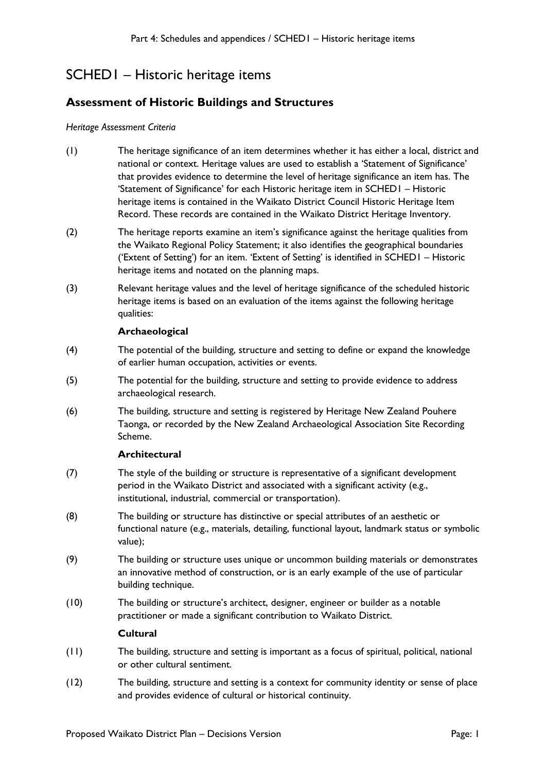# SCHED1 – Historic heritage items

## Assessment of Historic Buildings and Structures

*Heritage Assessment Criteria*

(1) The heritage significance of an item determines whether it has either a local, district and national or context. Heritage values are used to establish a 'Statement of Significance' that provides evidence to determine the level of heritage significance an item has. The 'Statement of Significance' for each Historic heritage item in SCHED1 – Historic heritage items is contained in the Waikato District Council Historic Heritage Item Record. These records are contained in the Waikato District Heritage Inventory.

(2) The heritage reports examine an item's significance against the heritage qualities from the Waikato Regional Policy Statement; it also identifies the geographical boundaries ('Extent of Setting') for an item. 'Extent of Setting' is identified in SCHED1 – Historic heritage items and notated on the planning maps.

(3) Relevant heritage values and the level of heritage significance of the scheduled historic heritage items is based on an evaluation of the items against the following heritage qualities:

**Archaeological**

(4) The potential of the building, structure and setting to define or expand the knowledge of earlier human occupation, activities or events.

(5) The potential for the building, structure and setting to provide evidence to address archaeological research.

(6) The building, structure and setting is registered by Heritage New Zealand Pouhere Taonga, or recorded by the New Zealand Archaeological Association Site Recording Scheme.

**Architectural**

(7) The style of the building or structure is representative of a significant development period in the Waikato District and associated with a significant activity (e.g., institutional, industrial, commercial or transportation).

(8) The building or structure has distinctive or special attributes of an aesthetic or functional nature (e.g., materials, detailing, functional layout, landmark status or symbolic value);

(9) The building or structure uses unique or uncommon building materials or demonstrates an innovative method of construction, or is an early example of the use of particular building technique.

(10) The building or structure's architect, designer, engineer or builder as a notable practitioner or made a significant contribution to Waikato District.

**Cultural**

(11) The building, structure and setting is important as a focus of spiritual, political, national or other cultural sentiment.

(12) The building, structure and setting is a context for community identity or sense of place and provides evidence of cultural or historical continuity.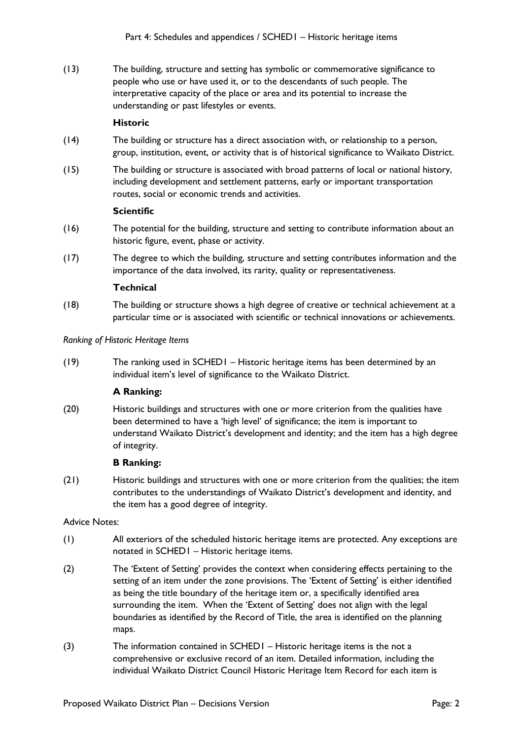(13) The building, structure and setting has symbolic or commemorative significance to people who use or have used it, or to the descendants of such people. The interpretative capacity of the place or area and its potential to increase the understanding or past lifestyles or events.

**Historic**

(14) The building or structure has a direct association with, or relationship to a person, group, institution, event, or activity that is of historical significance to Waikato District.

(15) The building or structure is associated with broad patterns of local or national history, including development and settlement patterns, early or important transportation routes, social or economic trends and activities.

**Scientific**

(16) The potential for the building, structure and setting to contribute information about an historic figure, event, phase or activity.

(17) The degree to which the building, structure and setting contributes information and the importance of the data involved, its rarity, quality or representativeness.

**Technical**

(18) The building or structure shows a high degree of creative or technical achievement at a particular time or is associated with scientific or technical innovations or achievements.

*Ranking of Historic Heritage Items*

(19) The ranking used in SCHED1 – Historic heritage items has been determined by an individual item's level of significance to the Waikato District.

**A Ranking:**

(20) Historic buildings and structures with one or more criterion from the qualities have been determined to have a 'high level' of significance; the item is important to understand Waikato District's development and identity; and the item has a high degree of integrity.

**B Ranking:**

(21) Historic buildings and structures with one or more criterion from the qualities; the item contributes to the understandings of Waikato District's development and identity, and the item has a good degree of integrity.

Advice Notes:

(1) All exteriors of the scheduled historic heritage items are protected. Any exceptions are notated in SCHED1 – Historic heritage items.

(2) The 'Extent of Setting' provides the context when considering effects pertaining to the setting of an item under the zone provisions. The 'Extent of Setting' is either identified as being the title boundary of the heritage item or, a specifically identified area surrounding the item. When the 'Extent of Setting' does not align with the legal boundaries as identified by the Record of Title, the area is identified on the planning maps.

(3) The information contained in SCHED1 – Historic heritage items is the not a comprehensive or exclusive record of an item. Detailed information, including the individual Waikato District Council Historic Heritage Item Record for each item is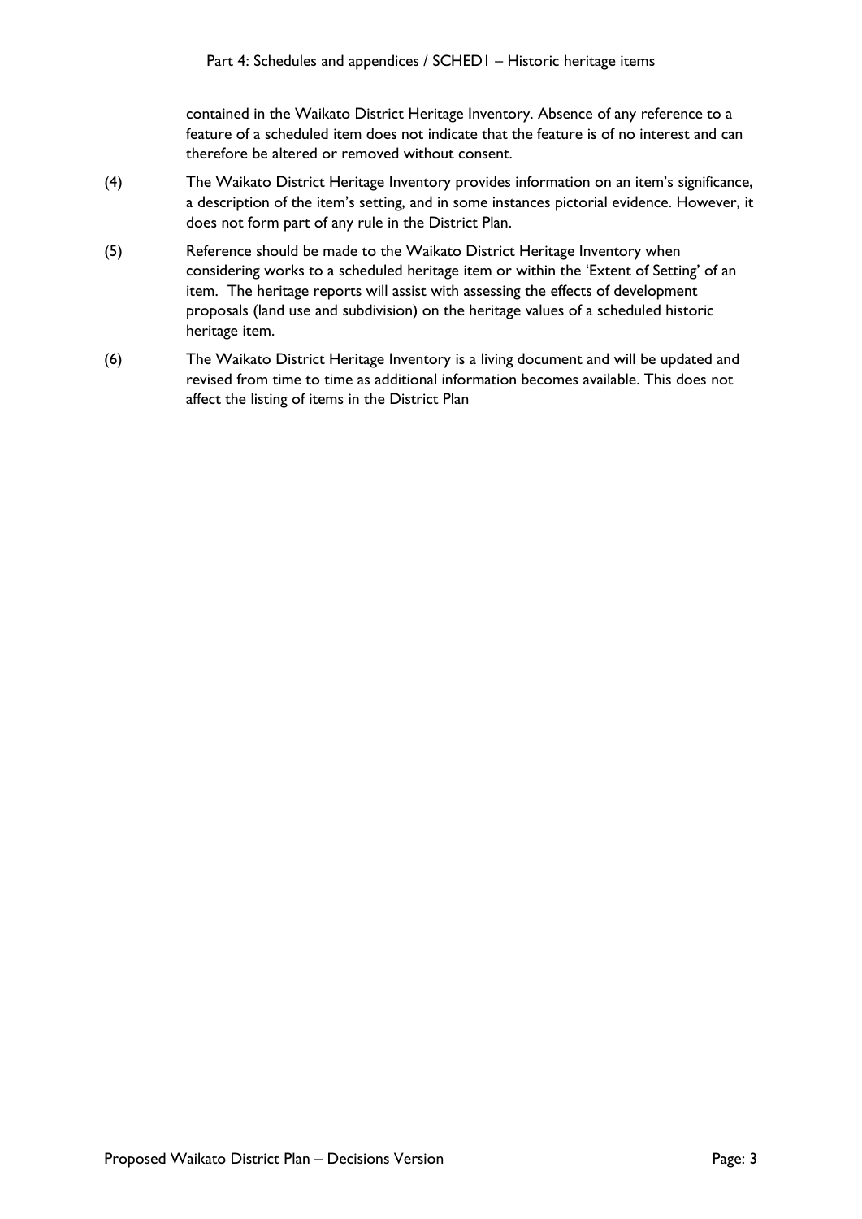contained in the Waikato District Heritage Inventory. Absence of any reference to a feature of a scheduled item does not indicate that the feature is of no interest and can therefore be altered or removed without consent.

(4) The Waikato District Heritage Inventory provides information on an item's significance, a description of the item's setting, and in some instances pictorial evidence. However, it does not form part of any rule in the District Plan.

(5) Reference should be made to the Waikato District Heritage Inventory when considering works to a scheduled heritage item or within the 'Extent of Setting' of an item. The heritage reports will assist with assessing the effects of development proposals (land use and subdivision) on the heritage values of a scheduled historic heritage item.

(6) The Waikato District Heritage Inventory is a living document and will be updated and revised from time to time as additional information becomes available. This does not affect the listing of items in the District Plan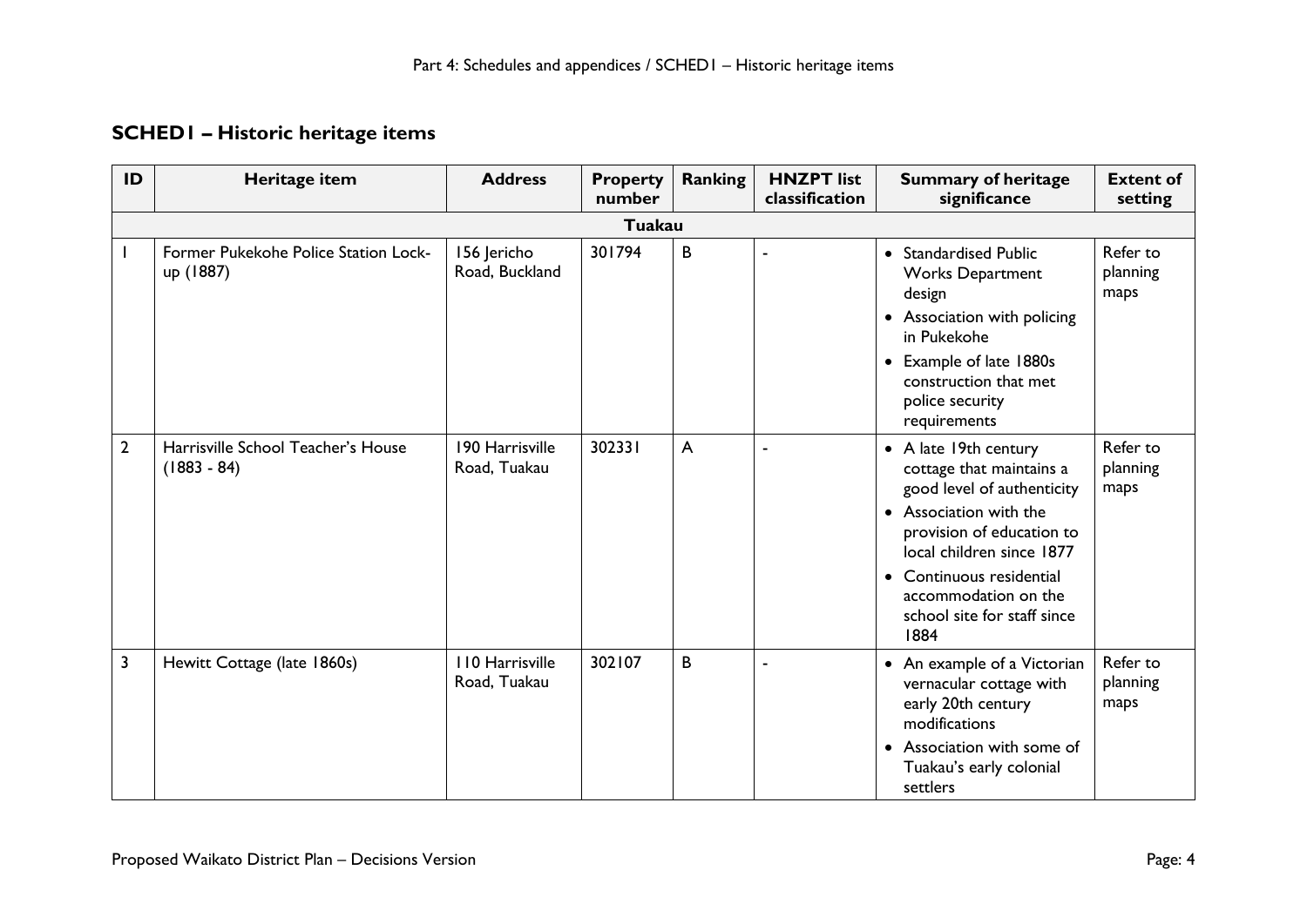## SCHED1 – Historic heritage items

| ID | Heritage item | Address | Property number | Ranking | HNZPT list classification | Summary of heritage significance | Extent of setting |
|---|---|---|---|---|---|---|---|
| **Tuakau** | | | | | | | |
| 1 | Former Pukekohe Police Station Lock-up (1887) | 156 Jericho Road, Buckland | 301794 | B | - | • Standardised Public Works Department design<br>• Association with policing in Pukekohe<br>• Example of late 1880s construction that met police security requirements | Refer to planning maps |
| 2 | Harrisville School Teacher's House (1883 - 84) | 190 Harrisville Road, Tuakau | 302331 | A | - | • A late 19th century cottage that maintains a good level of authenticity<br>• Association with the provision of education to local children since 1877<br>• Continuous residential accommodation on the school site for staff since 1884 | Refer to planning maps |
| 3 | Hewitt Cottage (late 1860s) | 110 Harrisville Road, Tuakau | 302107 | B | - | • An example of a Victorian vernacular cottage with early 20th century modifications<br>• Association with some of Tuakau's early colonial settlers | Refer to planning maps |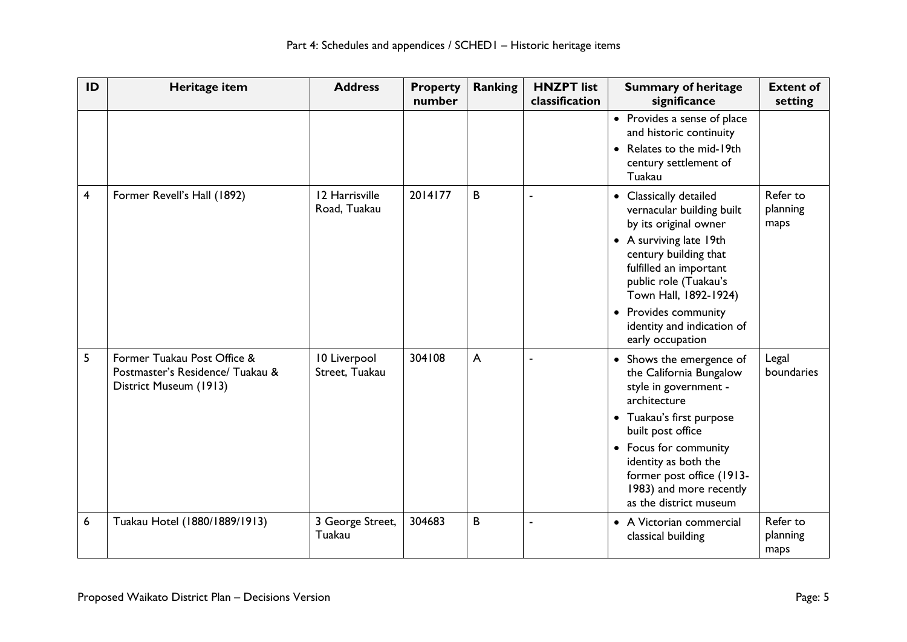| ID | Heritage item | Address | Property number | Ranking | HNZPT list classification | Summary of heritage significance | Extent of setting |
|---|---|---|---|---|---|---|---|
| | | | | | | • Provides a sense of place and historic continuity<br>• Relates to the mid-19th century settlement of Tuakau | |
| 4 | Former Revell's Hall (1892) | 12 Harrisville Road, Tuakau | 2014177 | B | - | • Classically detailed vernacular building built by its original owner<br>• A surviving late 19th century building that fulfilled an important public role (Tuakau's Town Hall, 1892-1924)<br>• Provides community identity and indication of early occupation | Refer to planning maps |
| 5 | Former Tuakau Post Office & Postmaster's Residence/ Tuakau & District Museum (1913) | 10 Liverpool Street, Tuakau | 304108 | A | - | • Shows the emergence of the California Bungalow style in government - architecture<br>• Tuakau's first purpose built post office<br>• Focus for community identity as both the former post office (1913-1983) and more recently as the district museum | Legal boundaries |
| 6 | Tuakau Hotel (1880/1889/1913) | 3 George Street, Tuakau | 304683 | B | - | • A Victorian commercial classical building | Refer to planning maps |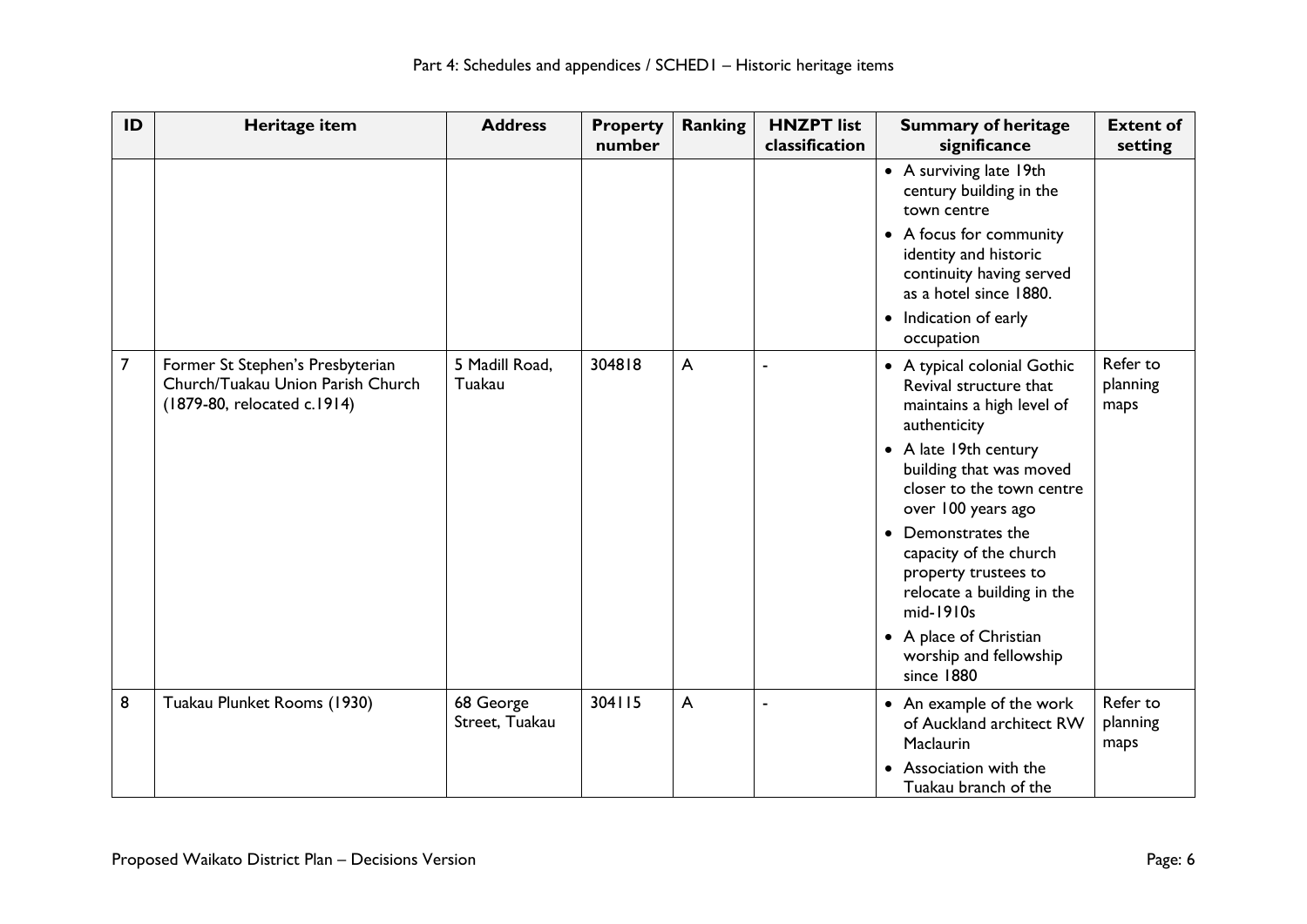| ID | Heritage item | Address | Property number | Ranking | HNZPT list classification | Summary of heritage significance | Extent of setting |
|---|---|---|---|---|---|---|---|
| | | | | | | • A surviving late 19th century building in the town centre<br>• A focus for community identity and historic continuity having served as a hotel since 1880.<br>• Indication of early occupation | |
| 7 | Former St Stephen's Presbyterian Church/Tuakau Union Parish Church (1879-80, relocated c.1914) | 5 Madill Road, Tuakau | 304818 | A | - | • A typical colonial Gothic Revival structure that maintains a high level of authenticity<br>• A late 19th century building that was moved closer to the town centre over 100 years ago<br>• Demonstrates the capacity of the church property trustees to relocate a building in the mid-1910s<br>• A place of Christian worship and fellowship since 1880 | Refer to planning maps |
| 8 | Tuakau Plunket Rooms (1930) | 68 George Street, Tuakau | 304115 | A | - | • An example of the work of Auckland architect RW Maclaurin<br>• Association with the Tuakau branch of the | Refer to planning maps |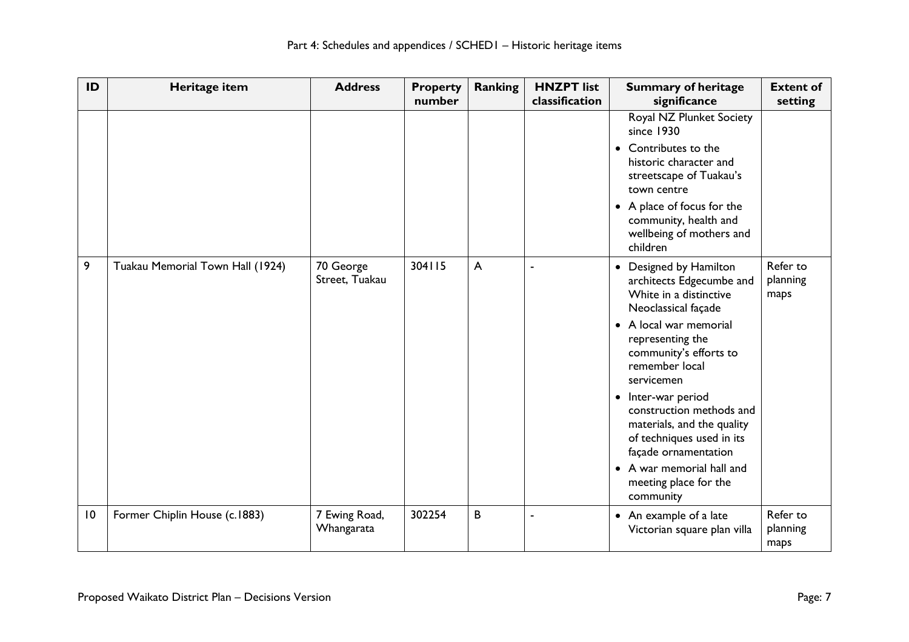| ID | Heritage item | Address | Property number | Ranking | HNZPT list classification | Summary of heritage significance | Extent of setting |
|---|---|---|---|---|---|---|---|
| | | | | | | Royal NZ Plunket Society since 1930<br>• Contributes to the historic character and streetscape of Tuakau's town centre<br>• A place of focus for the community, health and wellbeing of mothers and children | |
| 9 | Tuakau Memorial Town Hall (1924) | 70 George Street, Tuakau | 304115 | A | - | • Designed by Hamilton architects Edgecumbe and White in a distinctive Neoclassical façade<br>• A local war memorial representing the community's efforts to remember local servicemen<br>• Inter-war period construction methods and materials, and the quality of techniques used in its façade ornamentation<br>• A war memorial hall and meeting place for the community | Refer to planning maps |
| 10 | Former Chiplin House (c.1883) | 7 Ewing Road, Whangarata | 302254 | B | - | • An example of a late Victorian square plan villa | Refer to planning maps |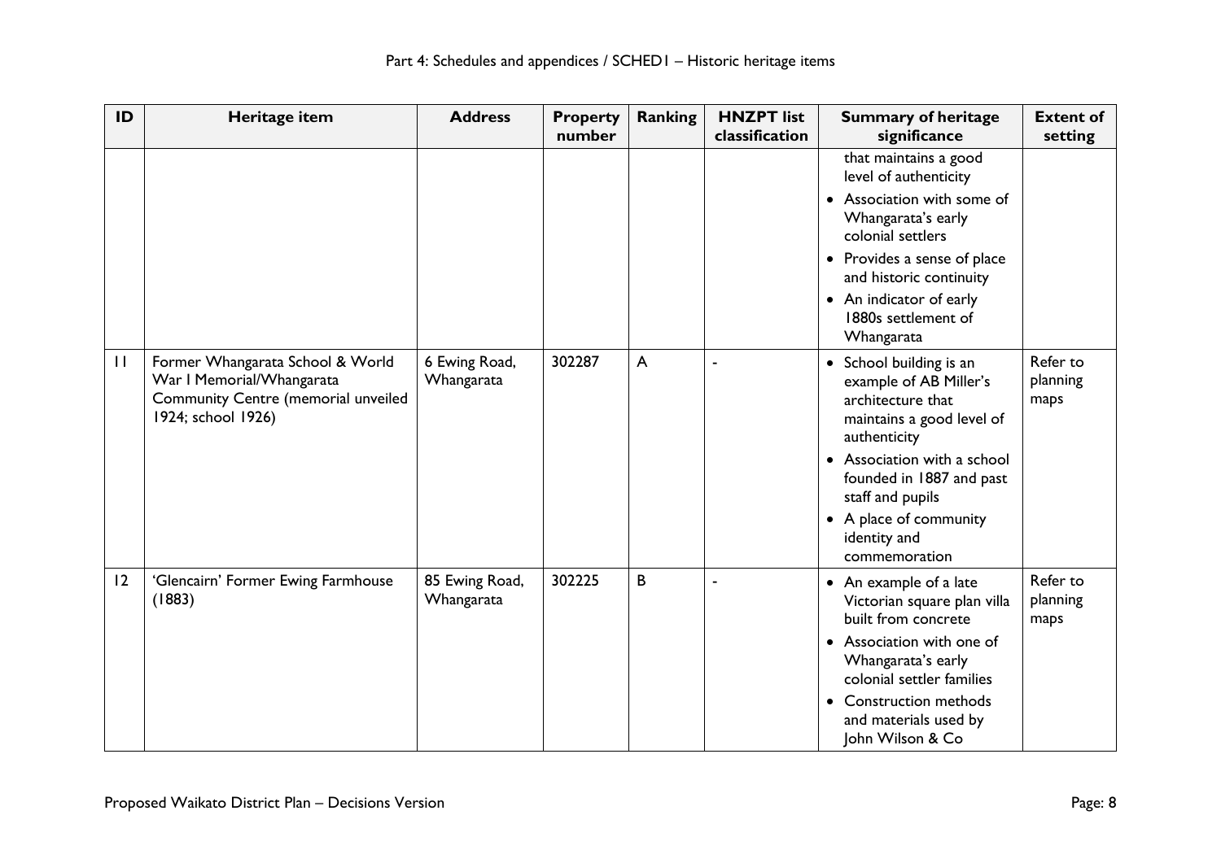| ID | Heritage item | Address | Property number | Ranking | HNZPT list classification | Summary of heritage significance | Extent of setting |
|---|---|---|---|---|---|---|---|
| | | | | | | that maintains a good level of authenticity<br>• Association with some of Whangarata's early colonial settlers<br>• Provides a sense of place and historic continuity<br>• An indicator of early 1880s settlement of Whangarata | |
| 11 | Former Whangarata School & World War I Memorial/Whangarata Community Centre (memorial unveiled 1924; school 1926) | 6 Ewing Road, Whangarata | 302287 | A | - | • School building is an example of AB Miller's architecture that maintains a good level of authenticity<br>• Association with a school founded in 1887 and past staff and pupils<br>• A place of community identity and commemoration | Refer to planning maps |
| 12 | 'Glencairn' Former Ewing Farmhouse (1883) | 85 Ewing Road, Whangarata | 302225 | B | - | • An example of a late Victorian square plan villa built from concrete<br>• Association with one of Whangarata's early colonial settler families<br>• Construction methods and materials used by John Wilson & Co | Refer to planning maps |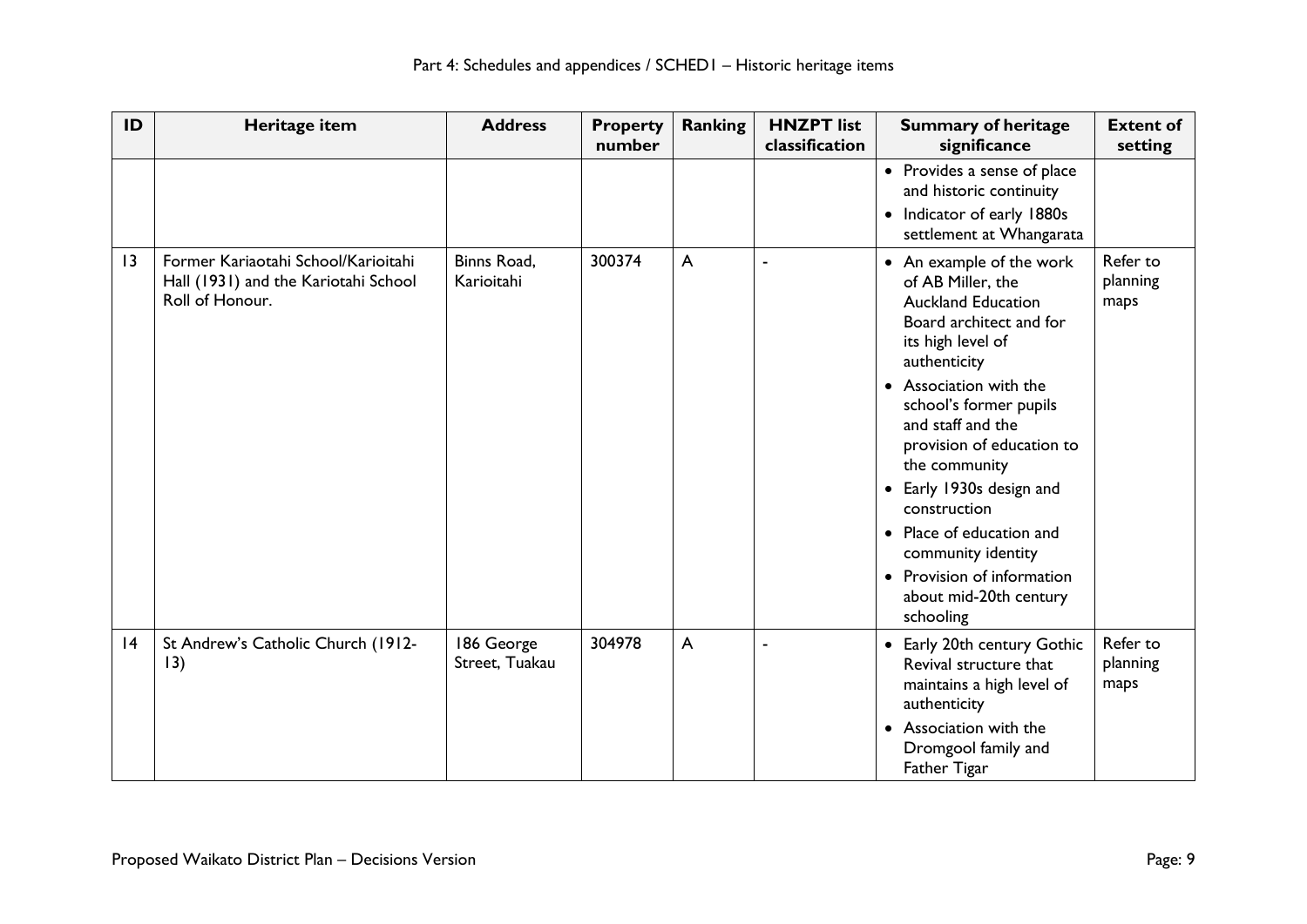| ID | Heritage item | Address | Property number | Ranking | HNZPT list classification | Summary of heritage significance | Extent of setting |
|---|---|---|---|---|---|---|---|
| | | | | | | • Provides a sense of place and historic continuity<br>• Indicator of early 1880s settlement at Whangarata | |
| 13 | Former Kariaotahi School/Karioitahi Hall (1931) and the Kariotahi School Roll of Honour. | Binns Road, Karioitahi | 300374 | A | - | • An example of the work of AB Miller, the Auckland Education Board architect and for its high level of authenticity<br>• Association with the school's former pupils and staff and the provision of education to the community<br>• Early 1930s design and construction<br>• Place of education and community identity<br>• Provision of information about mid-20th century schooling | Refer to planning maps |
| 14 | St Andrew's Catholic Church (1912-13) | 186 George Street, Tuakau | 304978 | A | - | • Early 20th century Gothic Revival structure that maintains a high level of authenticity<br>• Association with the Dromgool family and Father Tigar | Refer to planning maps |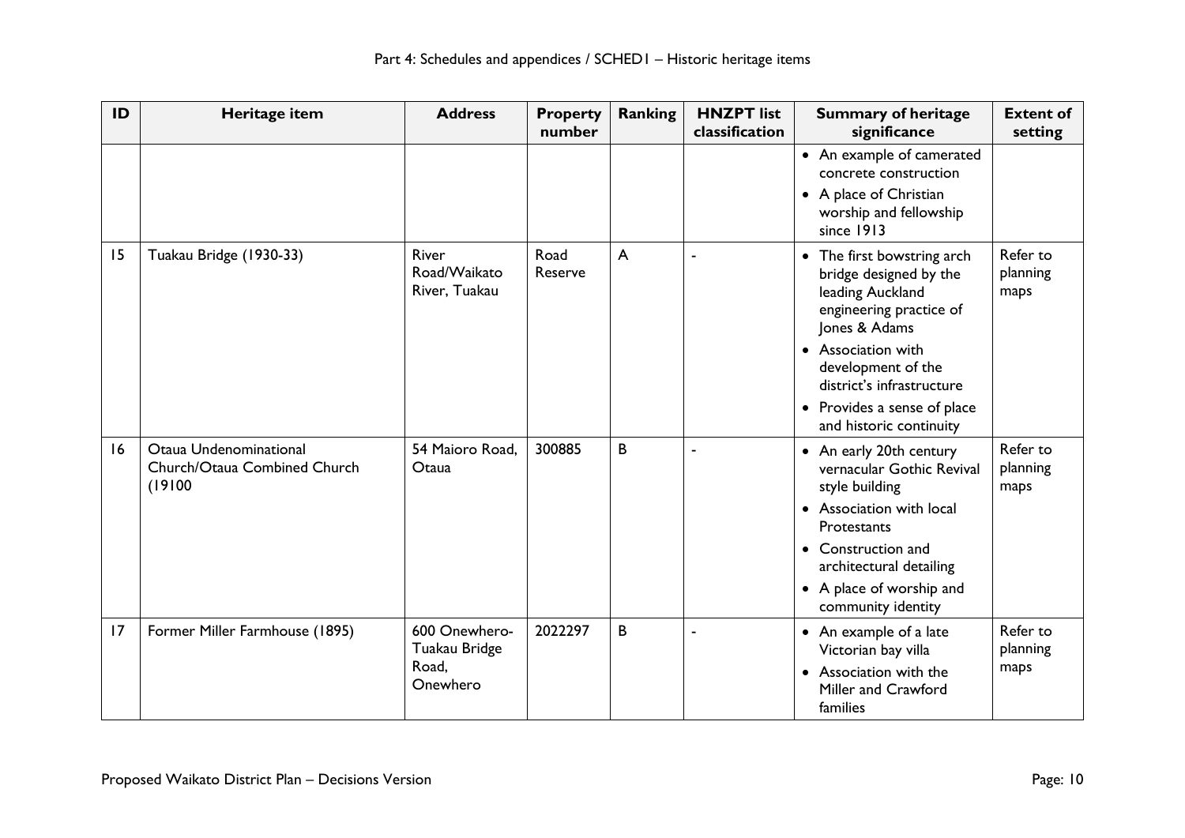| ID | Heritage item | Address | Property number | Ranking | HNZPT list classification | Summary of heritage significance | Extent of setting |
|---|---|---|---|---|---|---|---|
| | | | | | | • An example of camerated concrete construction<br>• A place of Christian worship and fellowship since 1913 | |
| 15 | Tuakau Bridge (1930-33) | River Road/Waikato River, Tuakau | Road Reserve | A | - | • The first bowstring arch bridge designed by the leading Auckland engineering practice of Jones & Adams<br>• Association with development of the district's infrastructure<br>• Provides a sense of place and historic continuity | Refer to planning maps |
| 16 | Otaua Undenominational Church/Otaua Combined Church (19100 | 54 Maioro Road, Otaua | 300885 | B | - | • An early 20th century vernacular Gothic Revival style building<br>• Association with local Protestants<br>• Construction and architectural detailing<br>• A place of worship and community identity | Refer to planning maps |
| 17 | Former Miller Farmhouse (1895) | 600 Onewhero-Tuakau Bridge Road, Onewhero | 2022297 | B | - | • An example of a late Victorian bay villa<br>• Association with the Miller and Crawford families | Refer to planning maps |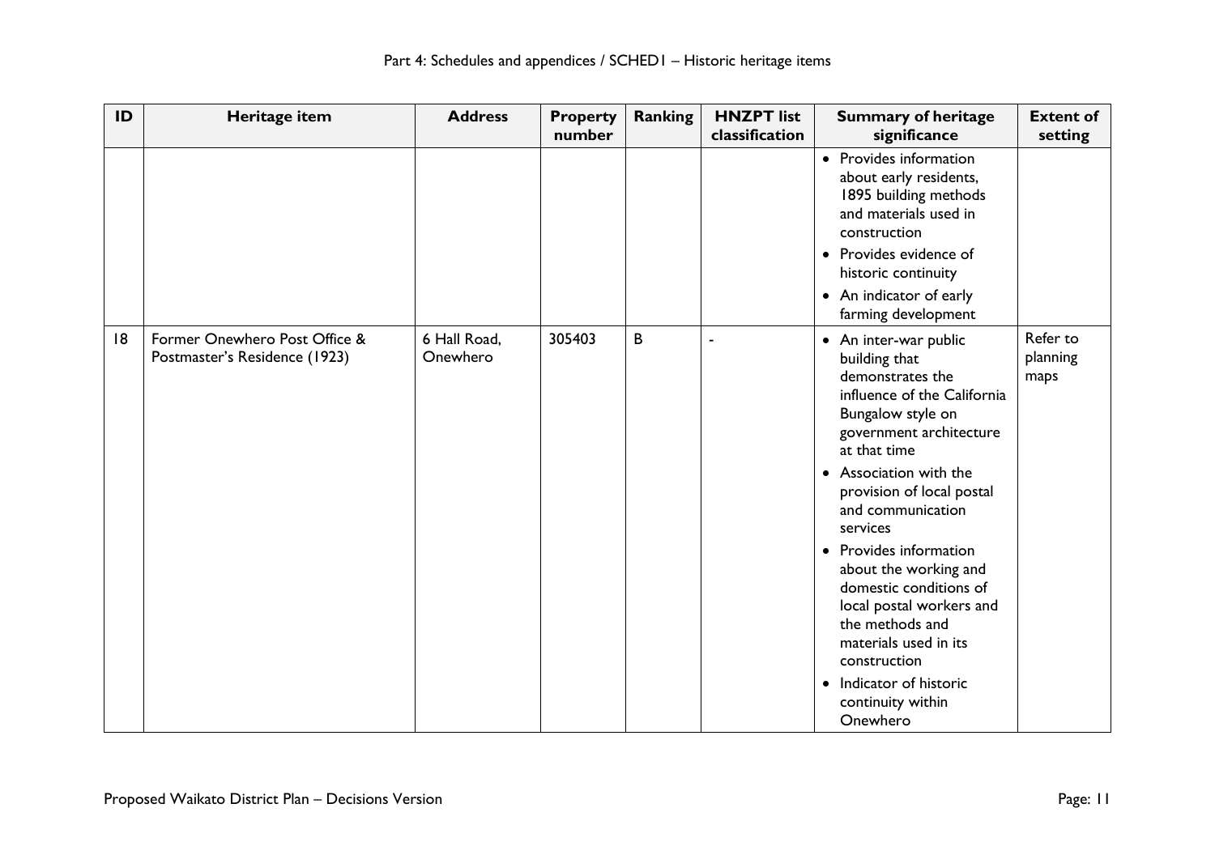| ID | Heritage item | Address | Property number | Ranking | HNZPT list classification | Summary of heritage significance | Extent of setting |
|---|---|---|---|---|---|---|---|
| | | | | | | • Provides information about early residents, 1895 building methods and materials used in construction<br>• Provides evidence of historic continuity<br>• An indicator of early farming development | |
| 18 | Former Onewhero Post Office & Postmaster's Residence (1923) | 6 Hall Road, Onewhero | 305403 | B | - | • An inter-war public building that demonstrates the influence of the California Bungalow style on government architecture at that time<br>• Association with the provision of local postal and communication services<br>• Provides information about the working and domestic conditions of local postal workers and the methods and materials used in its construction<br>• Indicator of historic continuity within Onewhero | Refer to planning maps |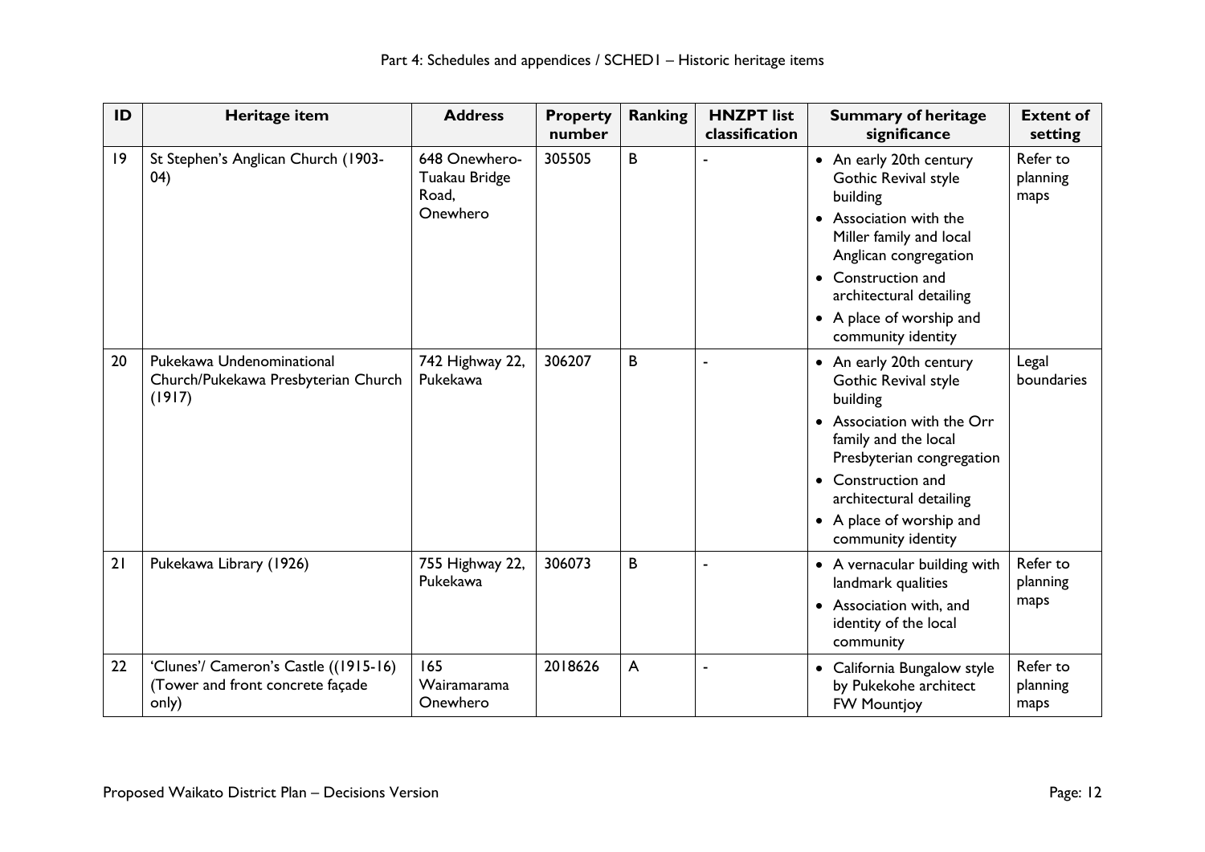| ID | Heritage item | Address | Property number | Ranking | HNZPT list classification | Summary of heritage significance | Extent of setting |
|---|---|---|---|---|---|---|---|
| 19 | St Stephen's Anglican Church (1903-04) | 648 Onewhero-Tuakau Bridge Road, Onewhero | 305505 | B | - | • An early 20th century Gothic Revival style building<br>• Association with the Miller family and local Anglican congregation<br>• Construction and architectural detailing<br>• A place of worship and community identity | Refer to planning maps |
| 20 | Pukekawa Undenominational Church/Pukekawa Presbyterian Church (1917) | 742 Highway 22, Pukekawa | 306207 | B | - | • An early 20th century Gothic Revival style building<br>• Association with the Orr family and the local Presbyterian congregation<br>• Construction and architectural detailing<br>• A place of worship and community identity | Legal boundaries |
| 21 | Pukekawa Library (1926) | 755 Highway 22, Pukekawa | 306073 | B | - | • A vernacular building with landmark qualities<br>• Association with, and identity of the local community | Refer to planning maps |
| 22 | 'Clunes'/ Cameron's Castle ((1915-16) (Tower and front concrete façade only) | 165 Wairamarama Onewhero | 2018626 | A | - | • California Bungalow style by Pukekohe architect FW Mountjoy | Refer to planning maps |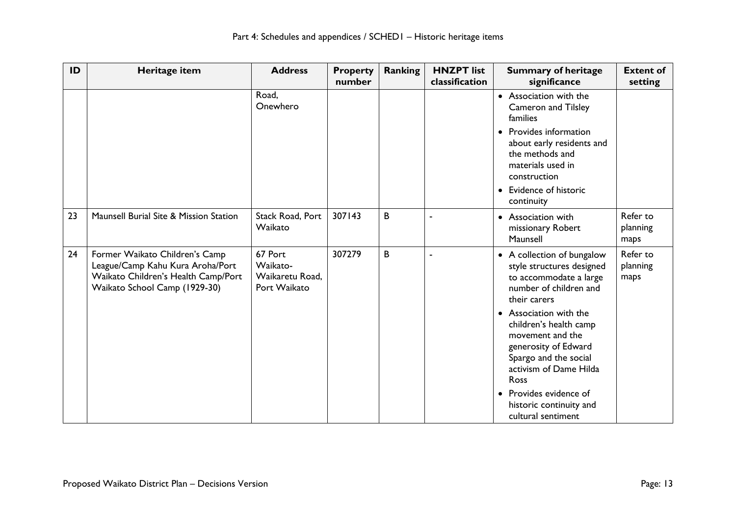| ID | Heritage item | Address | Property number | Ranking | HNZPT list classification | Summary of heritage significance | Extent of setting |
|---|---|---|---|---|---|---|---|
| | | Road, Onewhero | | | | • Association with the Cameron and Tilsley families<br>• Provides information about early residents and the methods and materials used in construction<br>• Evidence of historic continuity | |
| 23 | Maunsell Burial Site & Mission Station | Stack Road, Port Waikato | 307143 | B | - | • Association with missionary Robert Maunsell | Refer to planning maps |
| 24 | Former Waikato Children's Camp League/Camp Kahu Kura Aroha/Port Waikato Children's Health Camp/Port Waikato School Camp (1929-30) | 67 Port Waikato-Waikaretu Road, Port Waikato | 307279 | B | - | • A collection of bungalow style structures designed to accommodate a large number of children and their carers<br>• Association with the children's health camp movement and the generosity of Edward Spargo and the social activism of Dame Hilda Ross<br>• Provides evidence of historic continuity and cultural sentiment | Refer to planning maps |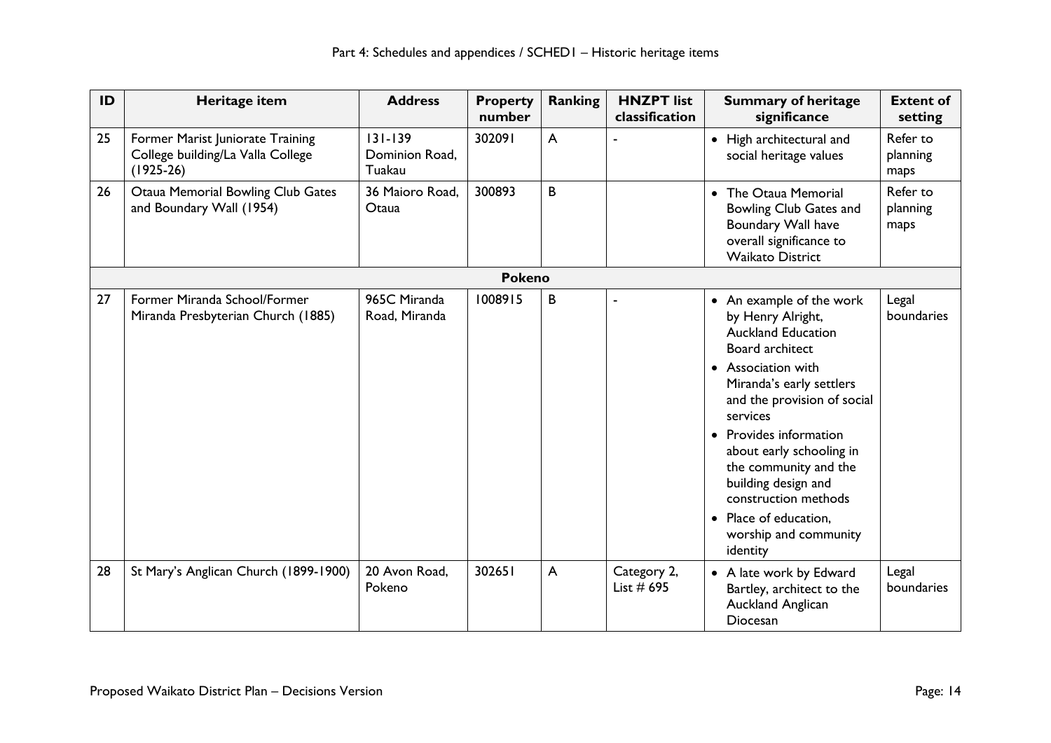| ID | Heritage item | Address | Property number | Ranking | HNZPT list classification | Summary of heritage significance | Extent of setting |
|---|---|---|---|---|---|---|---|
| 25 | Former Marist Juniorate Training College building/La Valla College (1925-26) | 131-139 Dominion Road, Tuakau | 302091 | A | - | • High architectural and social heritage values | Refer to planning maps |
| 26 | Otaua Memorial Bowling Club Gates and Boundary Wall (1954) | 36 Maioro Road, Otaua | 300893 | B | | • The Otaua Memorial Bowling Club Gates and Boundary Wall have overall significance to Waikato District | Refer to planning maps |
| **Pokeno** | | | | | | | |
| 27 | Former Miranda School/Former Miranda Presbyterian Church (1885) | 965C Miranda Road, Miranda | 1008915 | B | - | • An example of the work by Henry Alright, Auckland Education Board architect<br>• Association with Miranda's early settlers and the provision of social services<br>• Provides information about early schooling in the community and the building design and construction methods<br>• Place of education, worship and community identity | Legal boundaries |
| 28 | St Mary's Anglican Church (1899-1900) | 20 Avon Road, Pokeno | 302651 | A | Category 2, List # 695 | • A late work by Edward Bartley, architect to the Auckland Anglican Diocesan | Legal boundaries |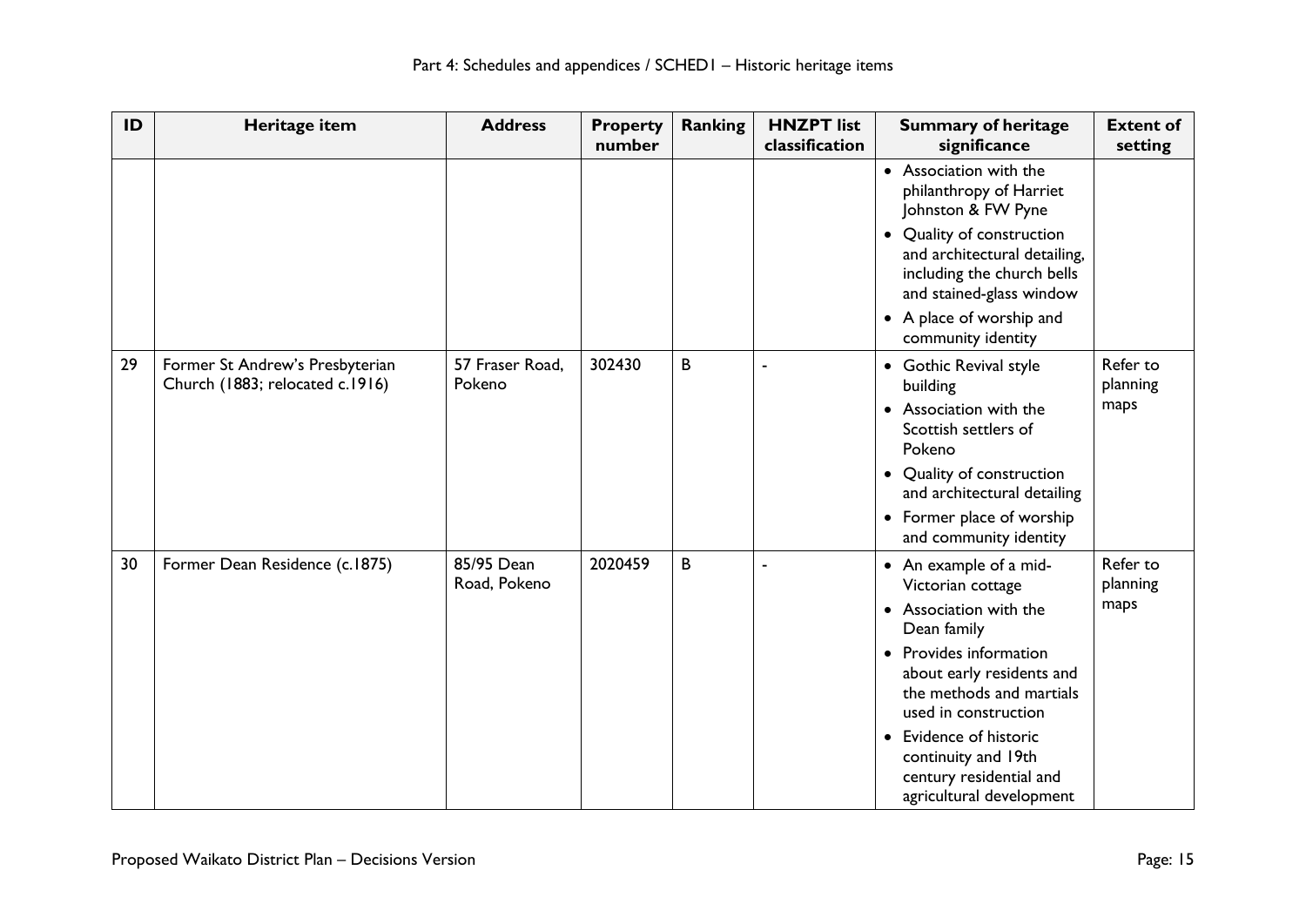| ID | Heritage item | Address | Property number | Ranking | HNZPT list classification | Summary of heritage significance | Extent of setting |
|---|---|---|---|---|---|---|---|
| | | | | | | • Association with the philanthropy of Harriet Johnston & FW Pyne<br>• Quality of construction and architectural detailing, including the church bells and stained-glass window<br>• A place of worship and community identity | |
| 29 | Former St Andrew's Presbyterian Church (1883; relocated c.1916) | 57 Fraser Road, Pokeno | 302430 | B | - | • Gothic Revival style building<br>• Association with the Scottish settlers of Pokeno<br>• Quality of construction and architectural detailing<br>• Former place of worship and community identity | Refer to planning maps |
| 30 | Former Dean Residence (c.1875) | 85/95 Dean Road, Pokeno | 2020459 | B | - | • An example of a mid-Victorian cottage<br>• Association with the Dean family<br>• Provides information about early residents and the methods and martials used in construction<br>• Evidence of historic continuity and 19th century residential and agricultural development | Refer to planning maps |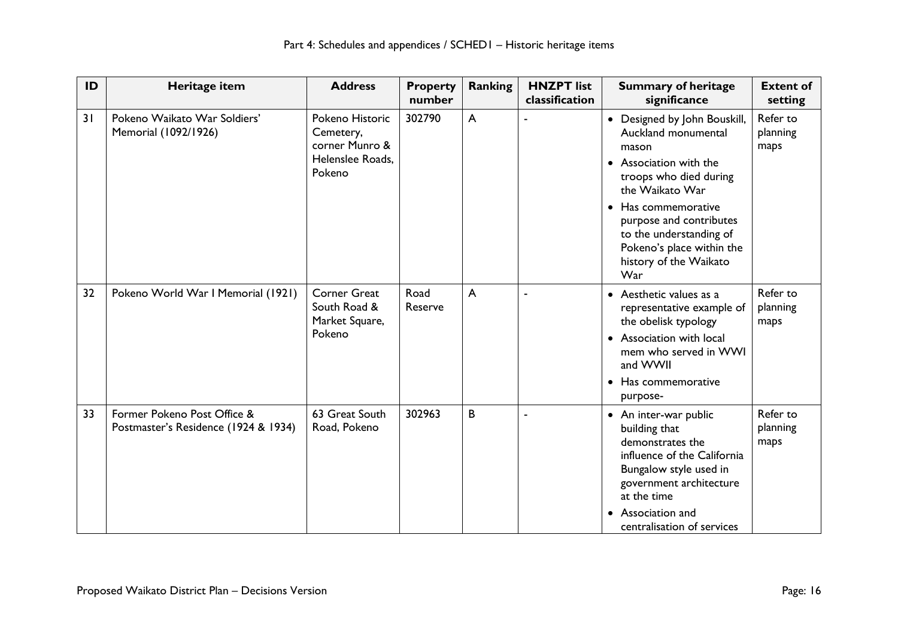| ID | Heritage item | Address | Property number | Ranking | HNZPT list classification | Summary of heritage significance | Extent of setting |
|---|---|---|---|---|---|---|---|
| 31 | Pokeno Waikato War Soldiers' Memorial (1092/1926) | Pokeno Historic Cemetery, corner Munro & Helenslee Roads, Pokeno | 302790 | A | - | • Designed by John Bouskill, Auckland monumental mason<br>• Association with the troops who died during the Waikato War<br>• Has commemorative purpose and contributes to the understanding of Pokeno's place within the history of the Waikato War | Refer to planning maps |
| 32 | Pokeno World War I Memorial (1921) | Corner Great South Road & Market Square, Pokeno | Road Reserve | A | - | • Aesthetic values as a representative example of the obelisk typology<br>• Association with local mem who served in WWI and WWII<br>• Has commemorative purpose- | Refer to planning maps |
| 33 | Former Pokeno Post Office & Postmaster's Residence (1924 & 1934) | 63 Great South Road, Pokeno | 302963 | B | - | • An inter-war public building that demonstrates the influence of the California Bungalow style used in government architecture at the time<br>• Association and centralisation of services | Refer to planning maps |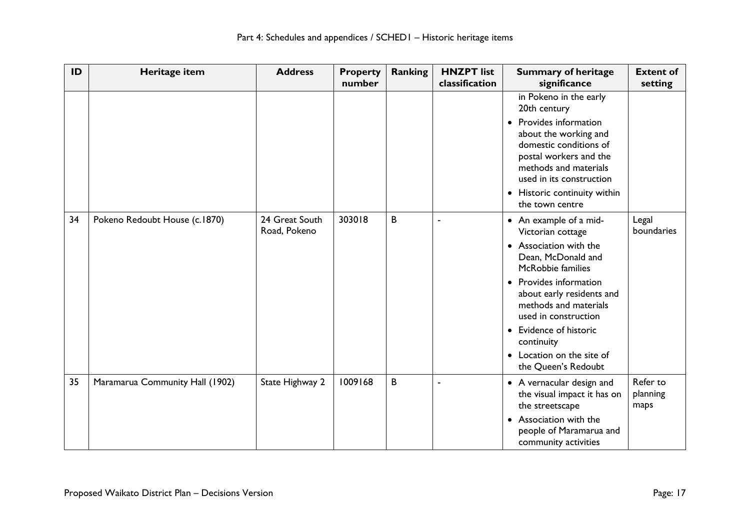| ID | Heritage item | Address | Property number | Ranking | HNZPT list classification | Summary of heritage significance | Extent of setting |
|---|---|---|---|---|---|---|---|
| | | | | | | in Pokeno in the early 20th century<br>• Provides information about the working and domestic conditions of postal workers and the methods and materials used in its construction<br>• Historic continuity within the town centre | |
| 34 | Pokeno Redoubt House (c.1870) | 24 Great South Road, Pokeno | 303018 | B | - | • An example of a mid-Victorian cottage<br>• Association with the Dean, McDonald and McRobbie families<br>• Provides information about early residents and methods and materials used in construction<br>• Evidence of historic continuity<br>• Location on the site of the Queen's Redoubt | Legal boundaries |
| 35 | Maramarua Community Hall (1902) | State Highway 2 | 1009168 | B | - | • A vernacular design and the visual impact it has on the streetscape<br>• Association with the people of Maramarua and community activities | Refer to planning maps |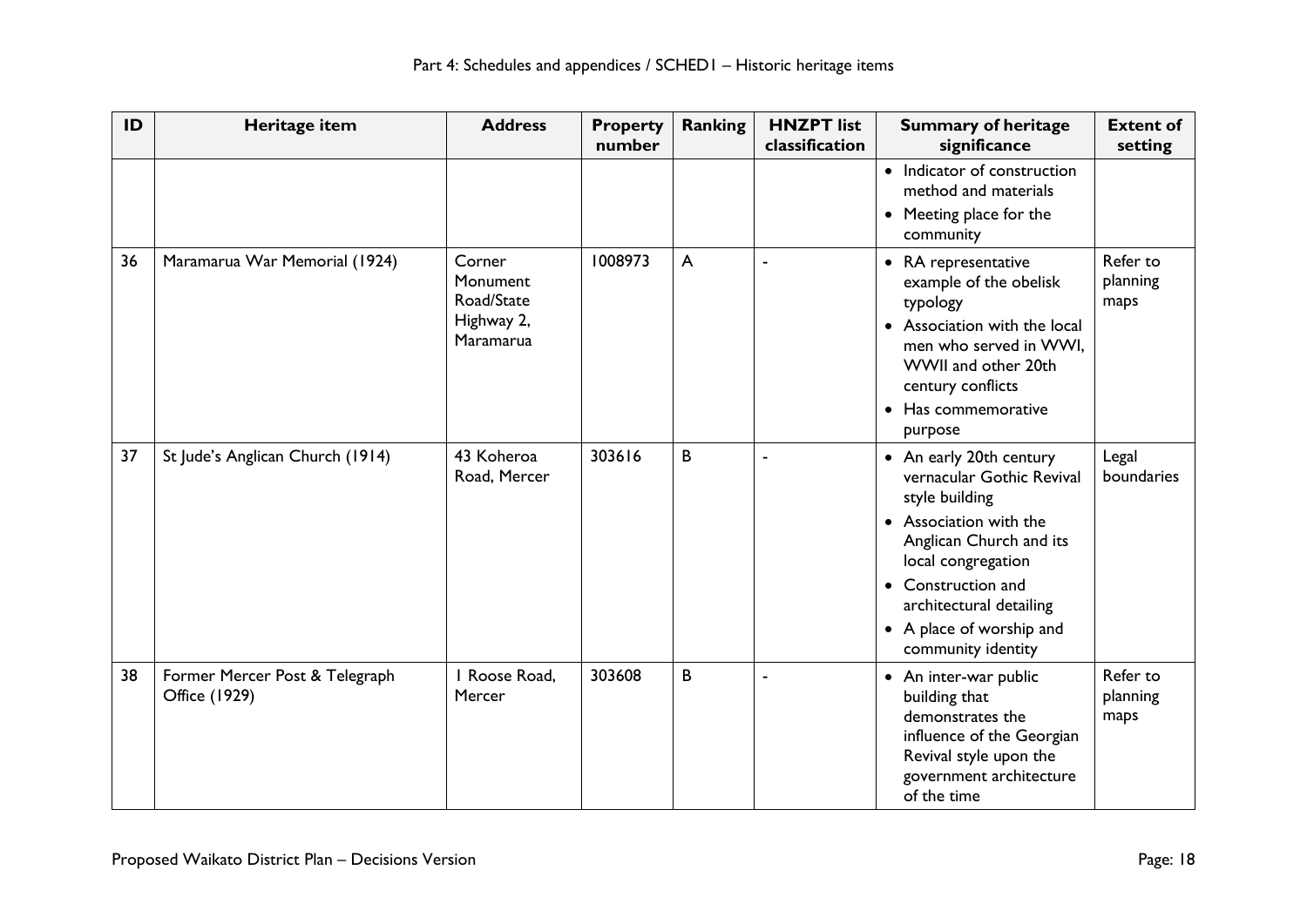| ID | Heritage item | Address | Property number | Ranking | HNZPT list classification | Summary of heritage significance | Extent of setting |
|---|---|---|---|---|---|---|---|
| | | | | | | • Indicator of construction method and materials<br>• Meeting place for the community | |
| 36 | Maramarua War Memorial (1924) | Corner Monument Road/State Highway 2, Maramarua | 1008973 | A | - | • RA representative example of the obelisk typology<br>• Association with the local men who served in WWI, WWII and other 20th century conflicts<br>• Has commemorative purpose | Refer to planning maps |
| 37 | St Jude's Anglican Church (1914) | 43 Koheroa Road, Mercer | 303616 | B | - | • An early 20th century vernacular Gothic Revival style building<br>• Association with the Anglican Church and its local congregation<br>• Construction and architectural detailing<br>• A place of worship and community identity | Legal boundaries |
| 38 | Former Mercer Post & Telegraph Office (1929) | 1 Roose Road, Mercer | 303608 | B | - | • An inter-war public building that demonstrates the influence of the Georgian Revival style upon the government architecture of the time | Refer to planning maps |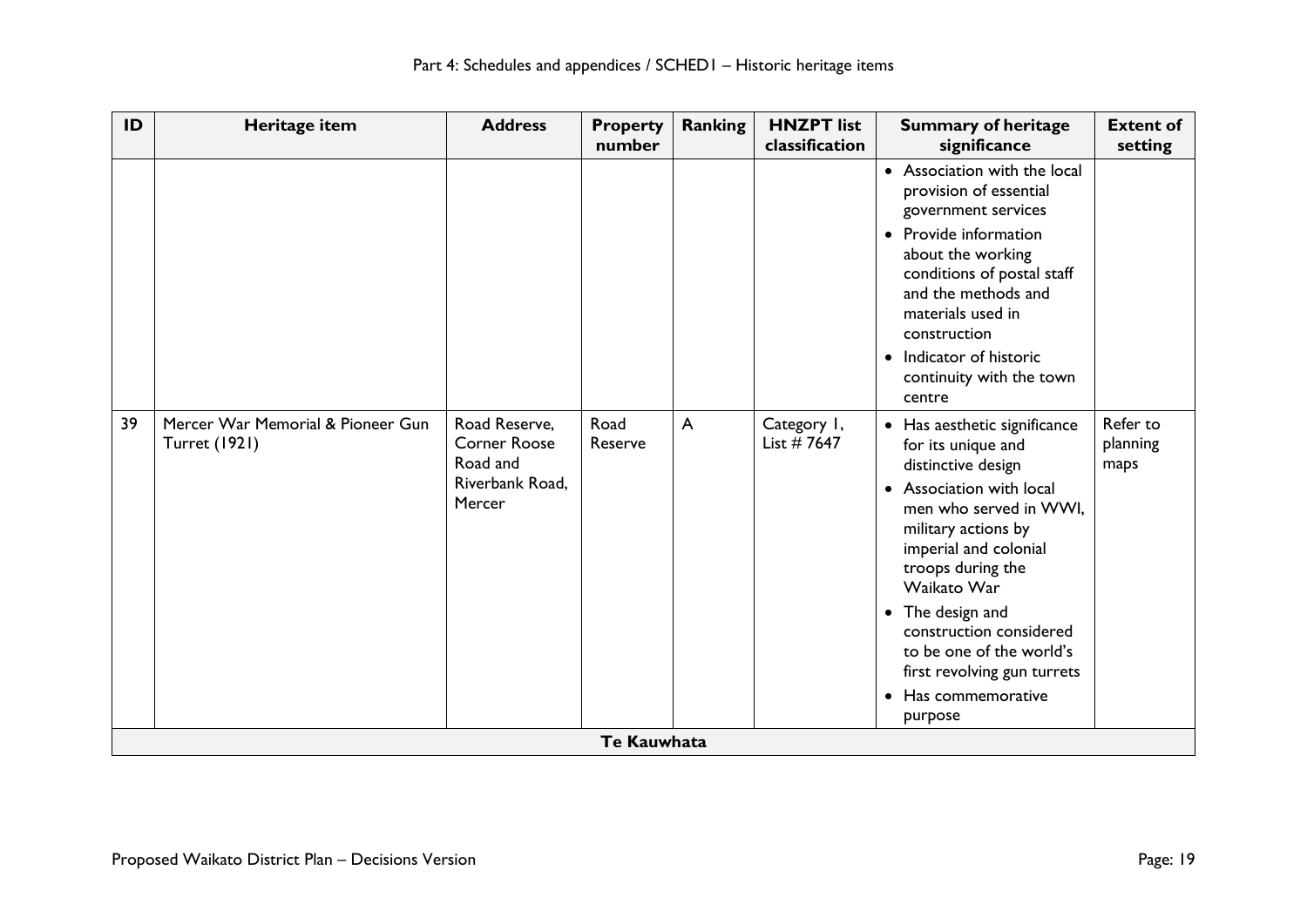| ID | Heritage item | Address | Property number | Ranking | HNZPT list classification | Summary of heritage significance | Extent of setting |
|---|---|---|---|---|---|---|---|
| | | | | | | • Association with the local provision of essential government services<br>• Provide information about the working conditions of postal staff and the methods and materials used in construction<br>• Indicator of historic continuity with the town centre | |
| 39 | Mercer War Memorial & Pioneer Gun Turret (1921) | Road Reserve, Corner Roose Road and Riverbank Road, Mercer | Road Reserve | A | Category 1, List # 7647 | • Has aesthetic significance for its unique and distinctive design<br>• Association with local men who served in WWI, military actions by imperial and colonial troops during the Waikato War<br>• The design and construction considered to be one of the world's first revolving gun turrets<br>• Has commemorative purpose | Refer to planning maps |
| **Te Kauwhata** | | | | | | | |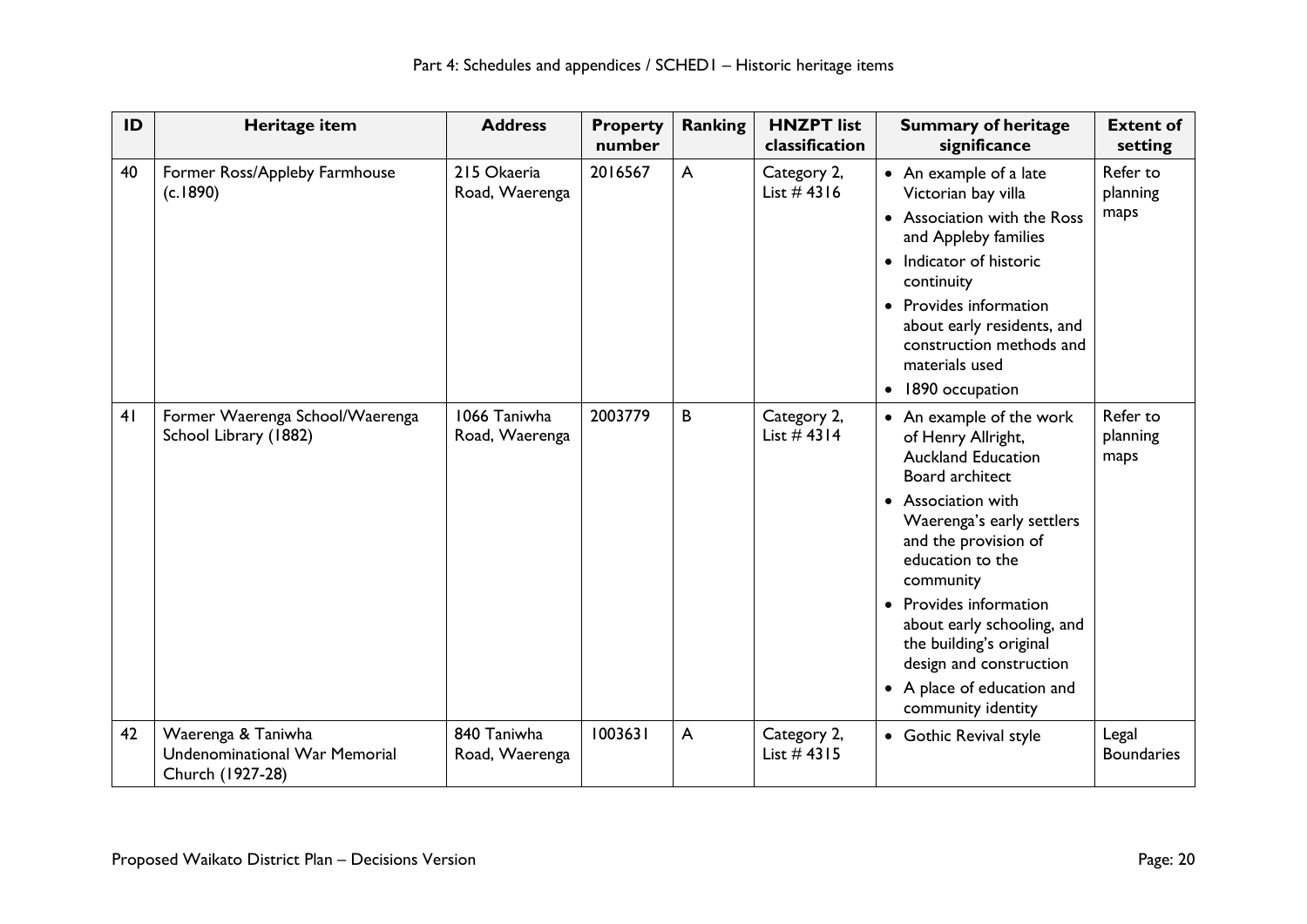| ID | Heritage item | Address | Property number | Ranking | HNZPT list classification | Summary of heritage significance | Extent of setting |
|---|---|---|---|---|---|---|---|
| 40 | Former Ross/Appleby Farmhouse (c.1890) | 215 Okaeria Road, Waerenga | 2016567 | A | Category 2, List # 4316 | • An example of a late Victorian bay villa<br>• Association with the Ross and Appleby families<br>• Indicator of historic continuity<br>• Provides information about early residents, and construction methods and materials used<br>• 1890 occupation | Refer to planning maps |
| 41 | Former Waerenga School/Waerenga School Library (1882) | 1066 Taniwha Road, Waerenga | 2003779 | B | Category 2, List # 4314 | • An example of the work of Henry Allright, Auckland Education Board architect<br>• Association with Waerenga's early settlers and the provision of education to the community<br>• Provides information about early schooling, and the building's original design and construction<br>• A place of education and community identity | Refer to planning maps |
| 42 | Waerenga & Taniwha Undenominational War Memorial Church (1927-28) | 840 Taniwha Road, Waerenga | 1003631 | A | Category 2, List # 4315 | • Gothic Revival style | Legal Boundaries |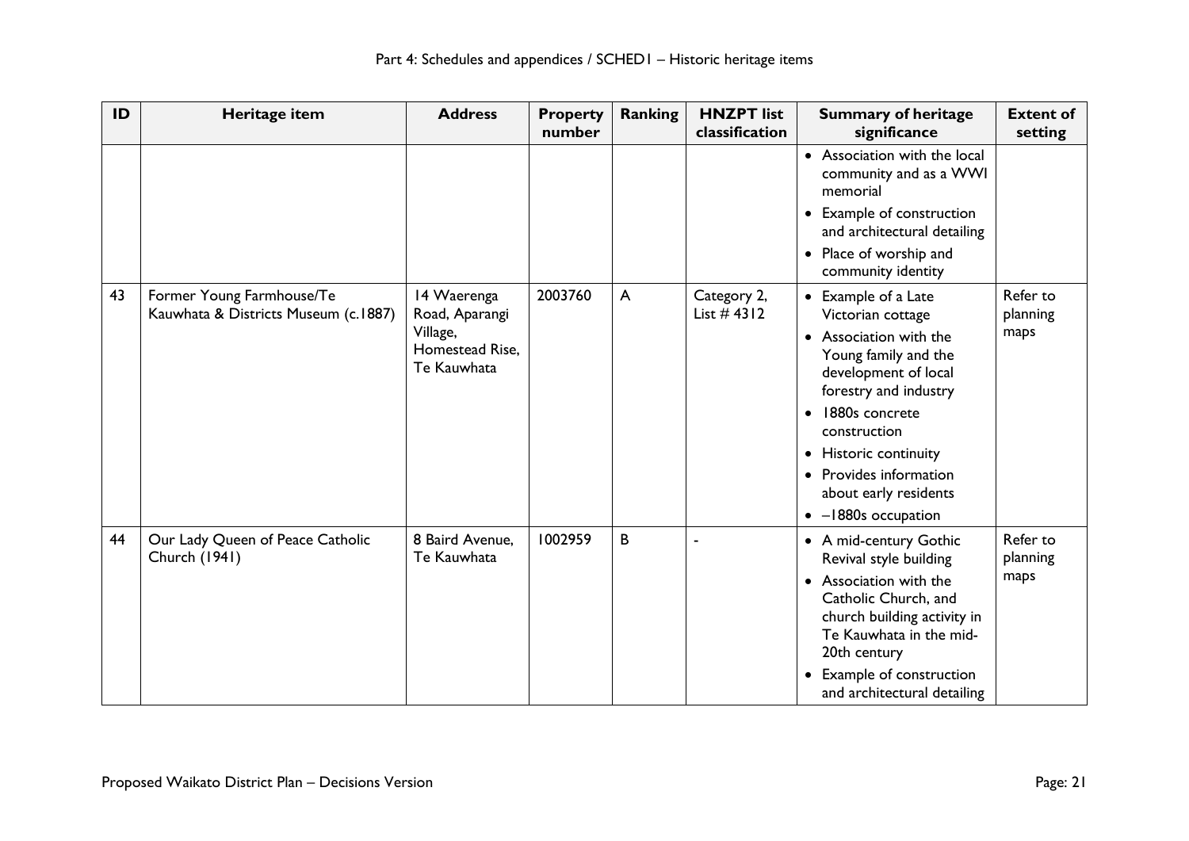| ID | Heritage item | Address | Property number | Ranking | HNZPT list classification | Summary of heritage significance | Extent of setting |
|---|---|---|---|---|---|---|---|
| | | | | | | • Association with the local community and as a WWI memorial<br>• Example of construction and architectural detailing<br>• Place of worship and community identity | |
| 43 | Former Young Farmhouse/Te Kauwhata & Districts Museum (c.1887) | 14 Waerenga Road, Aparangi Village, Homestead Rise, Te Kauwhata | 2003760 | A | Category 2, List # 4312 | • Example of a Late Victorian cottage<br>• Association with the Young family and the development of local forestry and industry<br>• 1880s concrete construction<br>• Historic continuity<br>• Provides information about early residents<br>• –1880s occupation | Refer to planning maps |
| 44 | Our Lady Queen of Peace Catholic Church (1941) | 8 Baird Avenue, Te Kauwhata | 1002959 | B | - | • A mid-century Gothic Revival style building<br>• Association with the Catholic Church, and church building activity in Te Kauwhata in the mid-20th century<br>• Example of construction and architectural detailing | Refer to planning maps |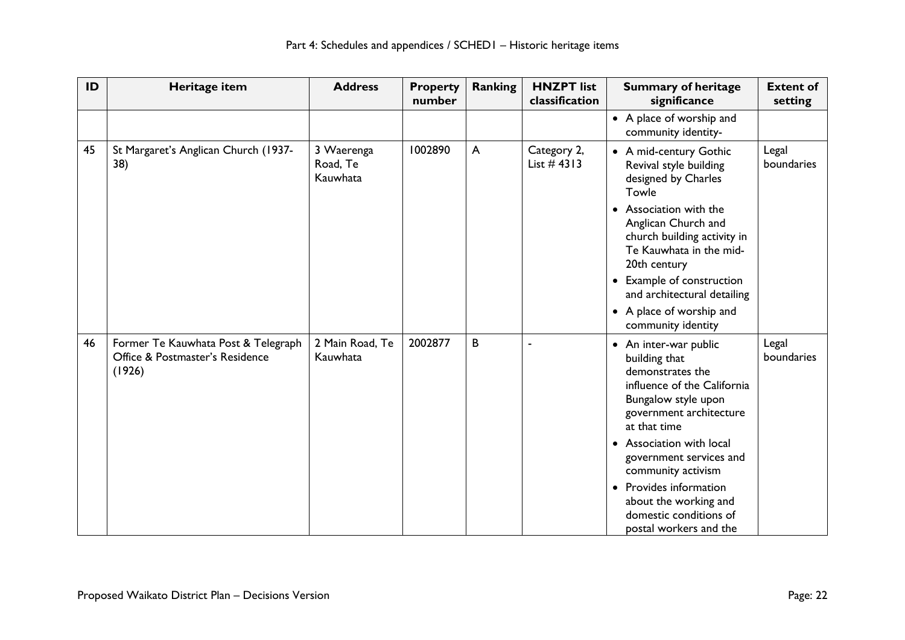| ID | Heritage item | Address | Property number | Ranking | HNZPT list classification | Summary of heritage significance | Extent of setting |
|---|---|---|---|---|---|---|---|
| | | | | | | • A place of worship and community identity- | |
| 45 | St Margaret's Anglican Church (1937-38) | 3 Waerenga Road, Te Kauwhata | 1002890 | A | Category 2, List # 4313 | • A mid-century Gothic Revival style building designed by Charles Towle<br>• Association with the Anglican Church and church building activity in Te Kauwhata in the mid-20th century<br>• Example of construction and architectural detailing<br>• A place of worship and community identity | Legal boundaries |
| 46 | Former Te Kauwhata Post & Telegraph Office & Postmaster's Residence (1926) | 2 Main Road, Te Kauwhata | 2002877 | B | - | • An inter-war public building that demonstrates the influence of the California Bungalow style upon government architecture at that time<br>• Association with local government services and community activism<br>• Provides information about the working and domestic conditions of postal workers and the | Legal boundaries |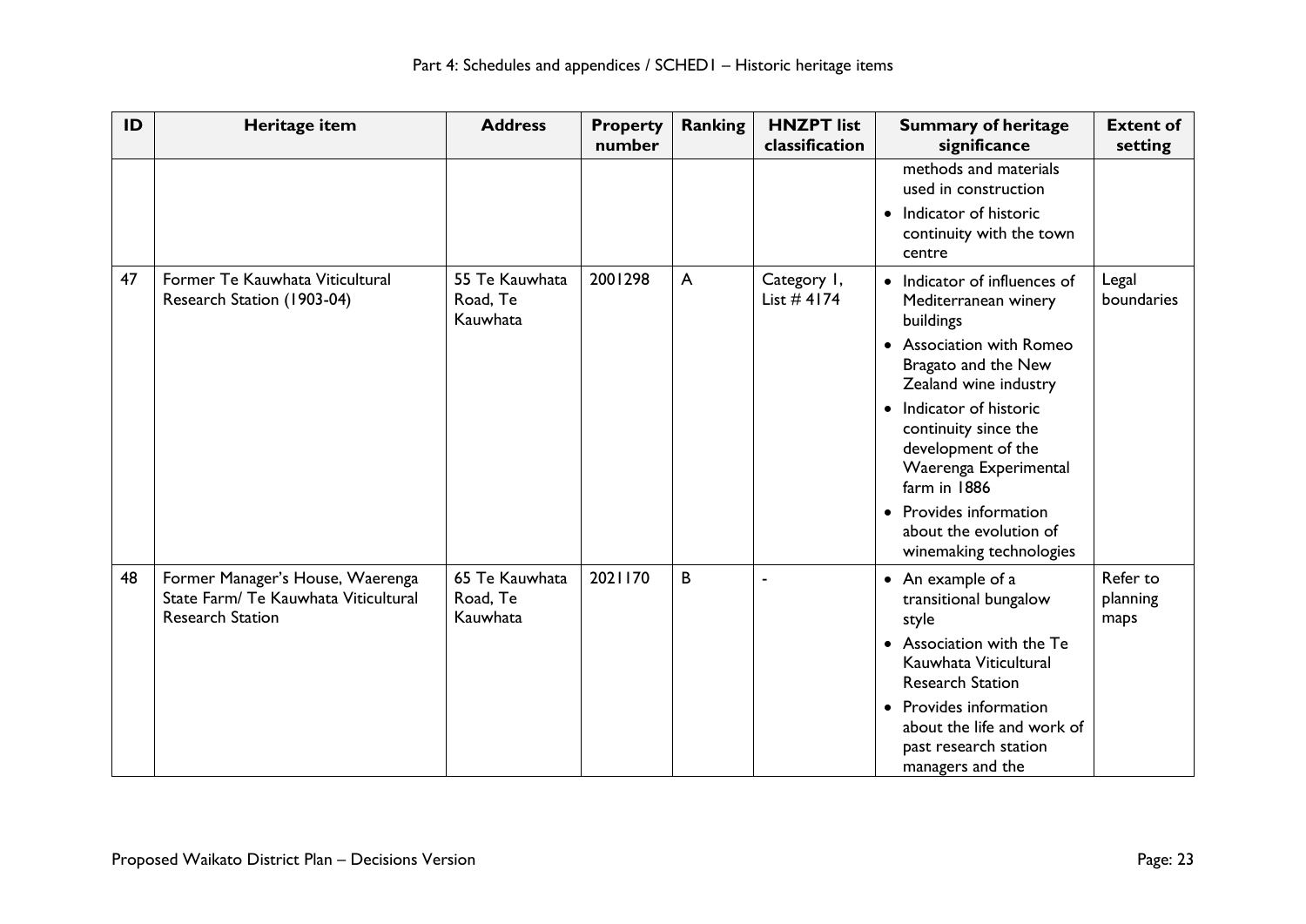| ID | Heritage item | Address | Property number | Ranking | HNZPT list classification | Summary of heritage significance | Extent of setting |
|---|---|---|---|---|---|---|---|
| | | | | | | methods and materials used in construction<br>• Indicator of historic continuity with the town centre | |
| 47 | Former Te Kauwhata Viticultural Research Station (1903-04) | 55 Te Kauwhata Road, Te Kauwhata | 2001298 | A | Category 1, List # 4174 | • Indicator of influences of Mediterranean winery buildings<br>• Association with Romeo Bragato and the New Zealand wine industry<br>• Indicator of historic continuity since the development of the Waerenga Experimental farm in 1886<br>• Provides information about the evolution of winemaking technologies | Legal boundaries |
| 48 | Former Manager's House, Waerenga State Farm/ Te Kauwhata Viticultural Research Station | 65 Te Kauwhata Road, Te Kauwhata | 2021170 | B | - | • An example of a transitional bungalow style<br>• Association with the Te Kauwhata Viticultural Research Station<br>• Provides information about the life and work of past research station managers and the | Refer to planning maps |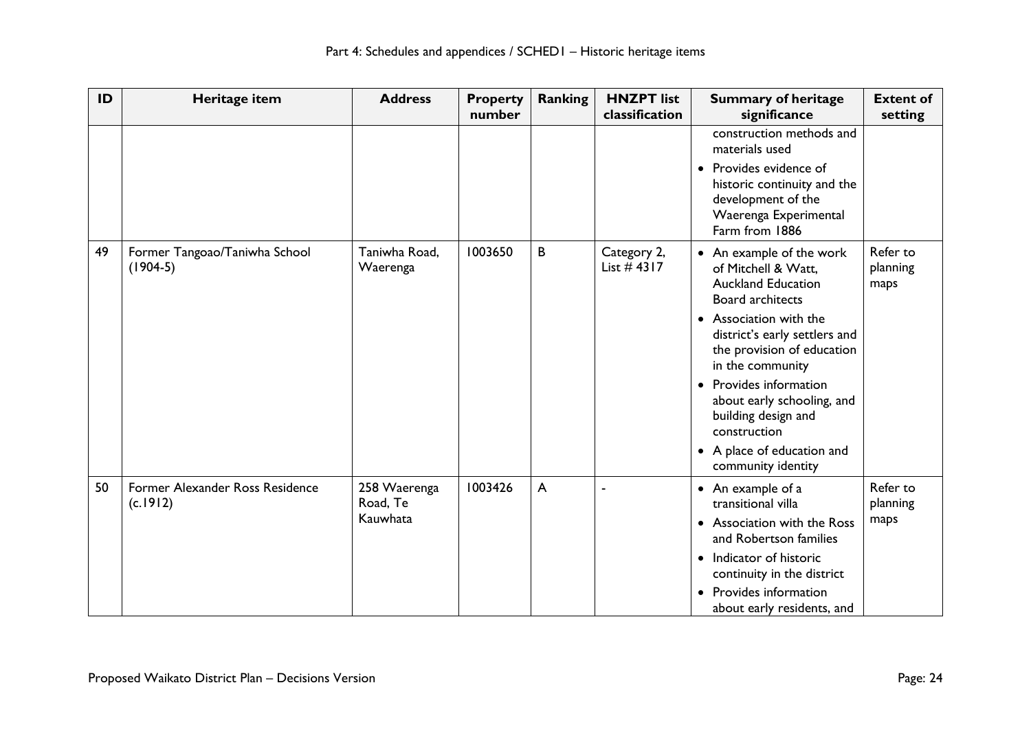| ID | Heritage item | Address | Property number | Ranking | HNZPT list classification | Summary of heritage significance | Extent of setting |
|---|---|---|---|---|---|---|---|
| | | | | | | construction methods and materials used<br>• Provides evidence of historic continuity and the development of the Waerenga Experimental Farm from 1886 | |
| 49 | Former Tangoao/Taniwha School (1904-5) | Taniwha Road, Waerenga | 1003650 | B | Category 2, List # 4317 | • An example of the work of Mitchell & Watt, Auckland Education Board architects<br>• Association with the district's early settlers and the provision of education in the community<br>• Provides information about early schooling, and building design and construction<br>• A place of education and community identity | Refer to planning maps |
| 50 | Former Alexander Ross Residence (c.1912) | 258 Waerenga Road, Te Kauwhata | 1003426 | A | - | • An example of a transitional villa<br>• Association with the Ross and Robertson families<br>• Indicator of historic continuity in the district<br>• Provides information about early residents, and | Refer to planning maps |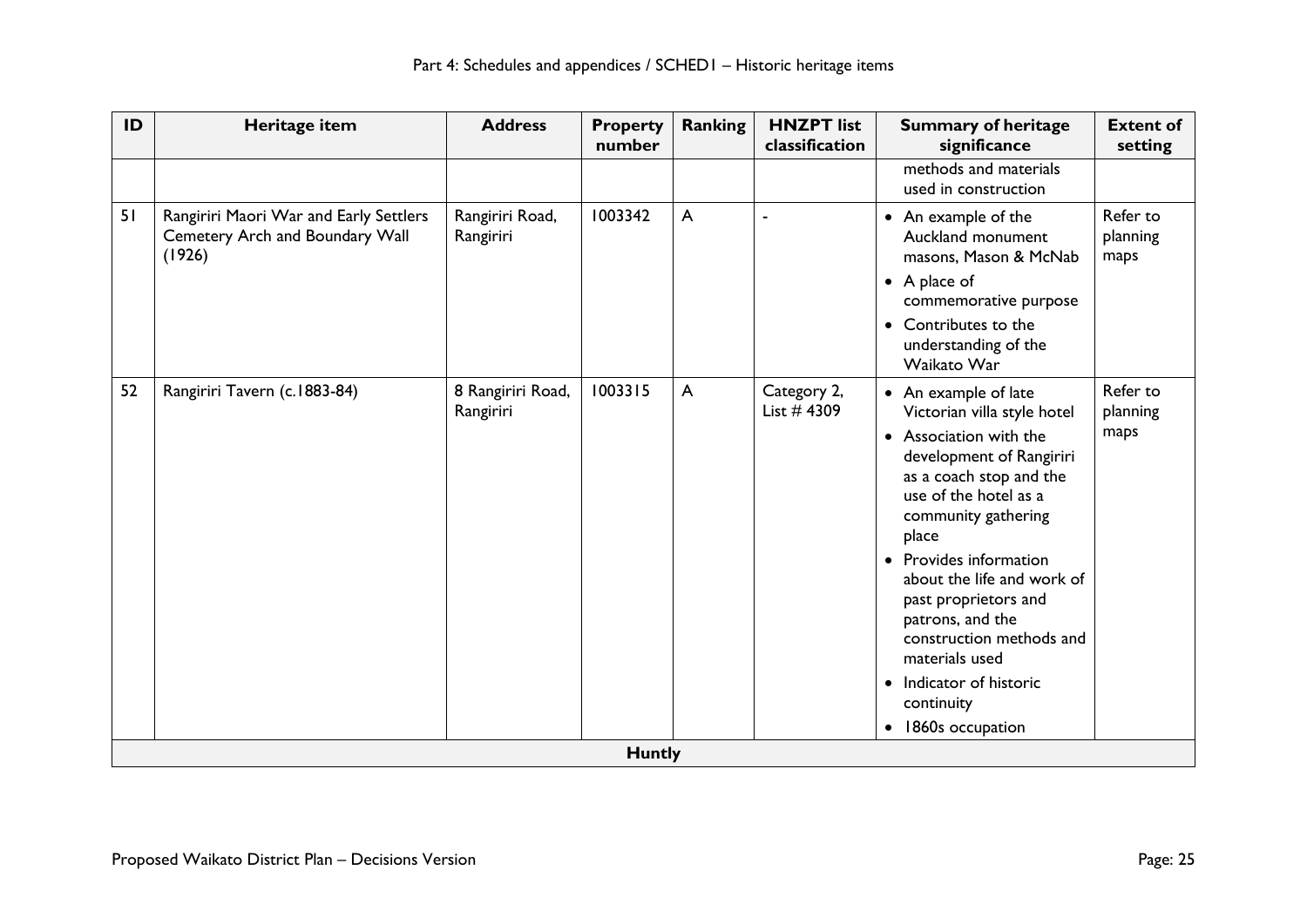| ID | Heritage item | Address | Property number | Ranking | HNZPT list classification | Summary of heritage significance | Extent of setting |
|---|---|---|---|---|---|---|---|
| | | | | | | methods and materials used in construction | |
| 51 | Rangiriri Maori War and Early Settlers Cemetery Arch and Boundary Wall (1926) | Rangiriri Road, Rangiriri | 1003342 | A | - | • An example of the Auckland monument masons, Mason & McNab<br>• A place of commemorative purpose<br>• Contributes to the understanding of the Waikato War | Refer to planning maps |
| 52 | Rangiriri Tavern (c.1883-84) | 8 Rangiriri Road, Rangiriri | 1003315 | A | Category 2, List # 4309 | • An example of late Victorian villa style hotel<br>• Association with the development of Rangiriri as a coach stop and the use of the hotel as a community gathering place<br>• Provides information about the life and work of past proprietors and patrons, and the construction methods and materials used<br>• Indicator of historic continuity<br>• 1860s occupation | Refer to planning maps |
| **Huntly** | | | | | | | |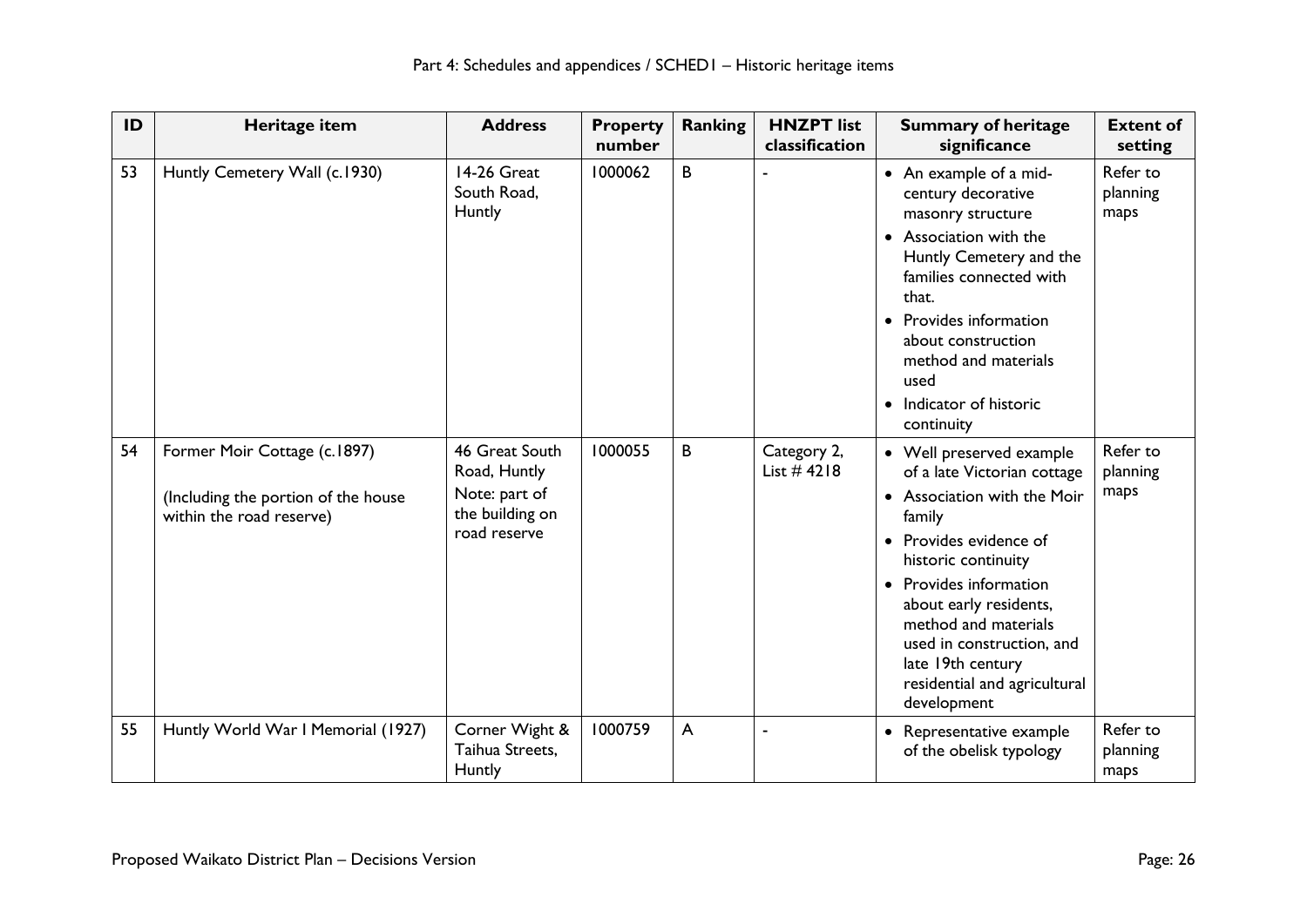| ID | Heritage item | Address | Property number | Ranking | HNZPT list classification | Summary of heritage significance | Extent of setting |
|---|---|---|---|---|---|---|---|
| 53 | Huntly Cemetery Wall (c.1930) | 14-26 Great South Road, Huntly | 1000062 | B | - | • An example of a mid-century decorative masonry structure<br>• Association with the Huntly Cemetery and the families connected with that.<br>• Provides information about construction method and materials used<br>• Indicator of historic continuity | Refer to planning maps |
| 54 | Former Moir Cottage (c.1897)<br><br>(Including the portion of the house within the road reserve) | 46 Great South Road, Huntly<br>Note: part of the building on road reserve | 1000055 | B | Category 2, List # 4218 | • Well preserved example of a late Victorian cottage<br>• Association with the Moir family<br>• Provides evidence of historic continuity<br>• Provides information about early residents, method and materials used in construction, and late 19th century residential and agricultural development | Refer to planning maps |
| 55 | Huntly World War I Memorial (1927) | Corner Wight & Taihua Streets, Huntly | 1000759 | A | - | • Representative example of the obelisk typology | Refer to planning maps |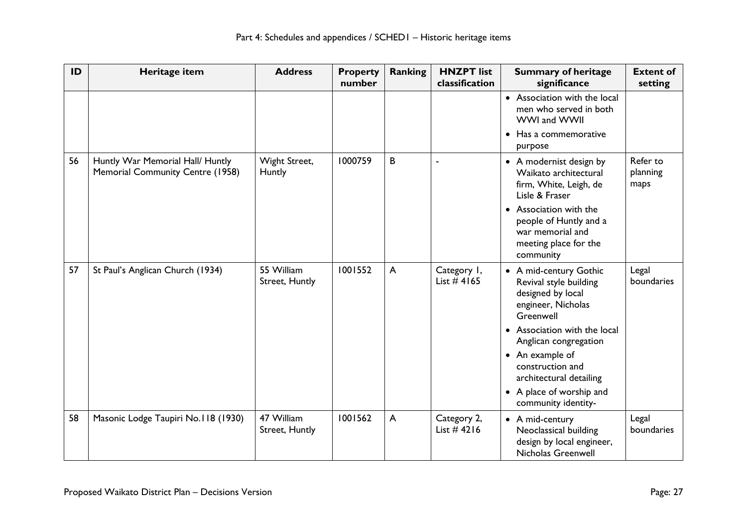| ID | Heritage item | Address | Property number | Ranking | HNZPT list classification | Summary of heritage significance | Extent of setting |
|---|---|---|---|---|---|---|---|
| | | | | | | • Association with the local men who served in both WWI and WWII<br>• Has a commemorative purpose | |
| 56 | Huntly War Memorial Hall/ Huntly Memorial Community Centre (1958) | Wight Street, Huntly | 1000759 | B | - | • A modernist design by Waikato architectural firm, White, Leigh, de Lisle & Fraser<br>• Association with the people of Huntly and a war memorial and meeting place for the community | Refer to planning maps |
| 57 | St Paul's Anglican Church (1934) | 55 William Street, Huntly | 1001552 | A | Category 1, List # 4165 | • A mid-century Gothic Revival style building designed by local engineer, Nicholas Greenwell<br>• Association with the local Anglican congregation<br>• An example of construction and architectural detailing<br>• A place of worship and community identity- | Legal boundaries |
| 58 | Masonic Lodge Taupiri No.118 (1930) | 47 William Street, Huntly | 1001562 | A | Category 2, List # 4216 | • A mid-century Neoclassical building design by local engineer, Nicholas Greenwell | Legal boundaries |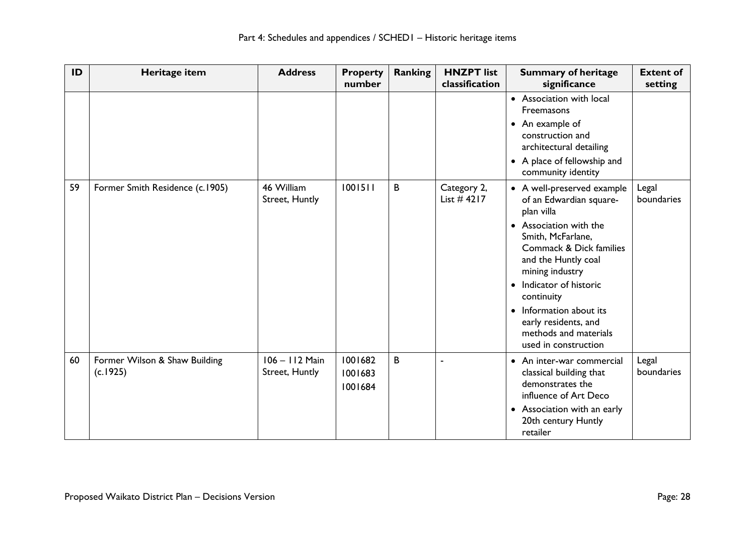| ID | Heritage item | Address | Property number | Ranking | HNZPT list classification | Summary of heritage significance | Extent of setting |
|---|---|---|---|---|---|---|---|
| | | | | | | • Association with local Freemasons<br>• An example of construction and architectural detailing<br>• A place of fellowship and community identity | |
| 59 | Former Smith Residence (c.1905) | 46 William Street, Huntly | 1001511 | B | Category 2, List # 4217 | • A well-preserved example of an Edwardian square-plan villa<br>• Association with the Smith, McFarlane, Commack & Dick families and the Huntly coal mining industry<br>• Indicator of historic continuity<br>• Information about its early residents, and methods and materials used in construction | Legal boundaries |
| 60 | Former Wilson & Shaw Building (c.1925) | 106 – 112 Main Street, Huntly | 1001682<br>1001683<br>1001684 | B | - | • An inter-war commercial classical building that demonstrates the influence of Art Deco<br>• Association with an early 20th century Huntly retailer | Legal boundaries |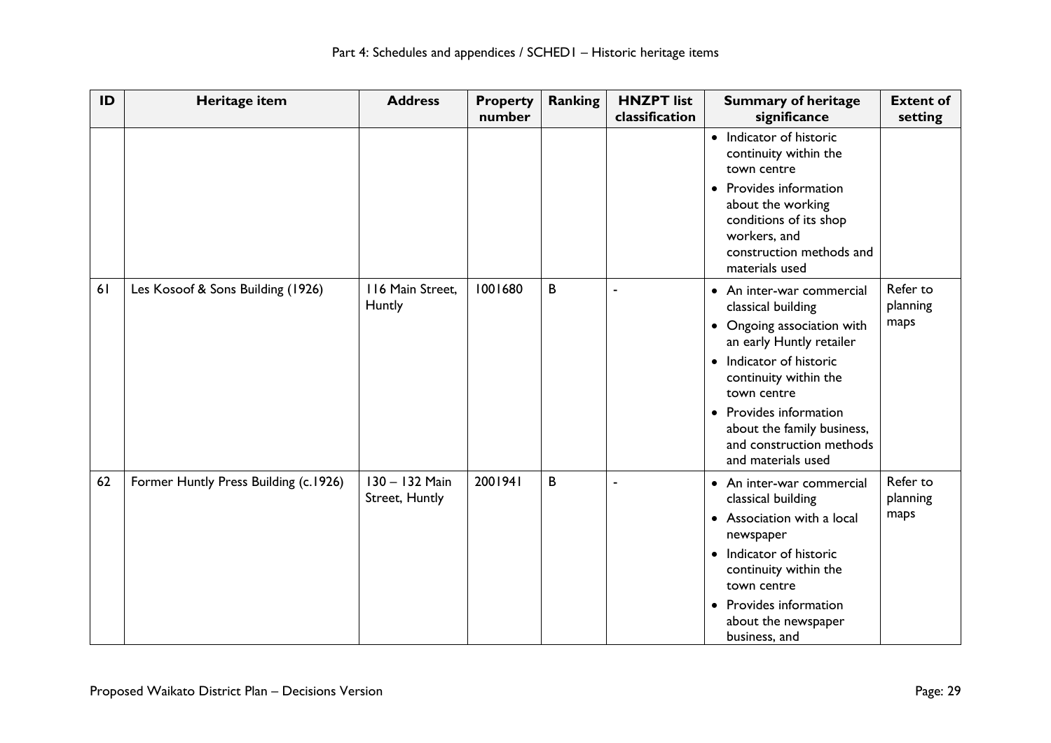| ID | Heritage item | Address | Property number | Ranking | HNZPT list classification | Summary of heritage significance | Extent of setting |
|---|---|---|---|---|---|---|---|
| | | | | | | • Indicator of historic continuity within the town centre<br>• Provides information about the working conditions of its shop workers, and construction methods and materials used | |
| 61 | Les Kosoof & Sons Building (1926) | 116 Main Street, Huntly | 1001680 | B | - | • An inter-war commercial classical building<br>• Ongoing association with an early Huntly retailer<br>• Indicator of historic continuity within the town centre<br>• Provides information about the family business, and construction methods and materials used | Refer to planning maps |
| 62 | Former Huntly Press Building (c.1926) | 130 – 132 Main Street, Huntly | 2001941 | B | - | • An inter-war commercial classical building<br>• Association with a local newspaper<br>• Indicator of historic continuity within the town centre<br>• Provides information about the newspaper business, and | Refer to planning maps |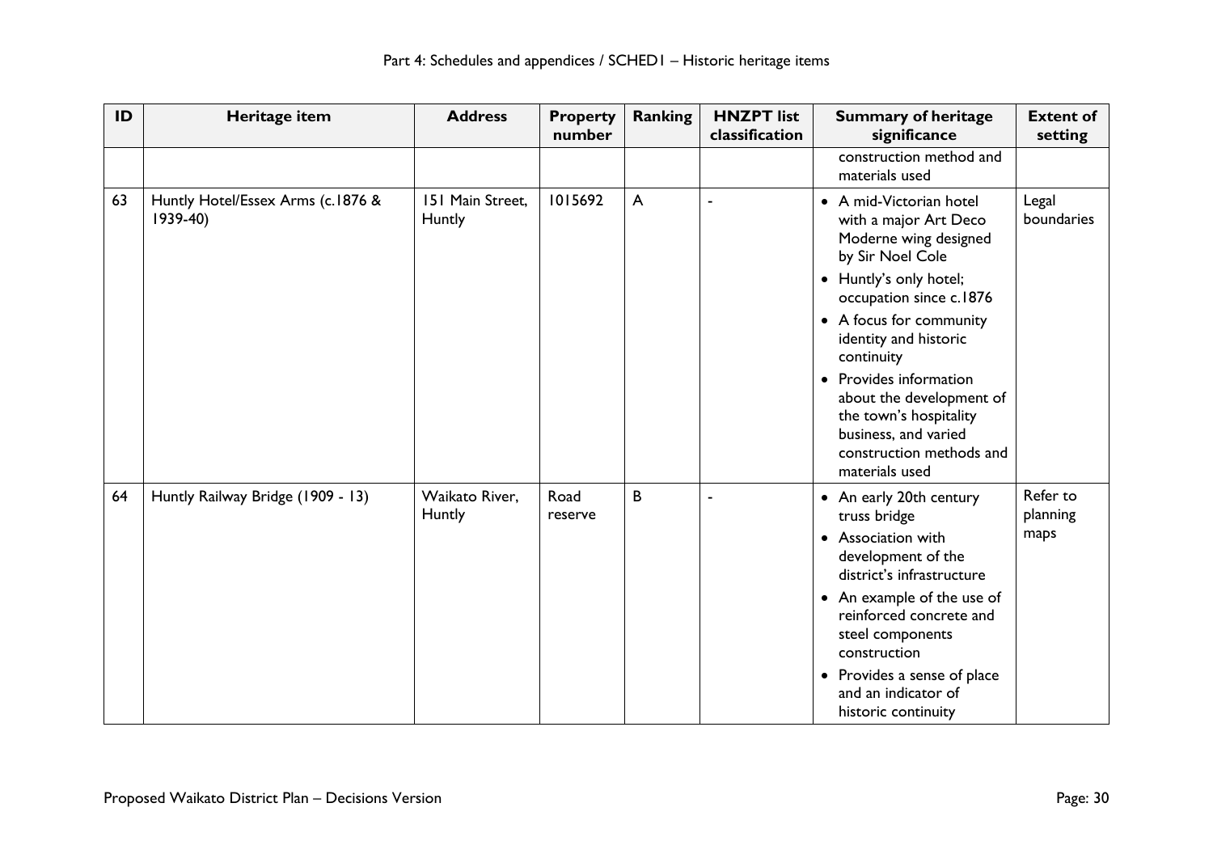| ID | Heritage item | Address | Property number | Ranking | HNZPT list classification | Summary of heritage significance | Extent of setting |
|---|---|---|---|---|---|---|---|
| | | | | | | construction method and materials used | |
| 63 | Huntly Hotel/Essex Arms (c.1876 & 1939-40) | 151 Main Street, Huntly | 1015692 | A | - | • A mid-Victorian hotel with a major Art Deco Moderne wing designed by Sir Noel Cole<br>• Huntly's only hotel; occupation since c.1876<br>• A focus for community identity and historic continuity<br>• Provides information about the development of the town's hospitality business, and varied construction methods and materials used | Legal boundaries |
| 64 | Huntly Railway Bridge (1909 - 13) | Waikato River, Huntly | Road reserve | B | - | • An early 20th century truss bridge<br>• Association with development of the district's infrastructure<br>• An example of the use of reinforced concrete and steel components construction<br>• Provides a sense of place and an indicator of historic continuity | Refer to planning maps |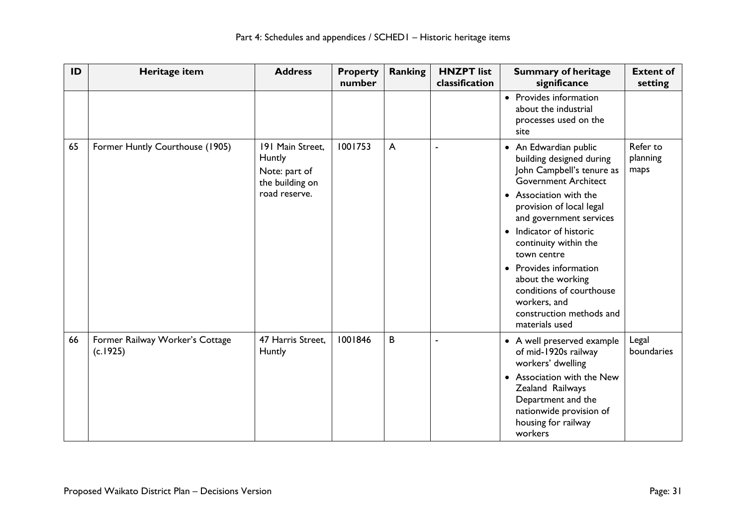| ID | Heritage item | Address | Property number | Ranking | HNZPT list classification | Summary of heritage significance | Extent of setting |
|---|---|---|---|---|---|---|---|
| | | | | | | • Provides information about the industrial processes used on the site | |
| 65 | Former Huntly Courthouse (1905) | 191 Main Street, Huntly<br>Note: part of the building on road reserve. | 1001753 | A | - | • An Edwardian public building designed during John Campbell's tenure as Government Architect<br>• Association with the provision of local legal and government services<br>• Indicator of historic continuity within the town centre<br>• Provides information about the working conditions of courthouse workers, and construction methods and materials used | Refer to planning maps |
| 66 | Former Railway Worker's Cottage (c.1925) | 47 Harris Street, Huntly | 1001846 | B | - | • A well preserved example of mid-1920s railway workers' dwelling<br>• Association with the New Zealand Railways Department and the nationwide provision of housing for railway workers | Legal boundaries |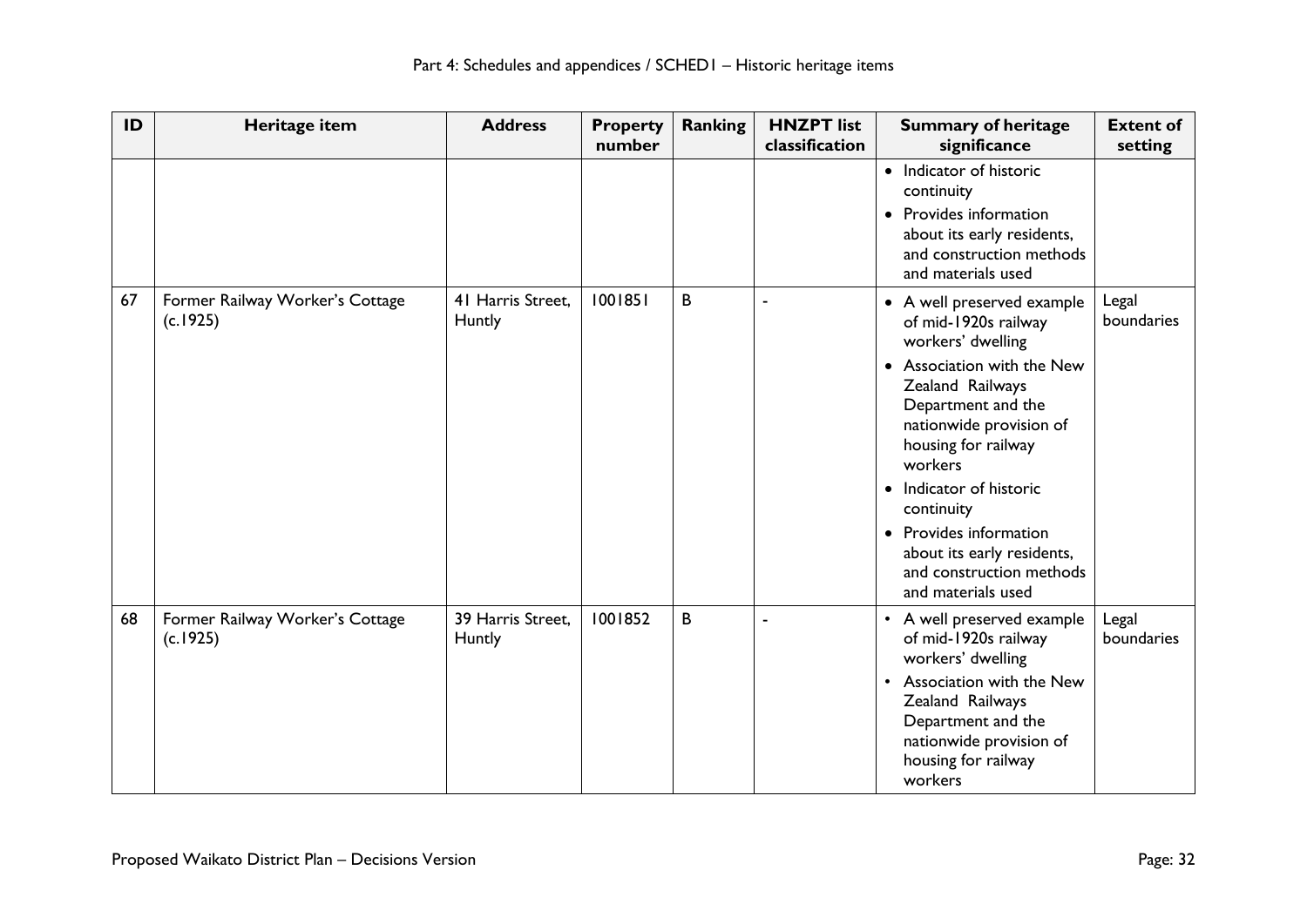| ID | Heritage item | Address | Property number | Ranking | HNZPT list classification | Summary of heritage significance | Extent of setting |
|---|---|---|---|---|---|---|---|
| | | | | | | • Indicator of historic continuity<br>• Provides information about its early residents, and construction methods and materials used | |
| 67 | Former Railway Worker's Cottage (c.1925) | 41 Harris Street, Huntly | 1001851 | B | - | • A well preserved example of mid-1920s railway workers' dwelling<br>• Association with the New Zealand Railways Department and the nationwide provision of housing for railway workers<br>• Indicator of historic continuity<br>• Provides information about its early residents, and construction methods and materials used | Legal boundaries |
| 68 | Former Railway Worker's Cottage (c.1925) | 39 Harris Street, Huntly | 1001852 | B | - | • A well preserved example of mid-1920s railway workers' dwelling<br>• Association with the New Zealand Railways Department and the nationwide provision of housing for railway workers | Legal boundaries |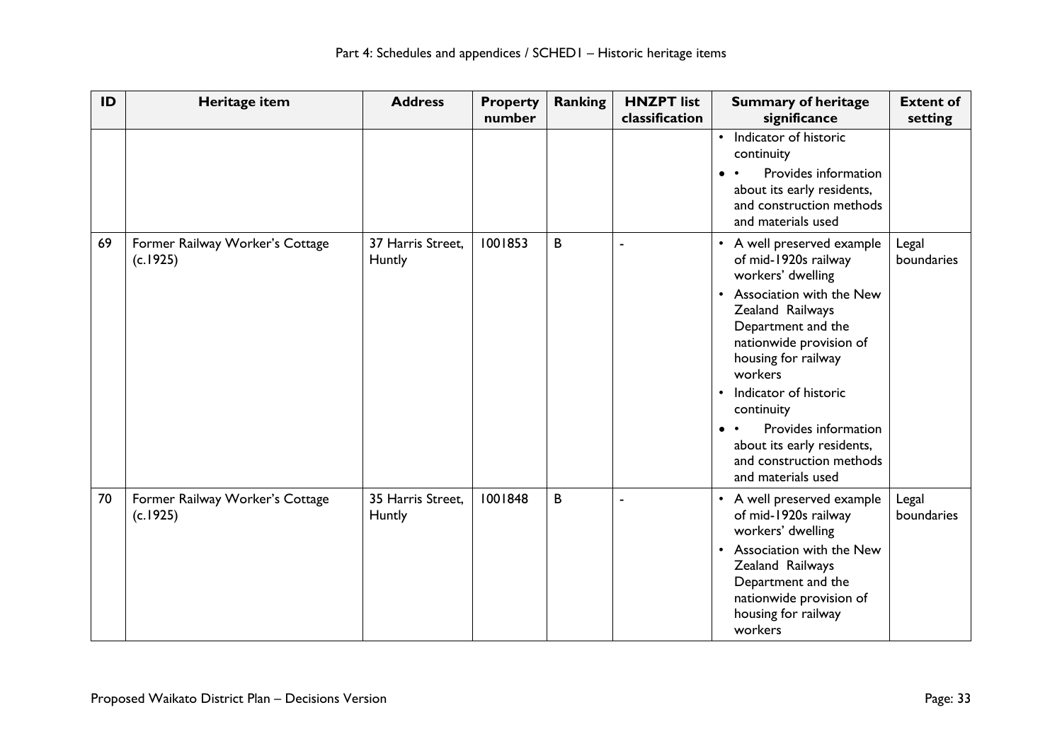| ID | Heritage item | Address | Property number | Ranking | HNZPT list classification | Summary of heritage significance | Extent of setting |
|---|---|---|---|---|---|---|---|
| | | | | | | • Indicator of historic continuity<br>• • Provides information about its early residents, and construction methods and materials used | |
| 69 | Former Railway Worker's Cottage (c.1925) | 37 Harris Street, Huntly | 1001853 | B | - | • A well preserved example of mid-1920s railway workers' dwelling<br>• Association with the New Zealand Railways Department and the nationwide provision of housing for railway workers<br>• Indicator of historic continuity<br>• • Provides information about its early residents, and construction methods and materials used | Legal boundaries |
| 70 | Former Railway Worker's Cottage (c.1925) | 35 Harris Street, Huntly | 1001848 | B | - | • A well preserved example of mid-1920s railway workers' dwelling<br>• Association with the New Zealand Railways Department and the nationwide provision of housing for railway workers | Legal boundaries |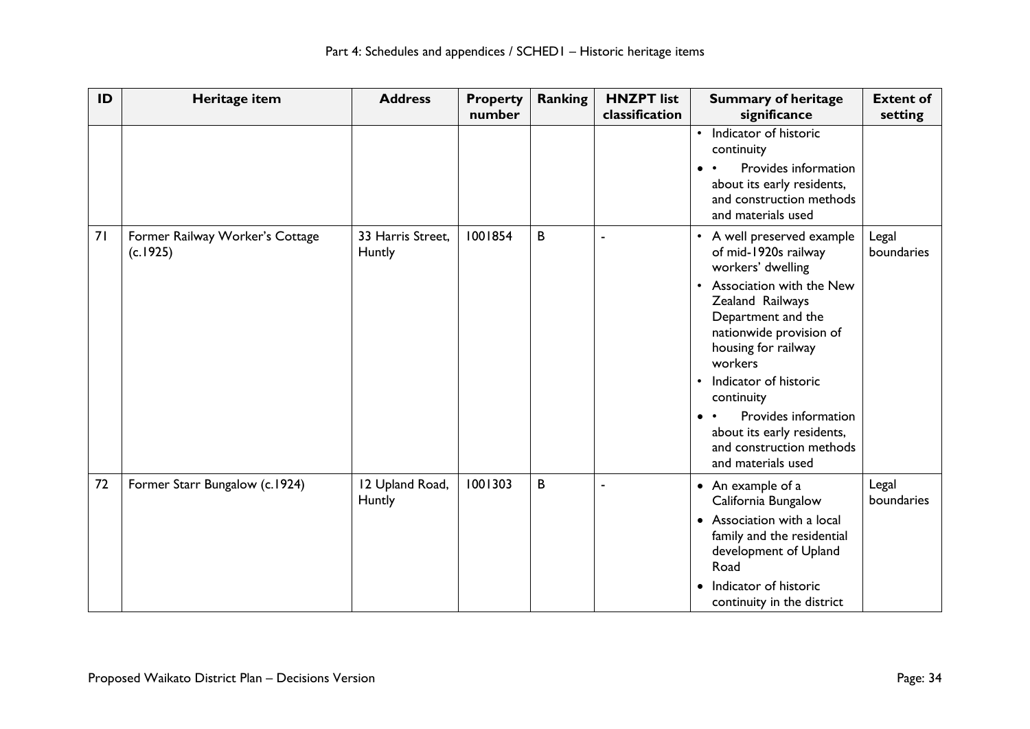| ID | Heritage item | Address | Property number | Ranking | HNZPT list classification | Summary of heritage significance | Extent of setting |
|---|---|---|---|---|---|---|---|
| | | | | | | • Indicator of historic continuity<br>• • Provides information about its early residents, and construction methods and materials used | |
| 71 | Former Railway Worker's Cottage (c.1925) | 33 Harris Street, Huntly | 1001854 | B | - | • A well preserved example of mid-1920s railway workers' dwelling<br>• Association with the New Zealand Railways Department and the nationwide provision of housing for railway workers<br>• Indicator of historic continuity<br>• • Provides information about its early residents, and construction methods and materials used | Legal boundaries |
| 72 | Former Starr Bungalow (c.1924) | 12 Upland Road, Huntly | 1001303 | B | - | • An example of a California Bungalow<br>• Association with a local family and the residential development of Upland Road<br>• Indicator of historic continuity in the district | Legal boundaries |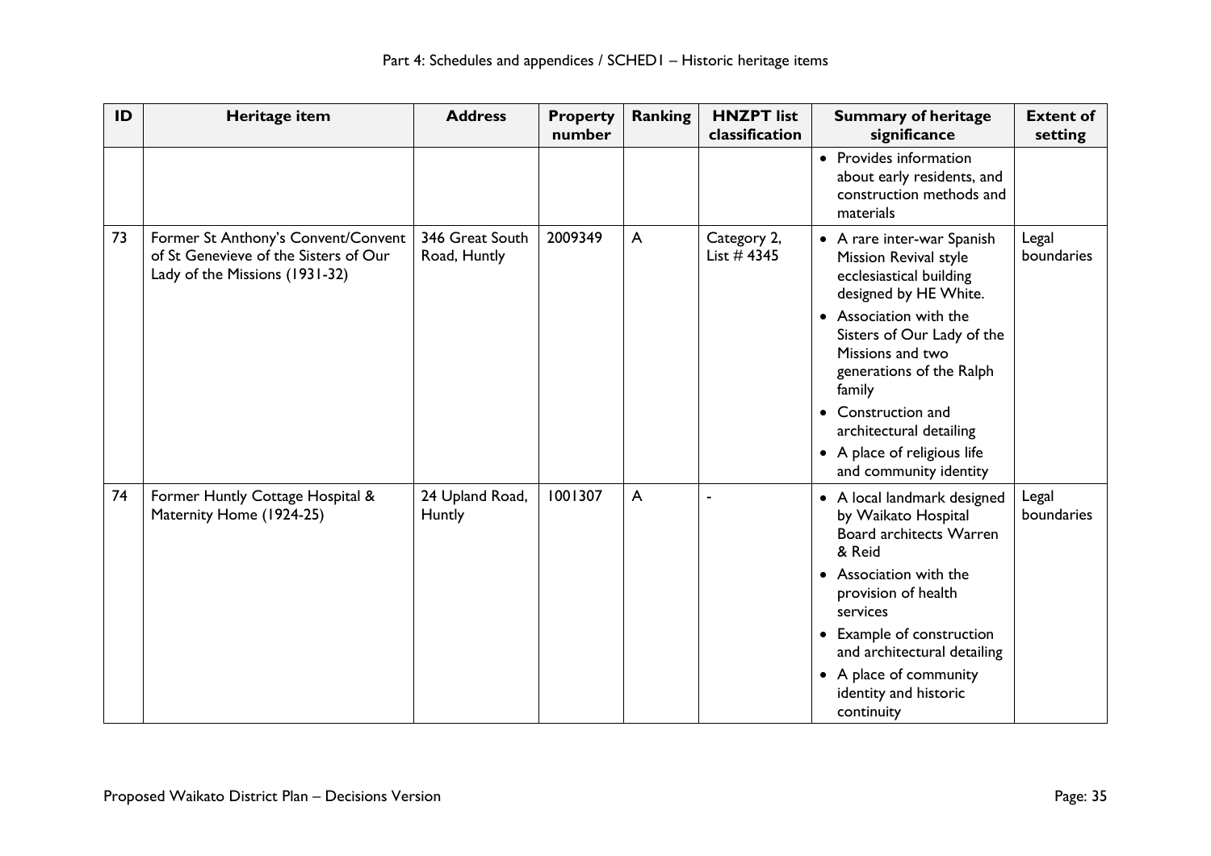| ID | Heritage item | Address | Property number | Ranking | HNZPT list classification | Summary of heritage significance | Extent of setting |
|---|---|---|---|---|---|---|---|
| | | | | | | • Provides information about early residents, and construction methods and materials | |
| 73 | Former St Anthony's Convent/Convent of St Genevieve of the Sisters of Our Lady of the Missions (1931-32) | 346 Great South Road, Huntly | 2009349 | A | Category 2, List # 4345 | • A rare inter-war Spanish Mission Revival style ecclesiastical building designed by HE White. <br> • Association with the Sisters of Our Lady of the Missions and two generations of the Ralph family <br> • Construction and architectural detailing <br> • A place of religious life and community identity | Legal boundaries |
| 74 | Former Huntly Cottage Hospital & Maternity Home (1924-25) | 24 Upland Road, Huntly | 1001307 | A | - | • A local landmark designed by Waikato Hospital Board architects Warren & Reid <br> • Association with the provision of health services <br> • Example of construction and architectural detailing <br> • A place of community identity and historic continuity | Legal boundaries |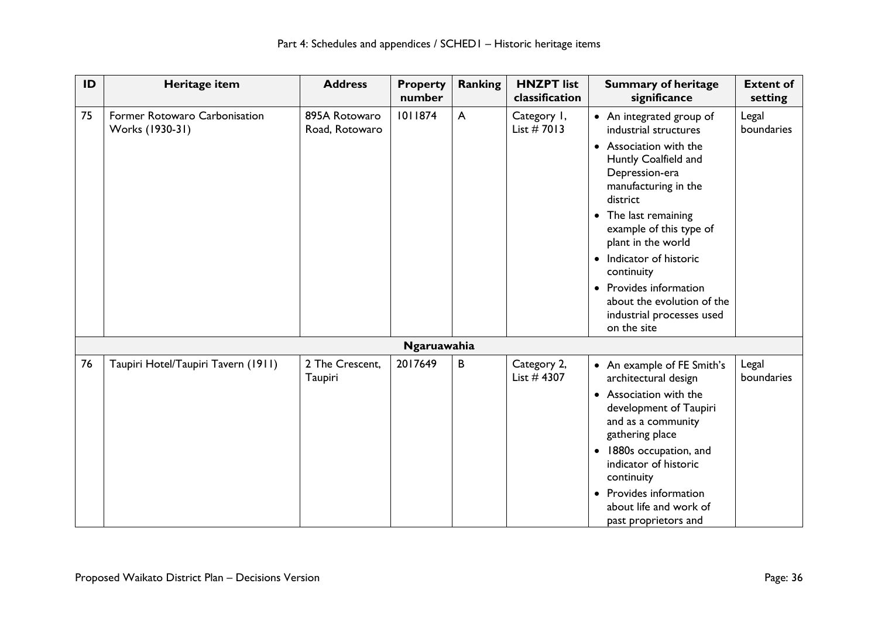| ID | Heritage item | Address | Property number | Ranking | HNZPT list classification | Summary of heritage significance | Extent of setting |
|---|---|---|---|---|---|---|---|
| 75 | Former Rotowaro Carbonisation Works (1930-31) | 895A Rotowaro Road, Rotowaro | 1011874 | A | Category 1, List # 7013 | • An integrated group of industrial structures<br>• Association with the Huntly Coalfield and Depression-era manufacturing in the district<br>• The last remaining example of this type of plant in the world<br>• Indicator of historic continuity<br>• Provides information about the evolution of the industrial processes used on the site | Legal boundaries |
| | | | **Ngaruawahia** | | | | |
| 76 | Taupiri Hotel/Taupiri Tavern (1911) | 2 The Crescent, Taupiri | 2017649 | B | Category 2, List # 4307 | • An example of FE Smith's architectural design<br>• Association with the development of Taupiri and as a community gathering place<br>• 1880s occupation, and indicator of historic continuity<br>• Provides information about life and work of past proprietors and | Legal boundaries |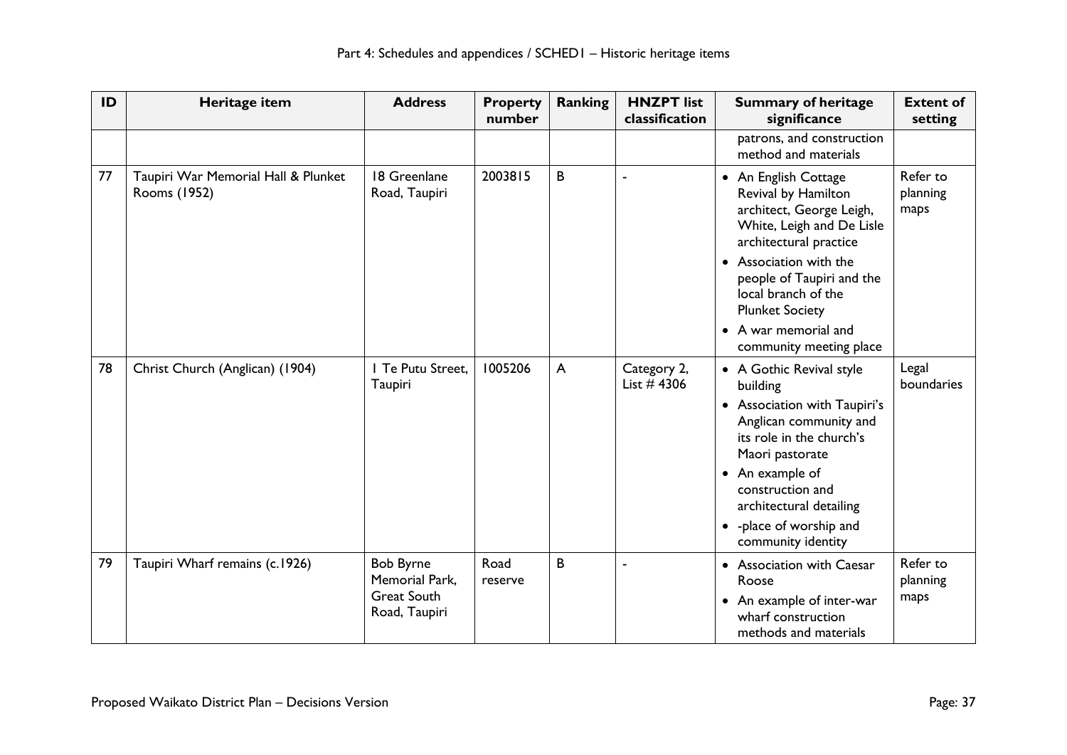| ID | Heritage item | Address | Property number | Ranking | HNZPT list classification | Summary of heritage significance | Extent of setting |
|---|---|---|---|---|---|---|---|
| | | | | | | patrons, and construction method and materials | |
| 77 | Taupiri War Memorial Hall & Plunket Rooms (1952) | 18 Greenlane Road, Taupiri | 2003815 | B | - | • An English Cottage Revival by Hamilton architect, George Leigh, White, Leigh and De Lisle architectural practice<br>• Association with the people of Taupiri and the local branch of the Plunket Society<br>• A war memorial and community meeting place | Refer to planning maps |
| 78 | Christ Church (Anglican) (1904) | 1 Te Putu Street, Taupiri | 1005206 | A | Category 2, List # 4306 | • A Gothic Revival style building<br>• Association with Taupiri's Anglican community and its role in the church's Maori pastorate<br>• An example of construction and architectural detailing<br>• -place of worship and community identity | Legal boundaries |
| 79 | Taupiri Wharf remains (c.1926) | Bob Byrne Memorial Park, Great South Road, Taupiri | Road reserve | B | - | • Association with Caesar Roose<br>• An example of inter-war wharf construction methods and materials | Refer to planning maps |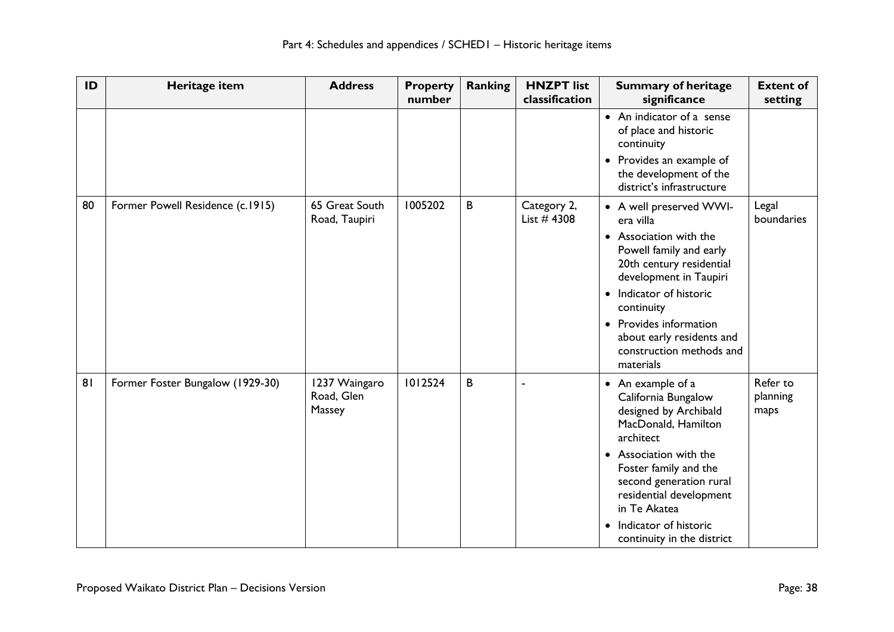| ID | Heritage item | Address | Property number | Ranking | HNZPT list classification | Summary of heritage significance | Extent of setting |
|---|---|---|---|---|---|---|---|
| | | | | | | • An indicator of a sense of place and historic continuity<br>• Provides an example of the development of the district's infrastructure | |
| 80 | Former Powell Residence (c.1915) | 65 Great South Road, Taupiri | 1005202 | B | Category 2, List # 4308 | • A well preserved WWI-era villa<br>• Association with the Powell family and early 20th century residential development in Taupiri<br>• Indicator of historic continuity<br>• Provides information about early residents and construction methods and materials | Legal boundaries |
| 81 | Former Foster Bungalow (1929-30) | 1237 Waingaro Road, Glen Massey | 1012524 | B | - | • An example of a California Bungalow designed by Archibald MacDonald, Hamilton architect<br>• Association with the Foster family and the second generation rural residential development in Te Akatea<br>• Indicator of historic continuity in the district | Refer to planning maps |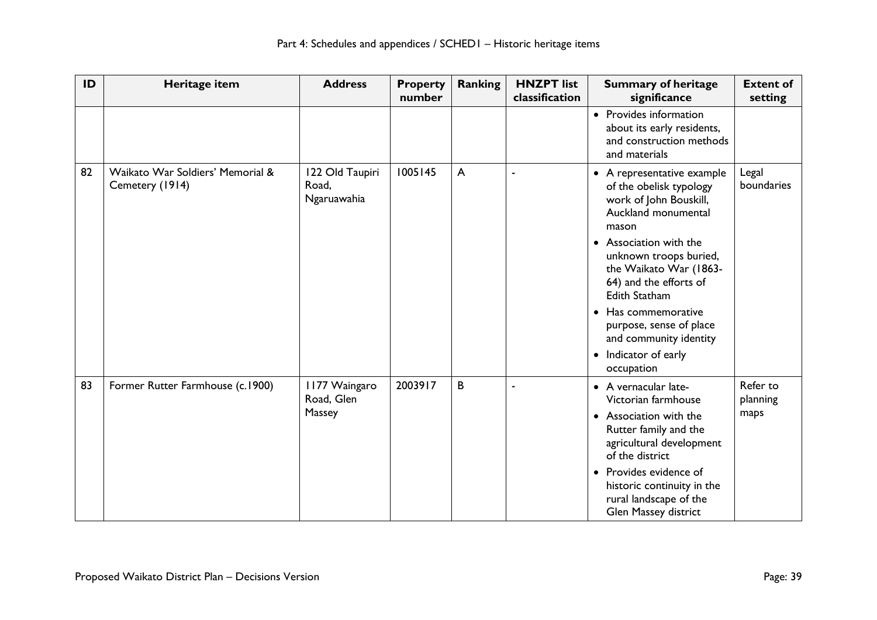| ID | Heritage item | Address | Property number | Ranking | HNZPT list classification | Summary of heritage significance | Extent of setting |
|---|---|---|---|---|---|---|---|
| | | | | | | • Provides information about its early residents, and construction methods and materials | |
| 82 | Waikato War Soldiers' Memorial & Cemetery (1914) | 122 Old Taupiri Road, Ngaruawahia | 1005145 | A | - | • A representative example of the obelisk typology work of John Bouskill, Auckland monumental mason<br>• Association with the unknown troops buried, the Waikato War (1863-64) and the efforts of Edith Statham<br>• Has commemorative purpose, sense of place and community identity<br>• Indicator of early occupation | Legal boundaries |
| 83 | Former Rutter Farmhouse (c.1900) | 1177 Waingaro Road, Glen Massey | 2003917 | B | - | • A vernacular late-Victorian farmhouse<br>• Association with the Rutter family and the agricultural development of the district<br>• Provides evidence of historic continuity in the rural landscape of the Glen Massey district | Refer to planning maps |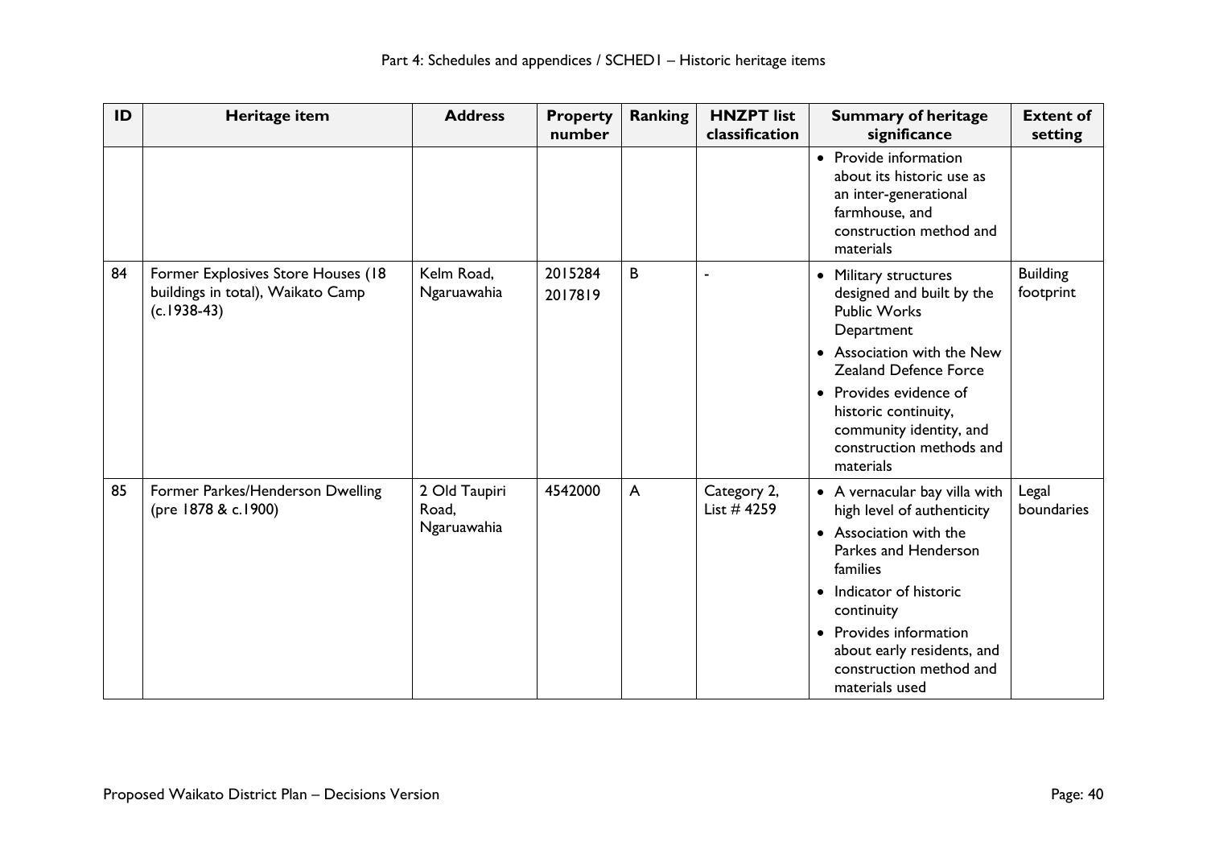| ID | Heritage item | Address | Property number | Ranking | HNZPT list classification | Summary of heritage significance | Extent of setting |
|---|---|---|---|---|---|---|---|
| | | | | | | • Provide information about its historic use as an inter-generational farmhouse, and construction method and materials | |
| 84 | Former Explosives Store Houses (18 buildings in total), Waikato Camp (c.1938-43) | Kelm Road, Ngaruawahia | 2015284 2017819 | B | - | • Military structures designed and built by the Public Works Department • Association with the New Zealand Defence Force • Provides evidence of historic continuity, community identity, and construction methods and materials | Building footprint |
| 85 | Former Parkes/Henderson Dwelling (pre 1878 & c.1900) | 2 Old Taupiri Road, Ngaruawahia | 4542000 | A | Category 2, List # 4259 | • A vernacular bay villa with high level of authenticity • Association with the Parkes and Henderson families • Indicator of historic continuity • Provides information about early residents, and construction method and materials used | Legal boundaries |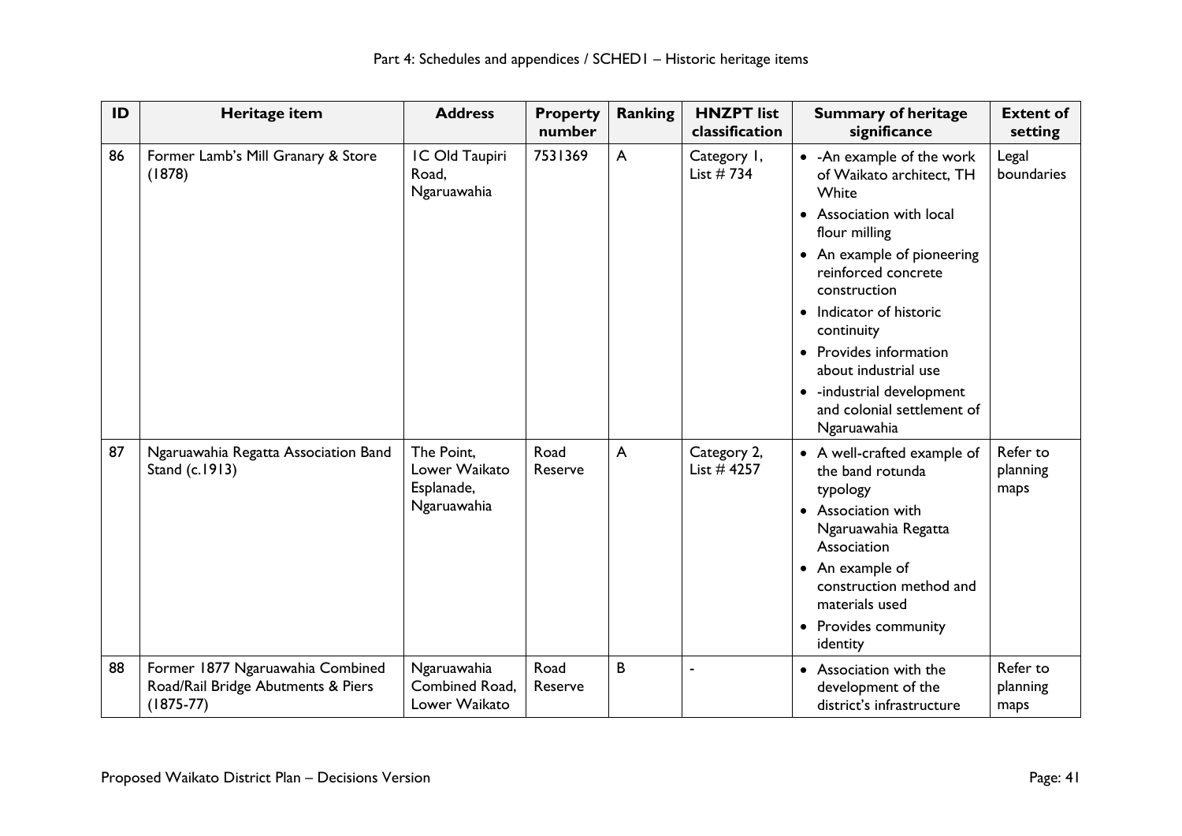| ID | Heritage item | Address | Property number | Ranking | HNZPT list classification | Summary of heritage significance | Extent of setting |
|---|---|---|---|---|---|---|---|
| 86 | Former Lamb's Mill Granary & Store (1878) | 1C Old Taupiri Road, Ngaruawahia | 7531369 | A | Category 1, List # 734 | • -An example of the work of Waikato architect, TH White<br>• Association with local flour milling<br>• An example of pioneering reinforced concrete construction<br>• Indicator of historic continuity<br>• Provides information about industrial use<br>• -industrial development and colonial settlement of Ngaruawahia | Legal boundaries |
| 87 | Ngaruawahia Regatta Association Band Stand (c.1913) | The Point, Lower Waikato Esplanade, Ngaruawahia | Road Reserve | A | Category 2, List # 4257 | • A well-crafted example of the band rotunda typology<br>• Association with Ngaruawahia Regatta Association<br>• An example of construction method and materials used<br>• Provides community identity | Refer to planning maps |
| 88 | Former 1877 Ngaruawahia Combined Road/Rail Bridge Abutments & Piers (1875-77) | Ngaruawahia Combined Road, Lower Waikato | Road Reserve | B | - | • Association with the development of the district's infrastructure | Refer to planning maps |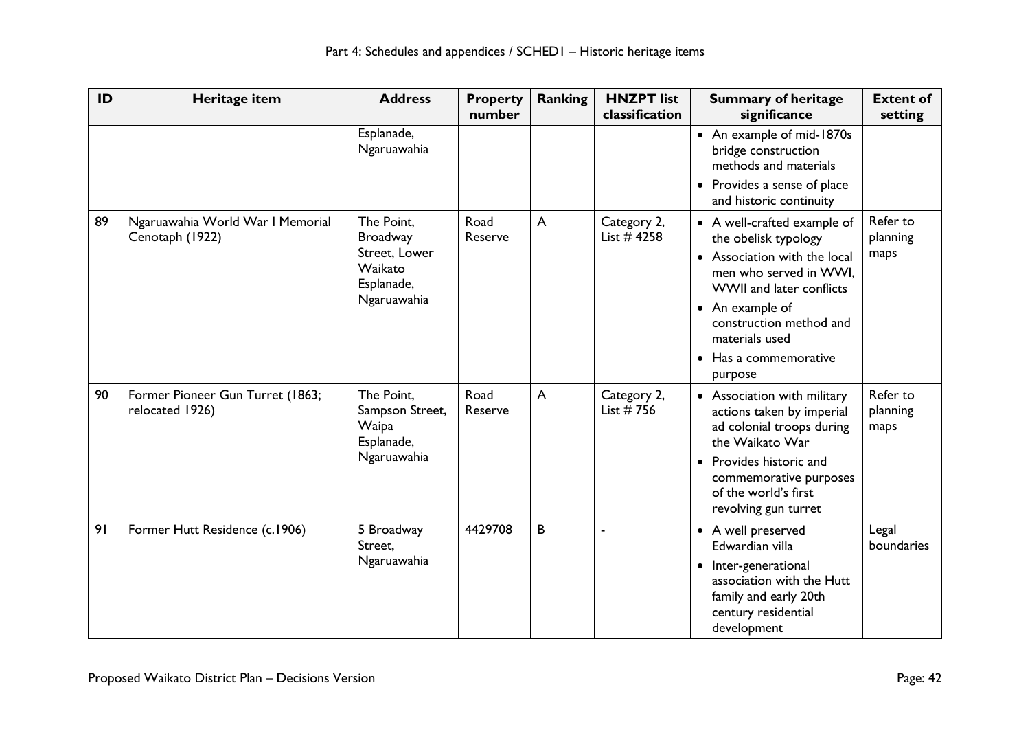| ID | Heritage item | Address | Property number | Ranking | HNZPT list classification | Summary of heritage significance | Extent of setting |
|---|---|---|---|---|---|---|---|
| | | Esplanade, Ngaruawahia | | | | • An example of mid-1870s bridge construction methods and materials<br>• Provides a sense of place and historic continuity | |
| 89 | Ngaruawahia World War I Memorial Cenotaph (1922) | The Point, Broadway Street, Lower Waikato Esplanade, Ngaruawahia | Road Reserve | A | Category 2, List # 4258 | • A well-crafted example of the obelisk typology<br>• Association with the local men who served in WWI, WWII and later conflicts<br>• An example of construction method and materials used<br>• Has a commemorative purpose | Refer to planning maps |
| 90 | Former Pioneer Gun Turret (1863; relocated 1926) | The Point, Sampson Street, Waipa Esplanade, Ngaruawahia | Road Reserve | A | Category 2, List # 756 | • Association with military actions taken by imperial ad colonial troops during the Waikato War<br>• Provides historic and commemorative purposes of the world's first revolving gun turret | Refer to planning maps |
| 91 | Former Hutt Residence (c.1906) | 5 Broadway Street, Ngaruawahia | 4429708 | B | - | • A well preserved Edwardian villa<br>• Inter-generational association with the Hutt family and early 20th century residential development | Legal boundaries |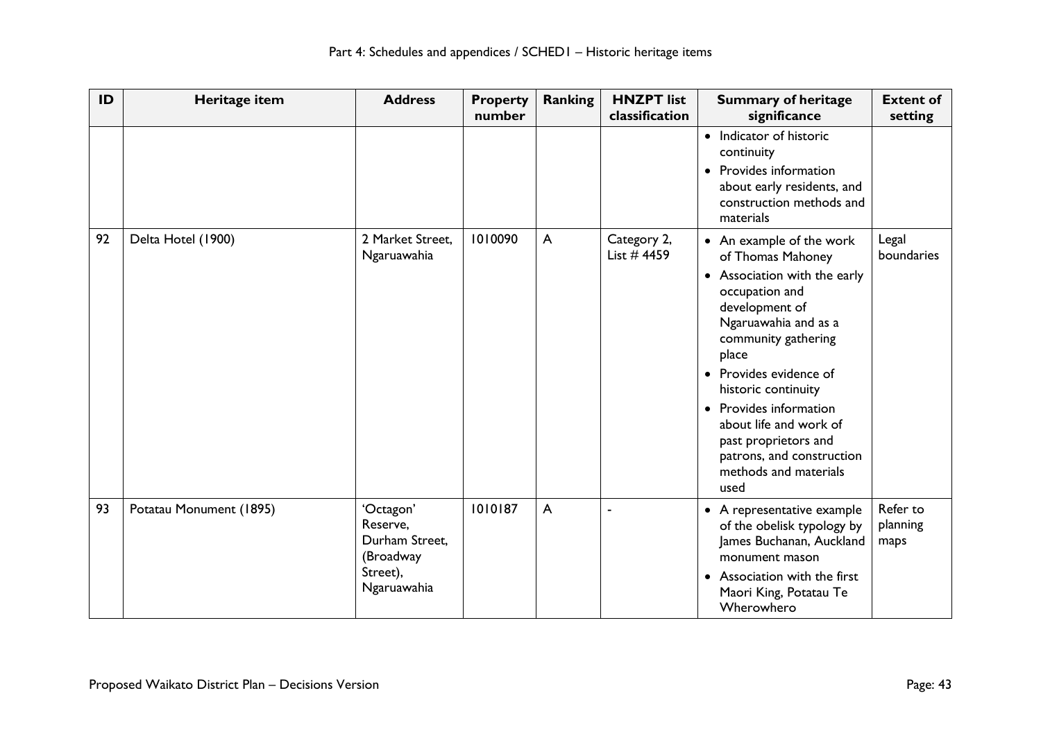| ID | Heritage item | Address | Property number | Ranking | HNZPT list classification | Summary of heritage significance | Extent of setting |
|---|---|---|---|---|---|---|---|
| | | | | | | • Indicator of historic continuity<br>• Provides information about early residents, and construction methods and materials | |
| 92 | Delta Hotel (1900) | 2 Market Street, Ngaruawahia | 1010090 | A | Category 2, List # 4459 | • An example of the work of Thomas Mahoney<br>• Association with the early occupation and development of Ngaruawahia and as a community gathering place<br>• Provides evidence of historic continuity<br>• Provides information about life and work of past proprietors and patrons, and construction methods and materials used | Legal boundaries |
| 93 | Potatau Monument (1895) | 'Octagon' Reserve, Durham Street, (Broadway Street), Ngaruawahia | 1010187 | A | - | • A representative example of the obelisk typology by James Buchanan, Auckland monument mason<br>• Association with the first Maori King, Potatau Te Wherowhero | Refer to planning maps |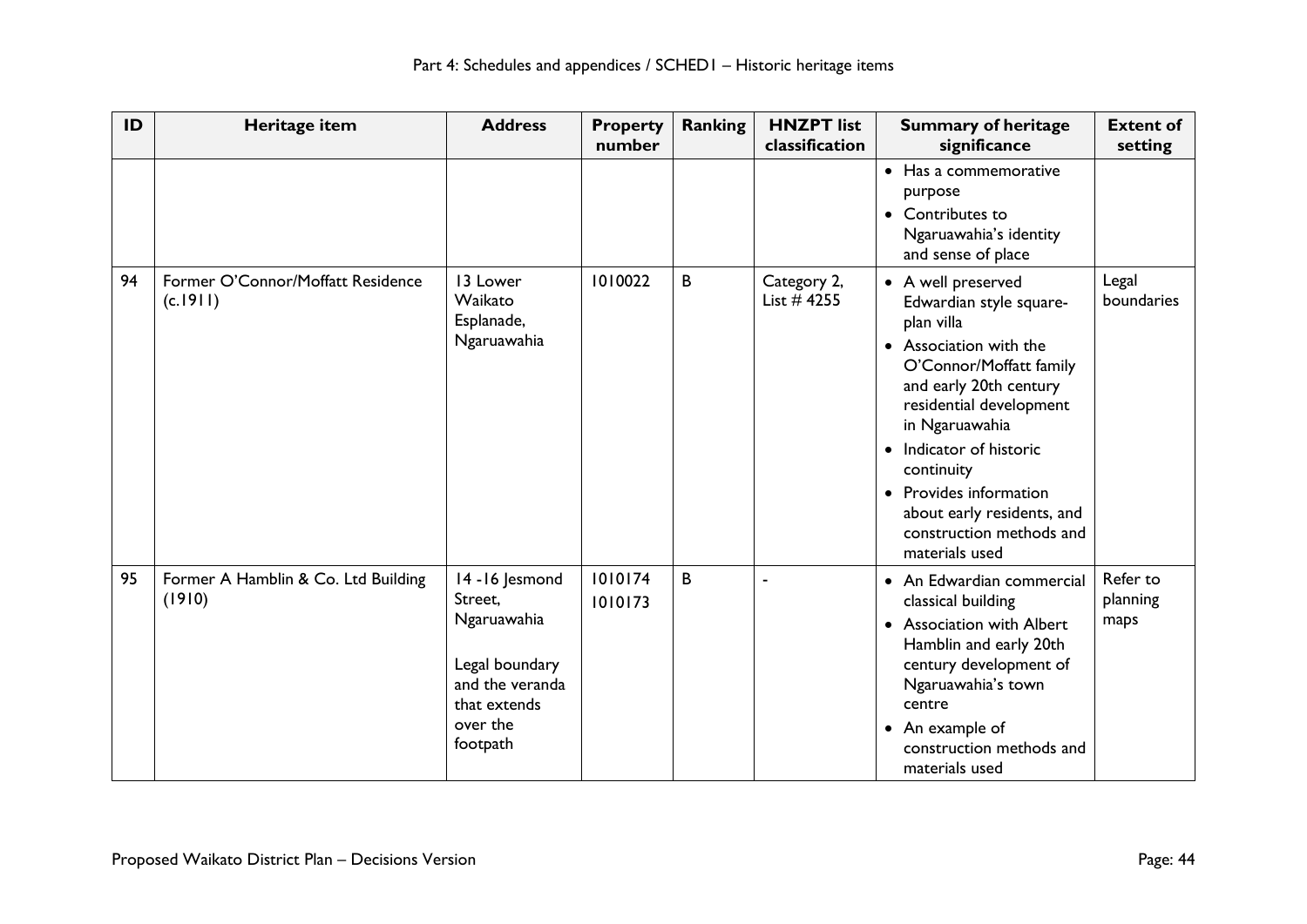| ID | Heritage item | Address | Property number | Ranking | HNZPT list classification | Summary of heritage significance | Extent of setting |
|---|---|---|---|---|---|---|---|
| | | | | | | • Has a commemorative purpose<br>• Contributes to Ngaruawahia's identity and sense of place | |
| 94 | Former O'Connor/Moffatt Residence (c.1911) | 13 Lower Waikato Esplanade, Ngaruawahia | 1010022 | B | Category 2, List # 4255 | • A well preserved Edwardian style square-plan villa<br>• Association with the O'Connor/Moffatt family and early 20th century residential development in Ngaruawahia<br>• Indicator of historic continuity<br>• Provides information about early residents, and construction methods and materials used | Legal boundaries |
| 95 | Former A Hamblin & Co. Ltd Building (1910) | 14 -16 Jesmond Street, Ngaruawahia<br><br>Legal boundary and the veranda that extends over the footpath | 1010174<br>1010173 | B | - | • An Edwardian commercial classical building<br>• Association with Albert Hamblin and early 20th century development of Ngaruawahia's town centre<br>• An example of construction methods and materials used | Refer to planning maps |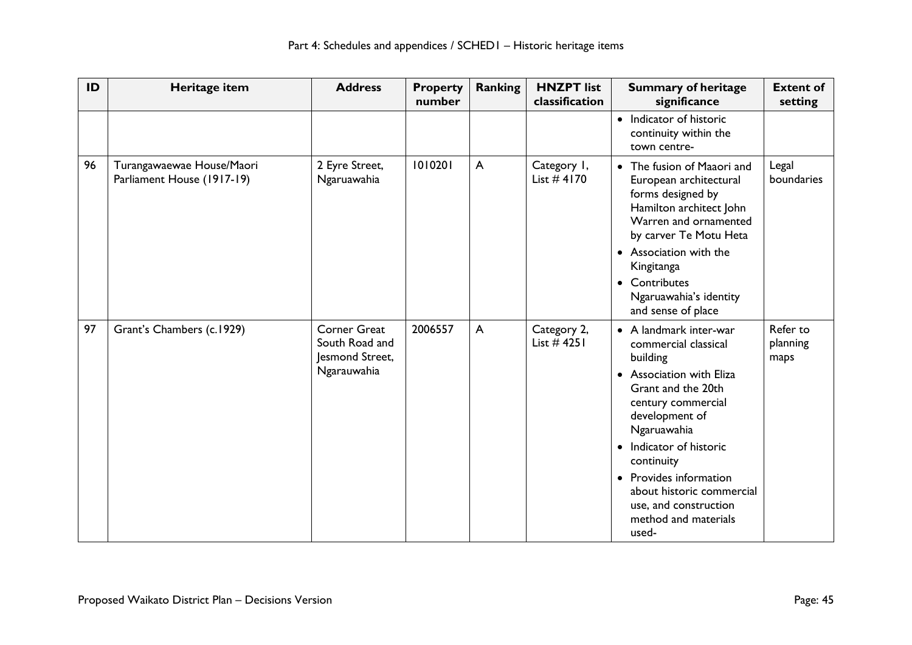| ID | Heritage item | Address | Property number | Ranking | HNZPT list classification | Summary of heritage significance | Extent of setting |
|---|---|---|---|---|---|---|---|
| | | | | | | • Indicator of historic continuity within the town centre- | |
| 96 | Turangawaewae House/Maori Parliament House (1917-19) | 2 Eyre Street, Ngaruawahia | 1010201 | A | Category 1, List # 4170 | • The fusion of Maaori and European architectural forms designed by Hamilton architect John Warren and ornamented by carver Te Motu Heta<br>• Association with the Kingitanga<br>• Contributes Ngaruawahia's identity and sense of place | Legal boundaries |
| 97 | Grant's Chambers (c.1929) | Corner Great South Road and Jesmond Street, Ngarauwahia | 2006557 | A | Category 2, List # 4251 | • A landmark inter-war commercial classical building<br>• Association with Eliza Grant and the 20th century commercial development of Ngaruawahia<br>• Indicator of historic continuity<br>• Provides information about historic commercial use, and construction method and materials used- | Refer to planning maps |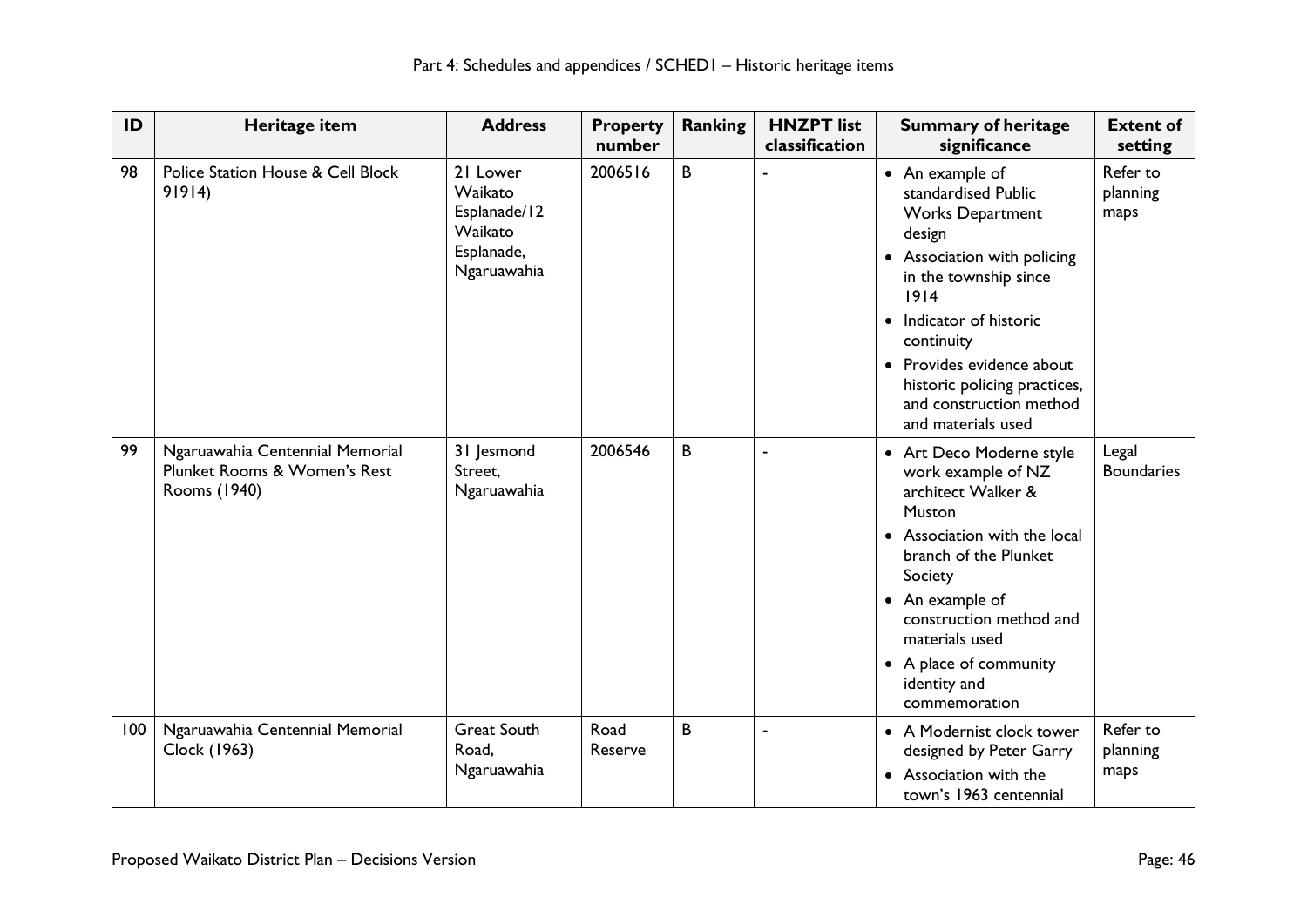| ID | Heritage item | Address | Property number | Ranking | HNZPT list classification | Summary of heritage significance | Extent of setting |
|---|---|---|---|---|---|---|---|
| 98 | Police Station House & Cell Block 91914) | 21 Lower Waikato Esplanade/12 Waikato Esplanade, Ngaruawahia | 2006516 | B | - | • An example of standardised Public Works Department design<br>• Association with policing in the township since 1914<br>• Indicator of historic continuity<br>• Provides evidence about historic policing practices, and construction method and materials used | Refer to planning maps |
| 99 | Ngaruawahia Centennial Memorial Plunket Rooms & Women's Rest Rooms (1940) | 31 Jesmond Street, Ngaruawahia | 2006546 | B | - | • Art Deco Moderne style work example of NZ architect Walker & Muston<br>• Association with the local branch of the Plunket Society<br>• An example of construction method and materials used<br>• A place of community identity and commemoration | Legal Boundaries |
| 100 | Ngaruawahia Centennial Memorial Clock (1963) | Great South Road, Ngaruawahia | Road Reserve | B | - | • A Modernist clock tower designed by Peter Garry<br>• Association with the town's 1963 centennial | Refer to planning maps |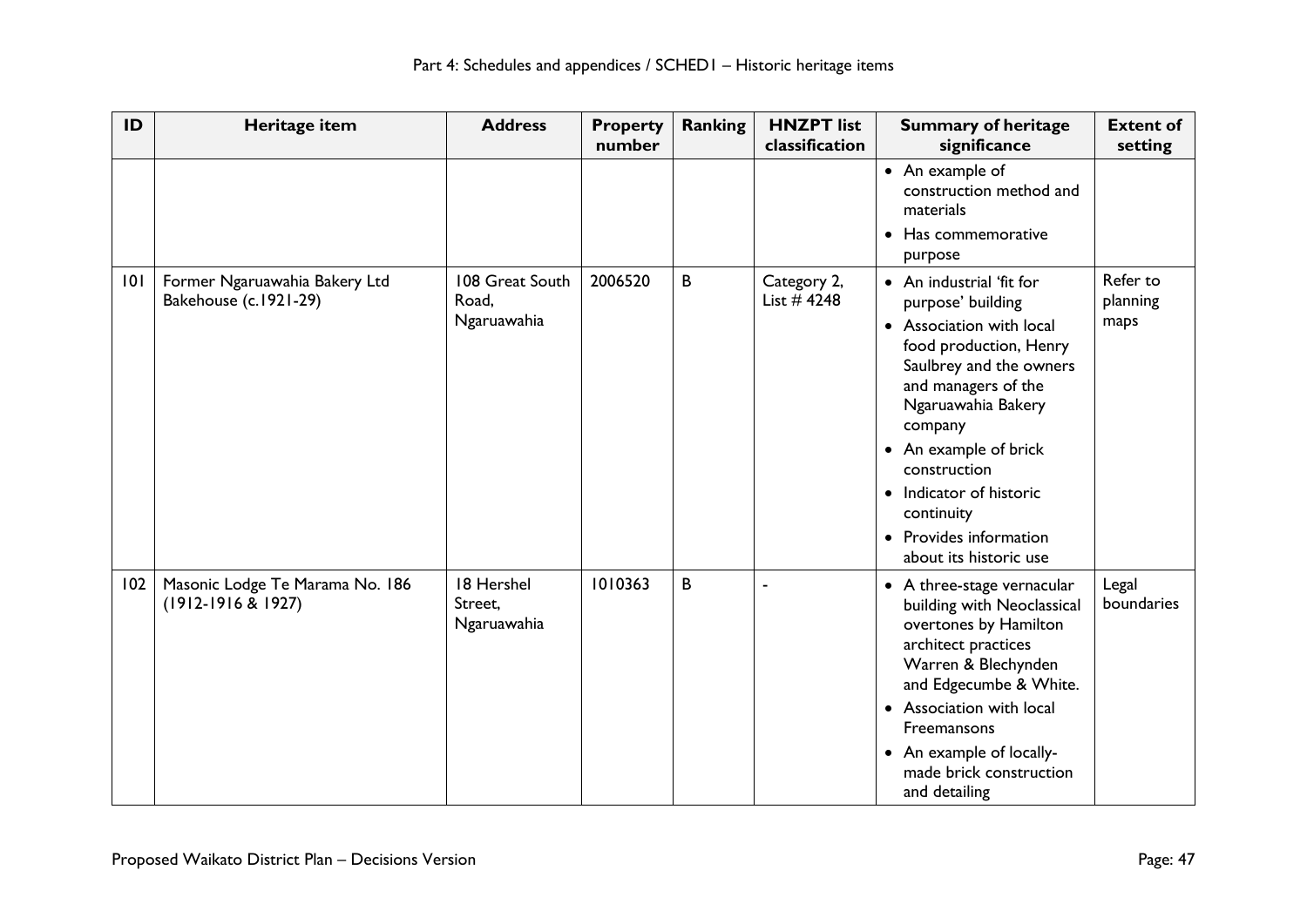| ID | Heritage item | Address | Property number | Ranking | HNZPT list classification | Summary of heritage significance | Extent of setting |
|---|---|---|---|---|---|---|---|
| | | | | | | • An example of construction method and materials<br>• Has commemorative purpose | |
| 101 | Former Ngaruawahia Bakery Ltd Bakehouse (c.1921-29) | 108 Great South Road, Ngaruawahia | 2006520 | B | Category 2, List # 4248 | • An industrial 'fit for purpose' building<br>• Association with local food production, Henry Saulbrey and the owners and managers of the Ngaruawahia Bakery company<br>• An example of brick construction<br>• Indicator of historic continuity<br>• Provides information about its historic use | Refer to planning maps |
| 102 | Masonic Lodge Te Marama No. 186 (1912-1916 & 1927) | 18 Hershel Street, Ngaruawahia | 1010363 | B | - | • A three-stage vernacular building with Neoclassical overtones by Hamilton architect practices Warren & Blechynden and Edgecumbe & White.<br>• Association with local Freemansons<br>• An example of locally-made brick construction and detailing | Legal boundaries |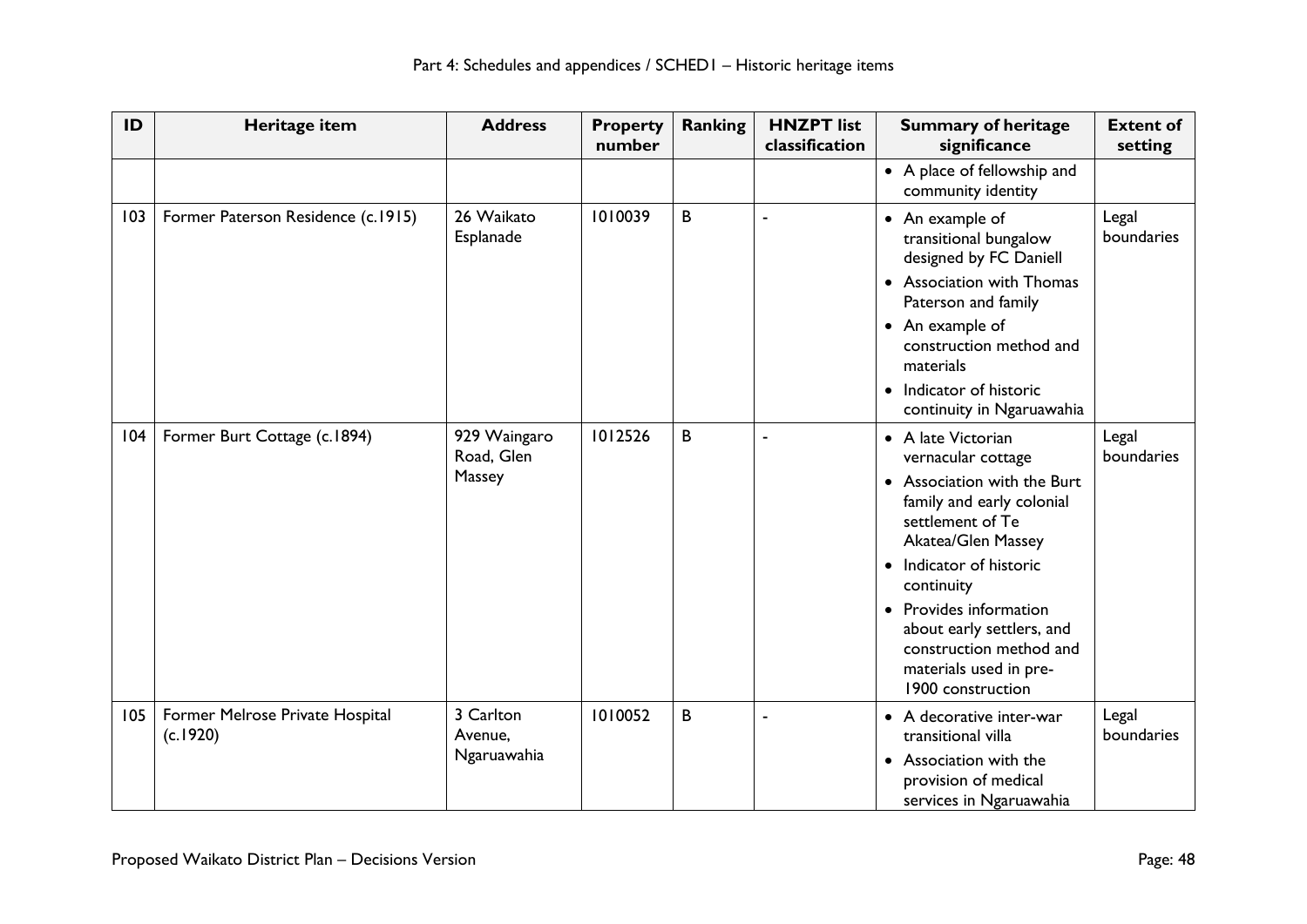| ID | Heritage item | Address | Property number | Ranking | HNZPT list classification | Summary of heritage significance | Extent of setting |
|---|---|---|---|---|---|---|---|
| | | | | | | • A place of fellowship and community identity | |
| 103 | Former Paterson Residence (c.1915) | 26 Waikato Esplanade | 1010039 | B | - | • An example of transitional bungalow designed by FC Daniell<br>• Association with Thomas Paterson and family<br>• An example of construction method and materials<br>• Indicator of historic continuity in Ngaruawahia | Legal boundaries |
| 104 | Former Burt Cottage (c.1894) | 929 Waingaro Road, Glen Massey | 1012526 | B | - | • A late Victorian vernacular cottage<br>• Association with the Burt family and early colonial settlement of Te Akatea/Glen Massey<br>• Indicator of historic continuity<br>• Provides information about early settlers, and construction method and materials used in pre-1900 construction | Legal boundaries |
| 105 | Former Melrose Private Hospital (c.1920) | 3 Carlton Avenue, Ngaruawahia | 1010052 | B | - | • A decorative inter-war transitional villa<br>• Association with the provision of medical services in Ngaruawahia | Legal boundaries |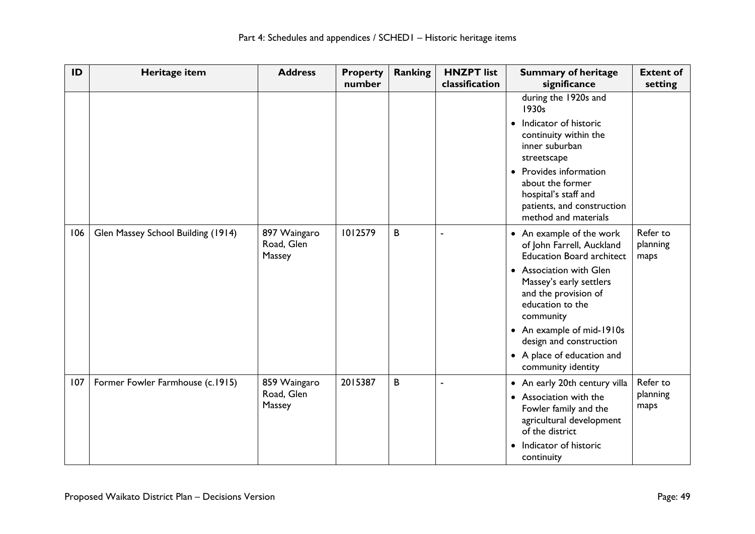| ID | Heritage item | Address | Property number | Ranking | HNZPT list classification | Summary of heritage significance | Extent of setting |
|---|---|---|---|---|---|---|---|
| | | | | | | during the 1920s and 1930s<br>• Indicator of historic continuity within the inner suburban streetscape<br>• Provides information about the former hospital's staff and patients, and construction method and materials | |
| 106 | Glen Massey School Building (1914) | 897 Waingaro Road, Glen Massey | 1012579 | B | - | • An example of the work of John Farrell, Auckland Education Board architect<br>• Association with Glen Massey's early settlers and the provision of education to the community<br>• An example of mid-1910s design and construction<br>• A place of education and community identity | Refer to planning maps |
| 107 | Former Fowler Farmhouse (c.1915) | 859 Waingaro Road, Glen Massey | 2015387 | B | - | • An early 20th century villa<br>• Association with the Fowler family and the agricultural development of the district<br>• Indicator of historic continuity | Refer to planning maps |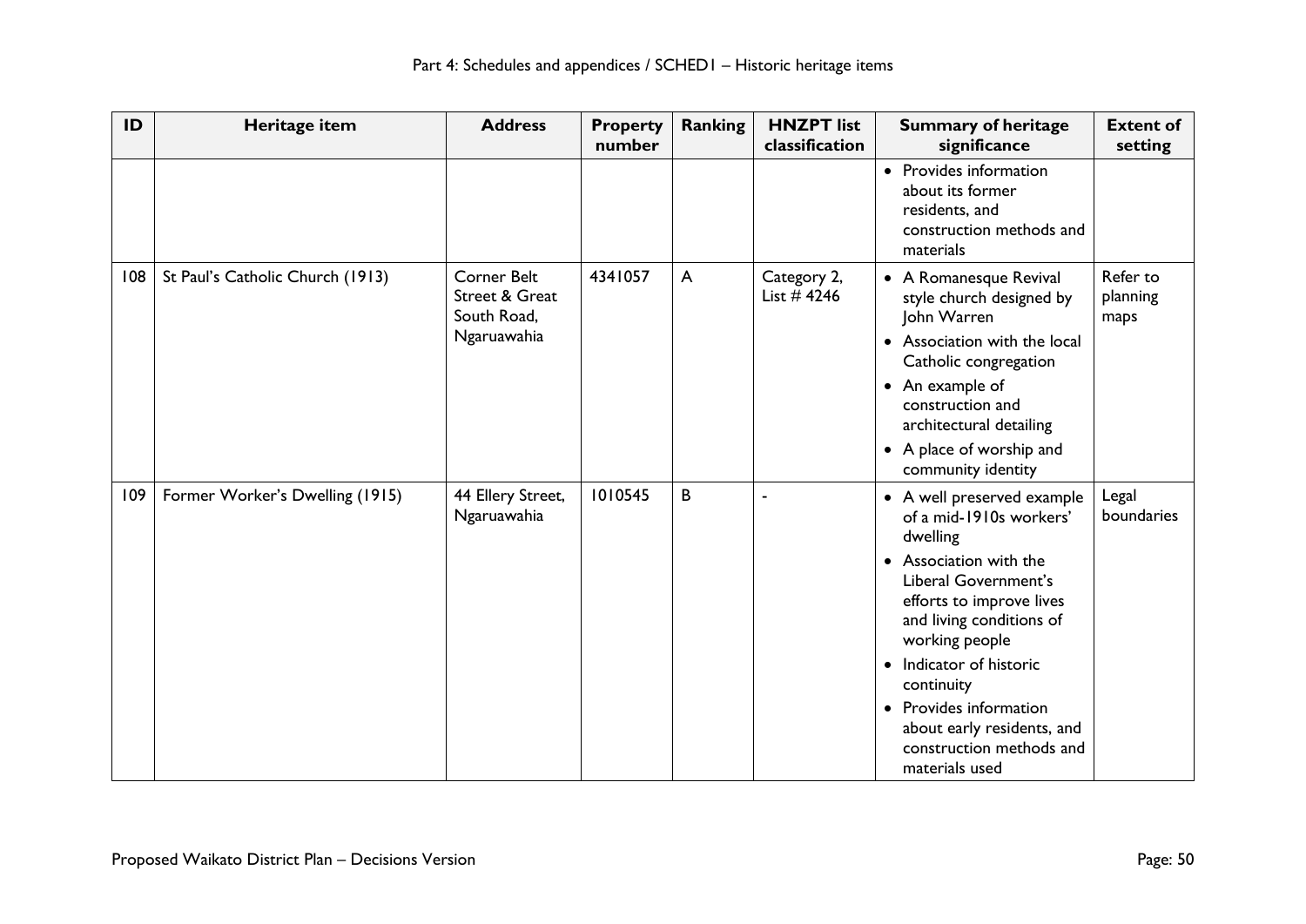| ID | Heritage item | Address | Property number | Ranking | HNZPT list classification | Summary of heritage significance | Extent of setting |
|---|---|---|---|---|---|---|---|
| | | | | | | • Provides information about its former residents, and construction methods and materials | |
| 108 | St Paul's Catholic Church (1913) | Corner Belt Street & Great South Road, Ngaruawahia | 4341057 | A | Category 2, List # 4246 | • A Romanesque Revival style church designed by John Warren<br>• Association with the local Catholic congregation<br>• An example of construction and architectural detailing<br>• A place of worship and community identity | Refer to planning maps |
| 109 | Former Worker's Dwelling (1915) | 44 Ellery Street, Ngaruawahia | 1010545 | B | - | • A well preserved example of a mid-1910s workers' dwelling<br>• Association with the Liberal Government's efforts to improve lives and living conditions of working people<br>• Indicator of historic continuity<br>• Provides information about early residents, and construction methods and materials used | Legal boundaries |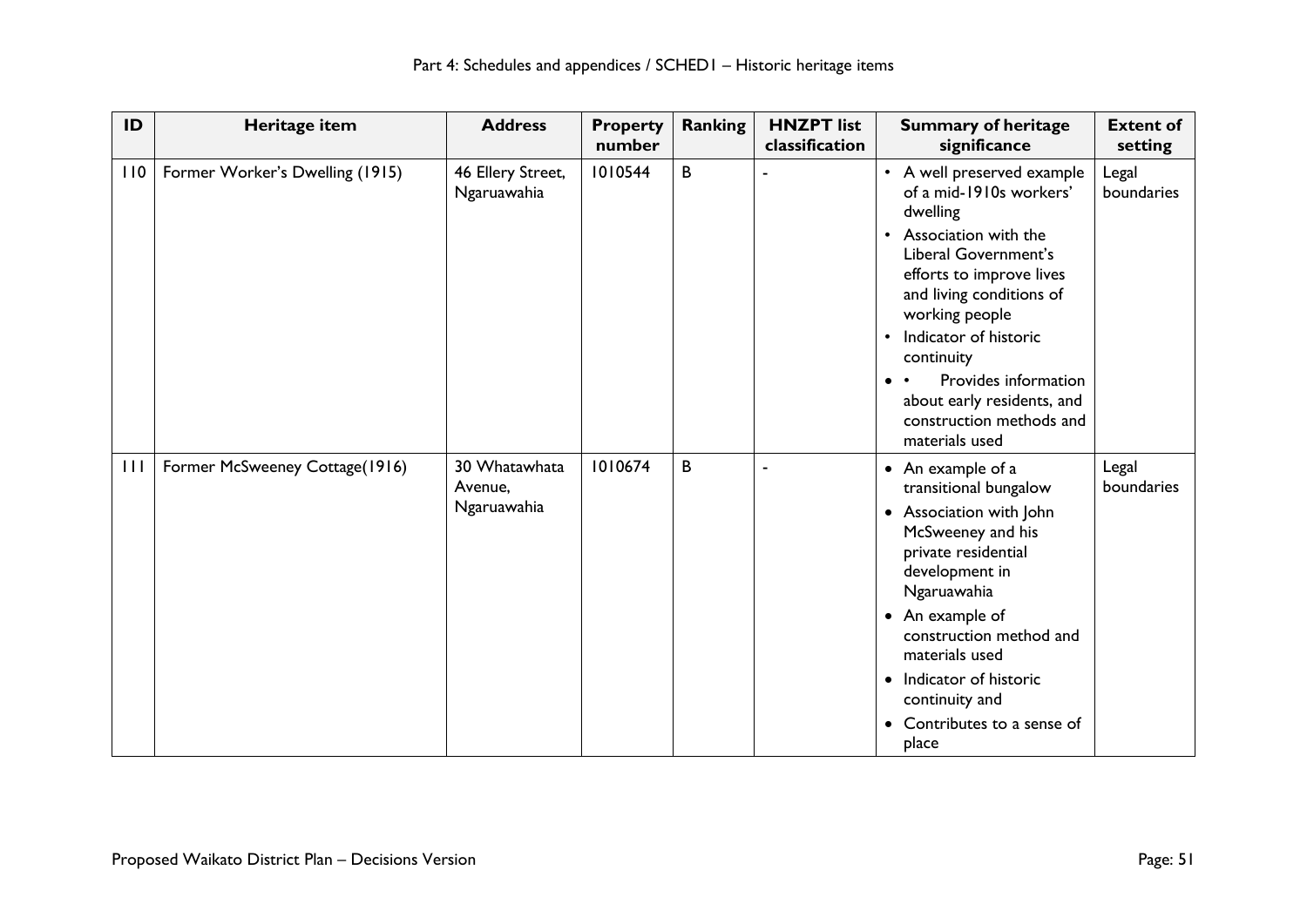| ID | Heritage item | Address | Property number | Ranking | HNZPT list classification | Summary of heritage significance | Extent of setting |
|---|---|---|---|---|---|---|---|
| 110 | Former Worker's Dwelling (1915) | 46 Ellery Street, Ngaruawahia | 1010544 | B | - | • A well preserved example of a mid-1910s workers' dwelling<br>• Association with the Liberal Government's efforts to improve lives and living conditions of working people<br>• Indicator of historic continuity<br>• • Provides information about early residents, and construction methods and materials used | Legal boundaries |
| 111 | Former McSweeney Cottage(1916) | 30 Whatawhata Avenue, Ngaruawahia | 1010674 | B | - | • An example of a transitional bungalow<br>• Association with John McSweeney and his private residential development in Ngaruawahia<br>• An example of construction method and materials used<br>• Indicator of historic continuity and<br>• Contributes to a sense of place | Legal boundaries |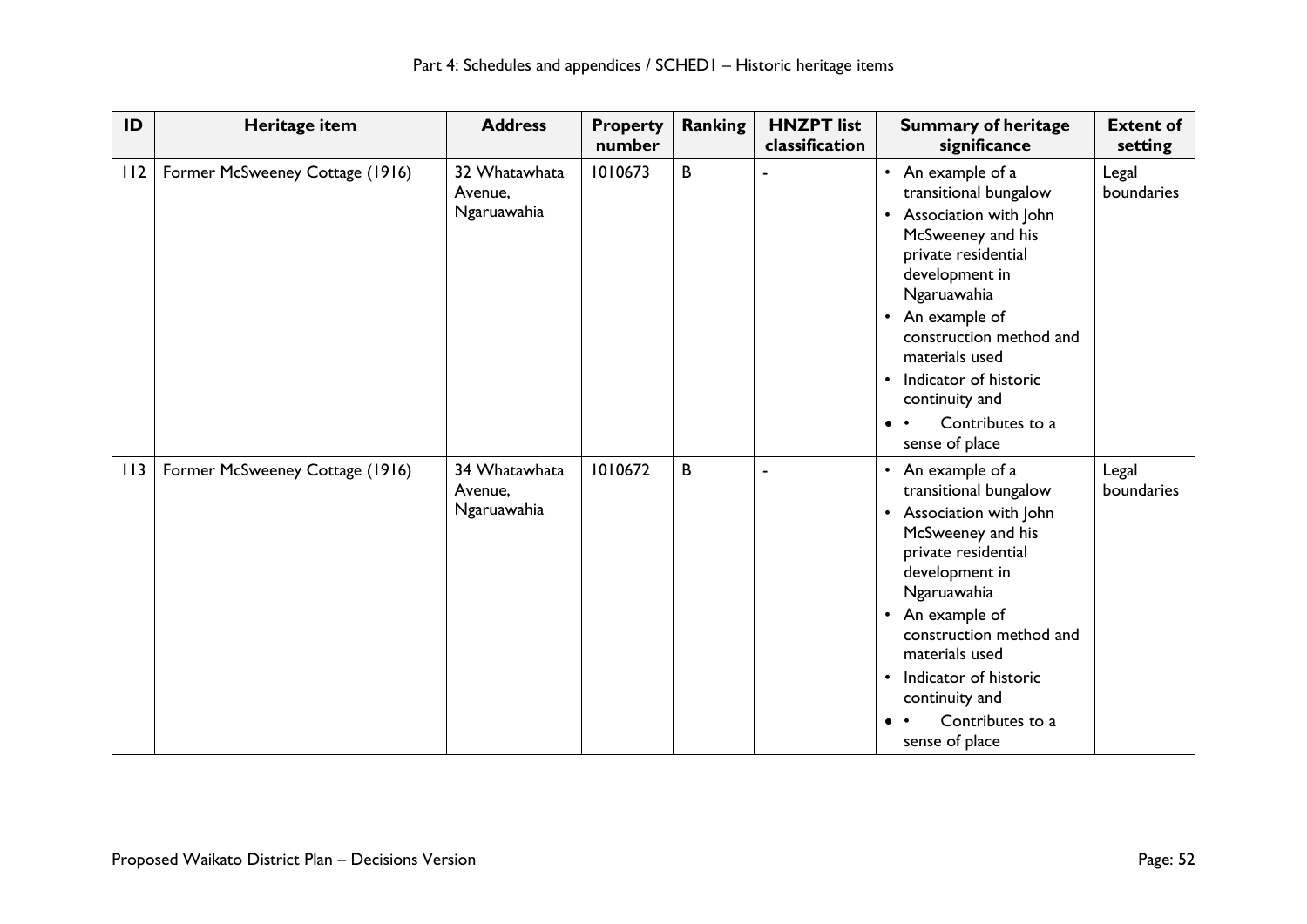| ID | Heritage item | Address | Property number | Ranking | HNZPT list classification | Summary of heritage significance | Extent of setting |
|---|---|---|---|---|---|---|---|
| 112 | Former McSweeney Cottage (1916) | 32 Whatawhata Avenue, Ngaruawahia | 1010673 | B | - | • An example of a transitional bungalow<br>• Association with John McSweeney and his private residential development in Ngaruawahia<br>• An example of construction method and materials used<br>• Indicator of historic continuity and<br>• • Contributes to a sense of place | Legal boundaries |
| 113 | Former McSweeney Cottage (1916) | 34 Whatawhata Avenue, Ngaruawahia | 1010672 | B | - | • An example of a transitional bungalow<br>• Association with John McSweeney and his private residential development in Ngaruawahia<br>• An example of construction method and materials used<br>• Indicator of historic continuity and<br>• • Contributes to a sense of place | Legal boundaries |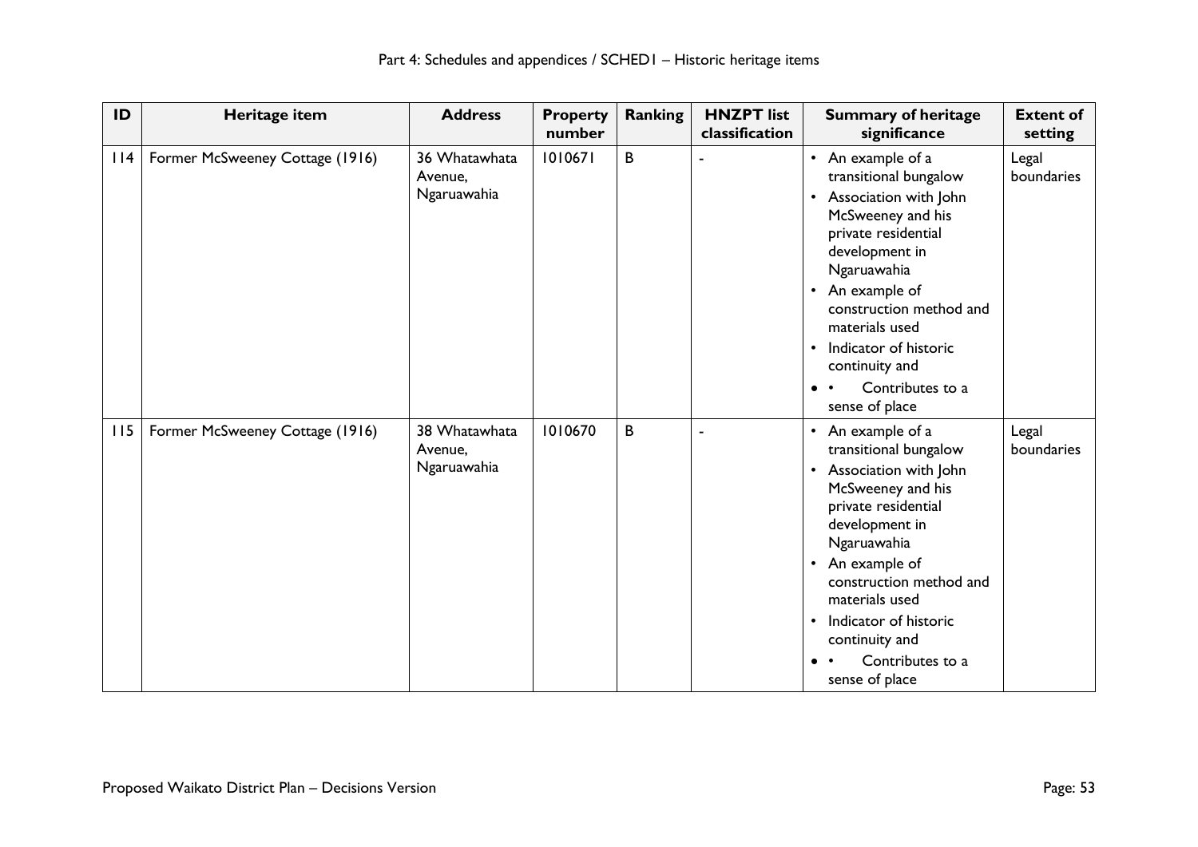| ID | Heritage item | Address | Property number | Ranking | HNZPT list classification | Summary of heritage significance | Extent of setting |
|---|---|---|---|---|---|---|---|
| 114 | Former McSweeney Cottage (1916) | 36 Whatawhata Avenue, Ngaruawahia | 1010671 | B | - | • An example of a transitional bungalow<br>• Association with John McSweeney and his private residential development in Ngaruawahia<br>• An example of construction method and materials used<br>• Indicator of historic continuity and<br>• • Contributes to a sense of place | Legal boundaries |
| 115 | Former McSweeney Cottage (1916) | 38 Whatawhata Avenue, Ngaruawahia | 1010670 | B | - | • An example of a transitional bungalow<br>• Association with John McSweeney and his private residential development in Ngaruawahia<br>• An example of construction method and materials used<br>• Indicator of historic continuity and<br>• • Contributes to a sense of place | Legal boundaries |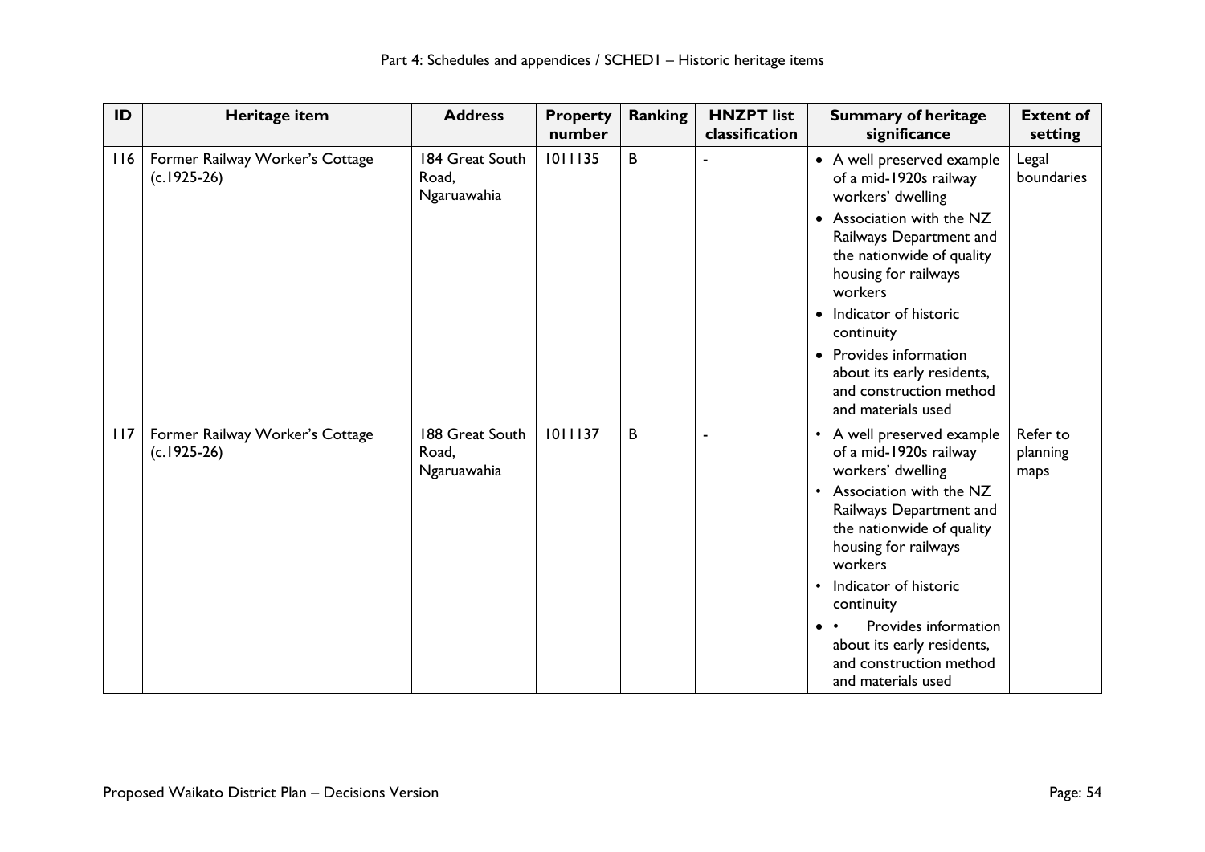| ID | Heritage item | Address | Property number | Ranking | HNZPT list classification | Summary of heritage significance | Extent of setting |
|---|---|---|---|---|---|---|---|
| 116 | Former Railway Worker's Cottage (c.1925-26) | 184 Great South Road, Ngaruawahia | 1011135 | B | - | • A well preserved example of a mid-1920s railway workers' dwelling<br>• Association with the NZ Railways Department and the nationwide of quality housing for railways workers<br>• Indicator of historic continuity<br>• Provides information about its early residents, and construction method and materials used | Legal boundaries |
| 117 | Former Railway Worker's Cottage (c.1925-26) | 188 Great South Road, Ngaruawahia | 1011137 | B | - | • A well preserved example of a mid-1920s railway workers' dwelling<br>• Association with the NZ Railways Department and the nationwide of quality housing for railways workers<br>• Indicator of historic continuity<br>• • Provides information about its early residents, and construction method and materials used | Refer to planning maps |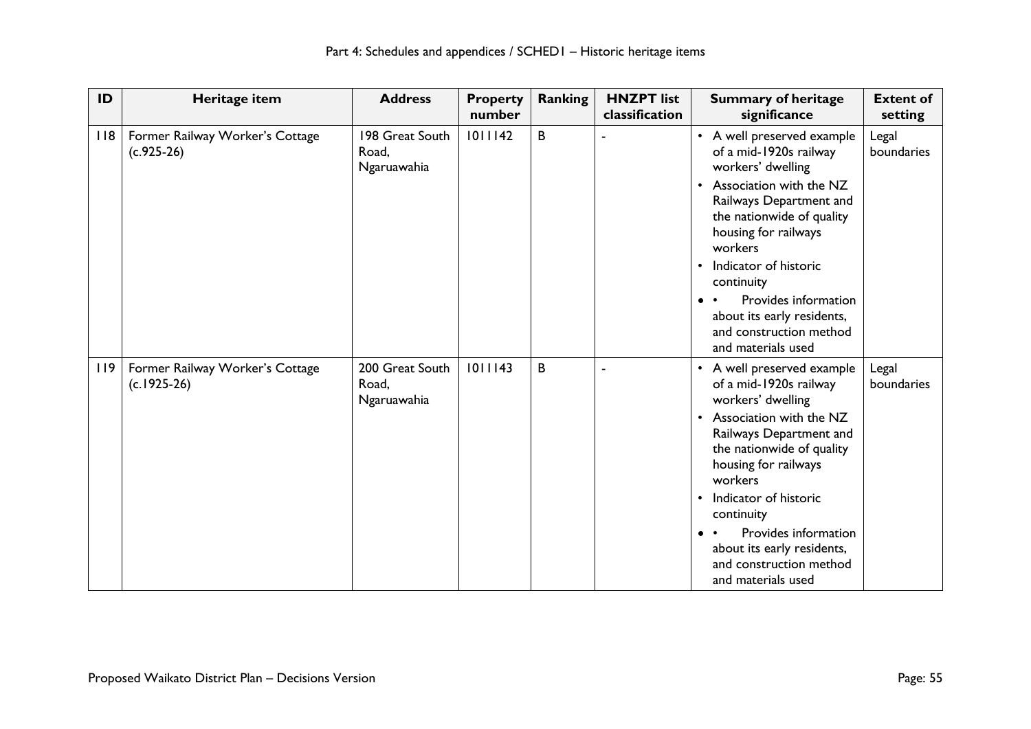| ID | Heritage item | Address | Property number | Ranking | HNZPT list classification | Summary of heritage significance | Extent of setting |
|---|---|---|---|---|---|---|---|
| 118 | Former Railway Worker's Cottage (c.925-26) | 198 Great South Road, Ngaruawahia | 1011142 | B | - | • A well preserved example of a mid-1920s railway workers' dwelling<br>• Association with the NZ Railways Department and the nationwide of quality housing for railways workers<br>• Indicator of historic continuity<br>• • Provides information about its early residents, and construction method and materials used | Legal boundaries |
| 119 | Former Railway Worker's Cottage (c.1925-26) | 200 Great South Road, Ngaruawahia | 1011143 | B | - | • A well preserved example of a mid-1920s railway workers' dwelling<br>• Association with the NZ Railways Department and the nationwide of quality housing for railways workers<br>• Indicator of historic continuity<br>• • Provides information about its early residents, and construction method and materials used | Legal boundaries |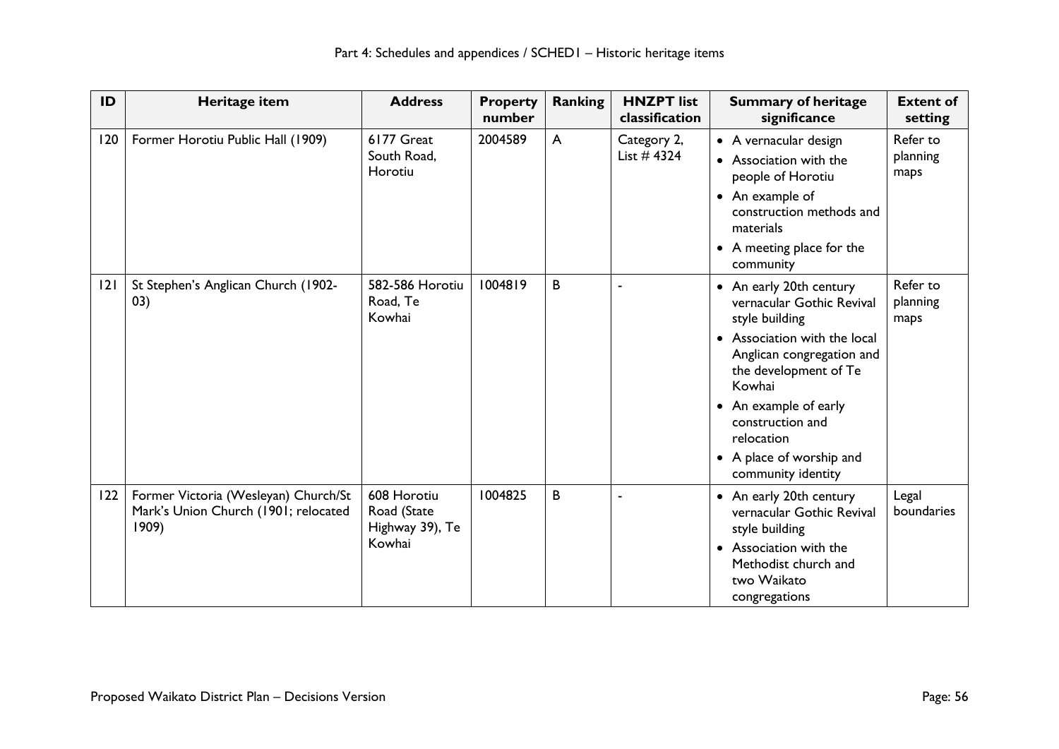| ID | Heritage item | Address | Property number | Ranking | HNZPT list classification | Summary of heritage significance | Extent of setting |
|---|---|---|---|---|---|---|---|
| 120 | Former Horotiu Public Hall (1909) | 6177 Great South Road, Horotiu | 2004589 | A | Category 2, List # 4324 | • A vernacular design<br>• Association with the people of Horotiu<br>• An example of construction methods and materials<br>• A meeting place for the community | Refer to planning maps |
| 121 | St Stephen's Anglican Church (1902-03) | 582-586 Horotiu Road, Te Kowhai | 1004819 | B | - | • An early 20th century vernacular Gothic Revival style building<br>• Association with the local Anglican congregation and the development of Te Kowhai<br>• An example of early construction and relocation<br>• A place of worship and community identity | Refer to planning maps |
| 122 | Former Victoria (Wesleyan) Church/St Mark's Union Church (1901; relocated 1909) | 608 Horotiu Road (State Highway 39), Te Kowhai | 1004825 | B | - | • An early 20th century vernacular Gothic Revival style building<br>• Association with the Methodist church and two Waikato congregations | Legal boundaries |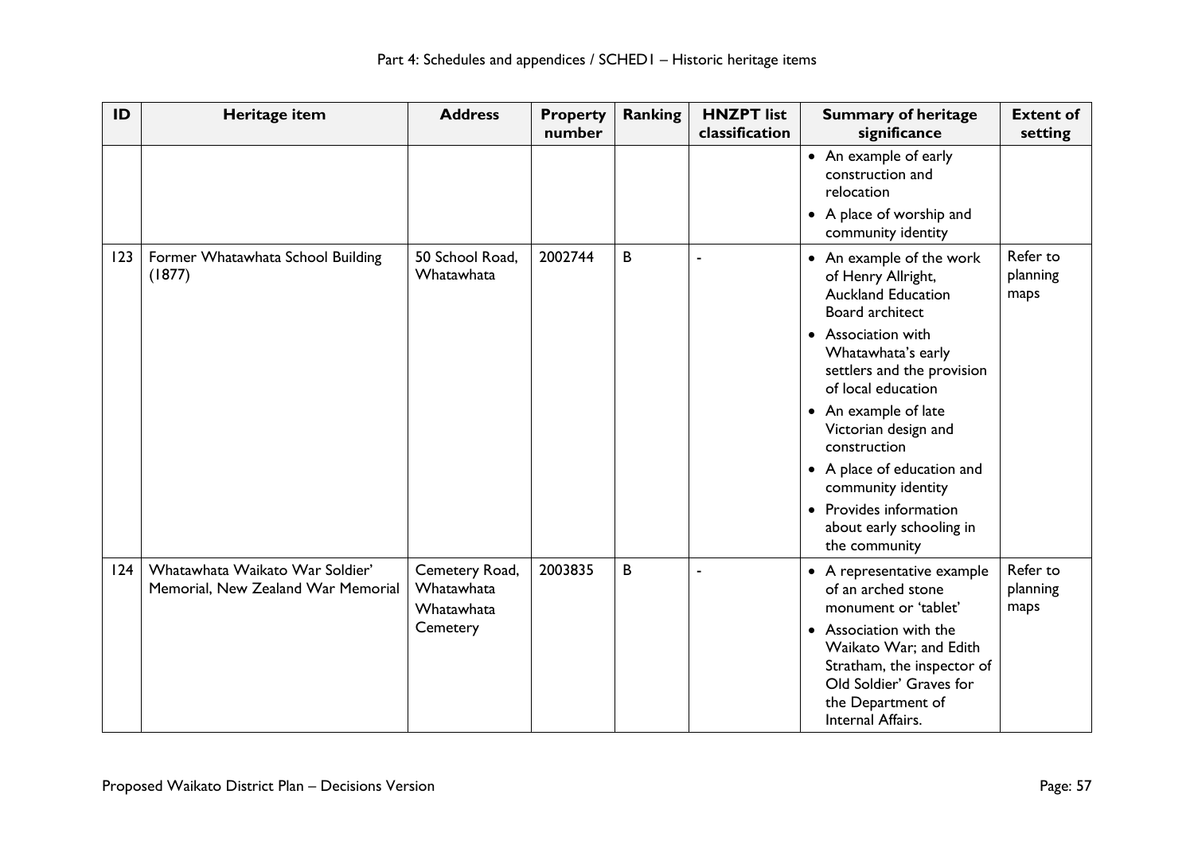| ID | Heritage item | Address | Property number | Ranking | HNZPT list classification | Summary of heritage significance | Extent of setting |
|---|---|---|---|---|---|---|---|
| | | | | | | • An example of early construction and relocation<br>• A place of worship and community identity | |
| 123 | Former Whatawhata School Building (1877) | 50 School Road, Whatawhata | 2002744 | B | - | • An example of the work of Henry Allright, Auckland Education Board architect<br>• Association with Whatawhata's early settlers and the provision of local education<br>• An example of late Victorian design and construction<br>• A place of education and community identity<br>• Provides information about early schooling in the community | Refer to planning maps |
| 124 | Whatawhata Waikato War Soldier' Memorial, New Zealand War Memorial | Cemetery Road, Whatawhata Whatawhata Cemetery | 2003835 | B | - | • A representative example of an arched stone monument or 'tablet'<br>• Association with the Waikato War; and Edith Stratham, the inspector of Old Soldier' Graves for the Department of Internal Affairs. | Refer to planning maps |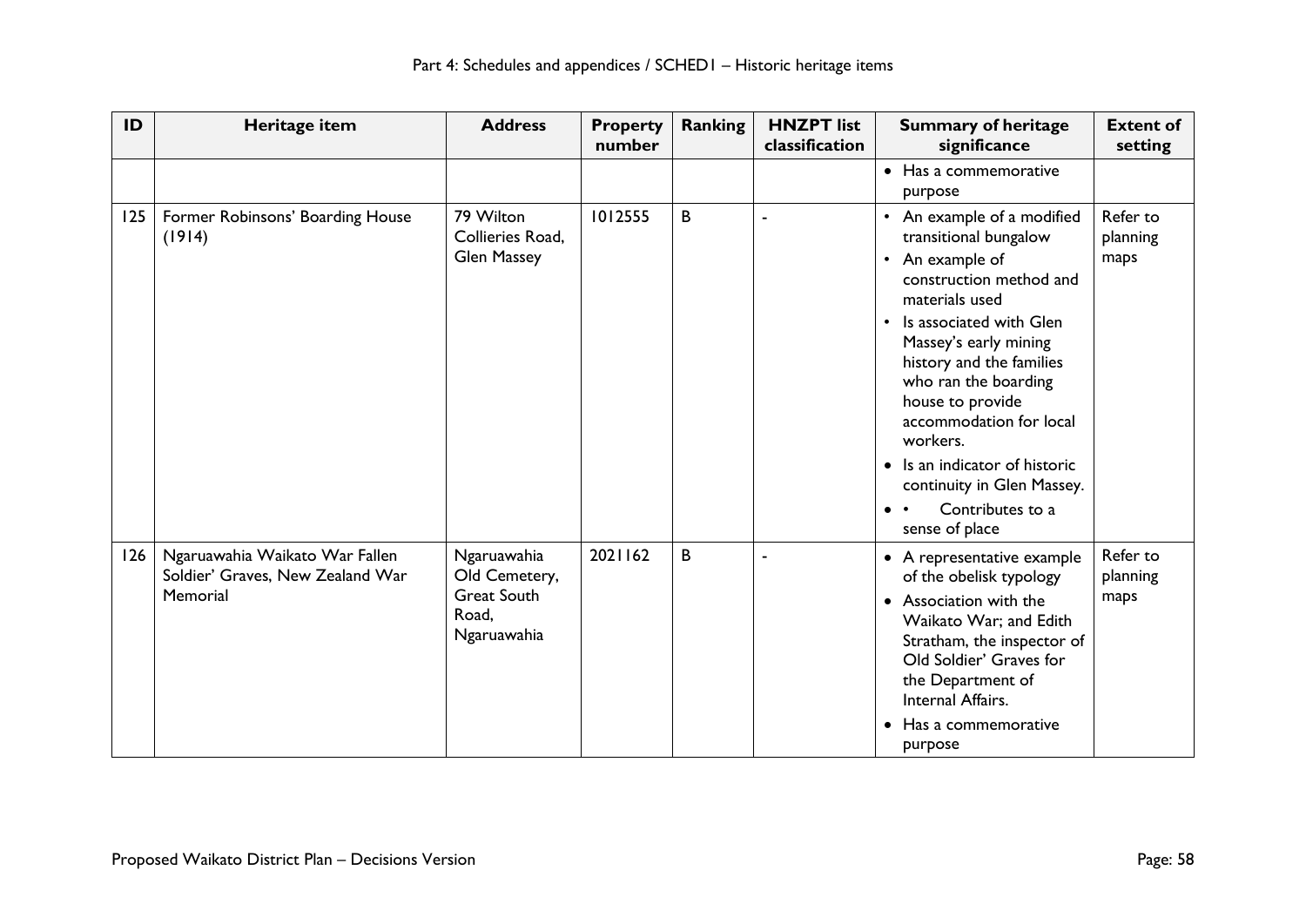| ID | Heritage item | Address | Property number | Ranking | HNZPT list classification | Summary of heritage significance | Extent of setting |
|---|---|---|---|---|---|---|---|
| | | | | | | • Has a commemorative purpose | |
| 125 | Former Robinsons' Boarding House (1914) | 79 Wilton Collieries Road, Glen Massey | 1012555 | B | - | • An example of a modified transitional bungalow<br>• An example of construction method and materials used<br>• Is associated with Glen Massey's early mining history and the families who ran the boarding house to provide accommodation for local workers.<br>• Is an indicator of historic continuity in Glen Massey.<br>• • Contributes to a sense of place | Refer to planning maps |
| 126 | Ngaruawahia Waikato War Fallen Soldier' Graves, New Zealand War Memorial | Ngaruawahia Old Cemetery, Great South Road, Ngaruawahia | 2021162 | B | - | • A representative example of the obelisk typology<br>• Association with the Waikato War; and Edith Stratham, the inspector of Old Soldier' Graves for the Department of Internal Affairs.<br>• Has a commemorative purpose | Refer to planning maps |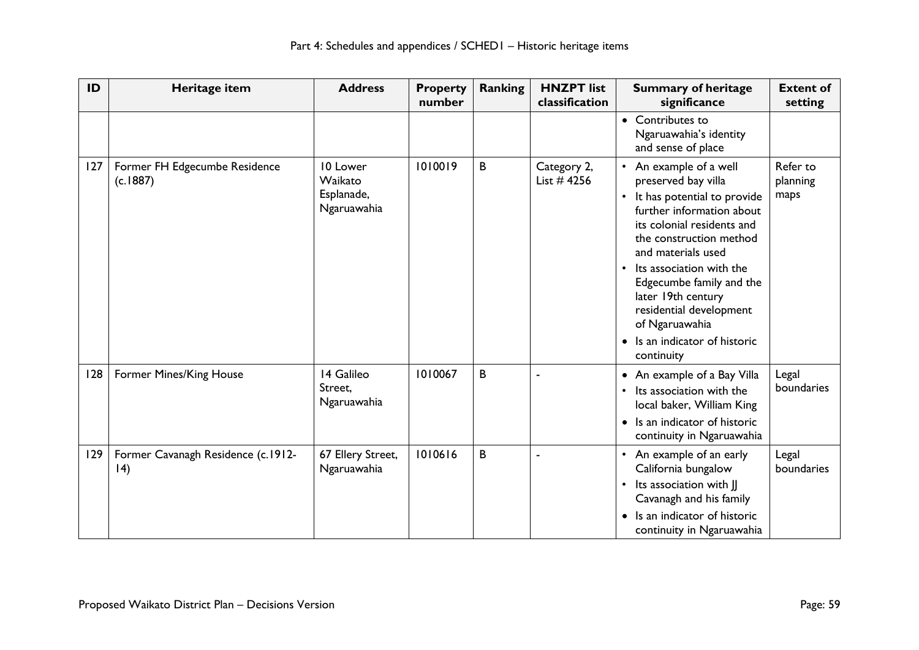| ID | Heritage item | Address | Property number | Ranking | HNZPT list classification | Summary of heritage significance | Extent of setting |
|---|---|---|---|---|---|---|---|
| | | | | | | • Contributes to Ngaruawahia's identity and sense of place | |
| 127 | Former FH Edgecumbe Residence (c.1887) | 10 Lower Waikato Esplanade, Ngaruawahia | 1010019 | B | Category 2, List # 4256 | • An example of a well preserved bay villa<br>• It has potential to provide further information about its colonial residents and the construction method and materials used<br>• Its association with the Edgecumbe family and the later 19th century residential development of Ngaruawahia<br>• Is an indicator of historic continuity | Refer to planning maps |
| 128 | Former Mines/King House | 14 Galileo Street, Ngaruawahia | 1010067 | B | - | • An example of a Bay Villa<br>• Its association with the local baker, William King<br>• Is an indicator of historic continuity in Ngaruawahia | Legal boundaries |
| 129 | Former Cavanagh Residence (c.1912-14) | 67 Ellery Street, Ngaruawahia | 1010616 | B | - | • An example of an early California bungalow<br>• Its association with JJ Cavanagh and his family<br>• Is an indicator of historic continuity in Ngaruawahia | Legal boundaries |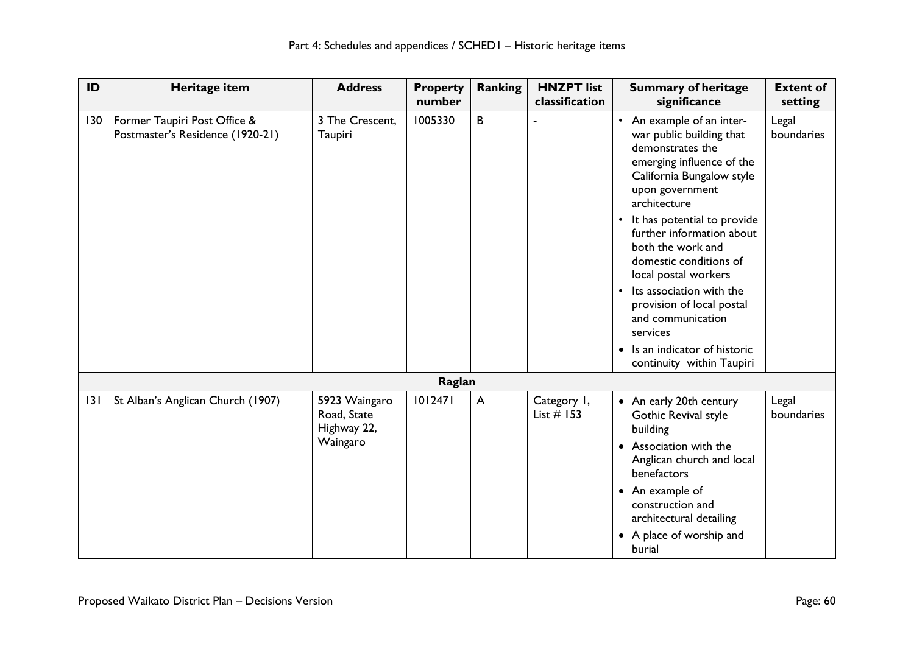| ID | Heritage item | Address | Property number | Ranking | HNZPT list classification | Summary of heritage significance | Extent of setting |
|---|---|---|---|---|---|---|---|
| 130 | Former Taupiri Post Office & Postmaster's Residence (1920-21) | 3 The Crescent, Taupiri | 1005330 | B | - | • An example of an inter-war public building that demonstrates the emerging influence of the California Bungalow style upon government architecture<br>• It has potential to provide further information about both the work and domestic conditions of local postal workers<br>• Its association with the provision of local postal and communication services<br>• Is an indicator of historic continuity within Taupiri | Legal boundaries |
| **Raglan** | | | | | | | |
| 131 | St Alban's Anglican Church (1907) | 5923 Waingaro Road, State Highway 22, Waingaro | 1012471 | A | Category 1, List # 153 | • An early 20th century Gothic Revival style building<br>• Association with the Anglican church and local benefactors<br>• An example of construction and architectural detailing<br>• A place of worship and burial | Legal boundaries |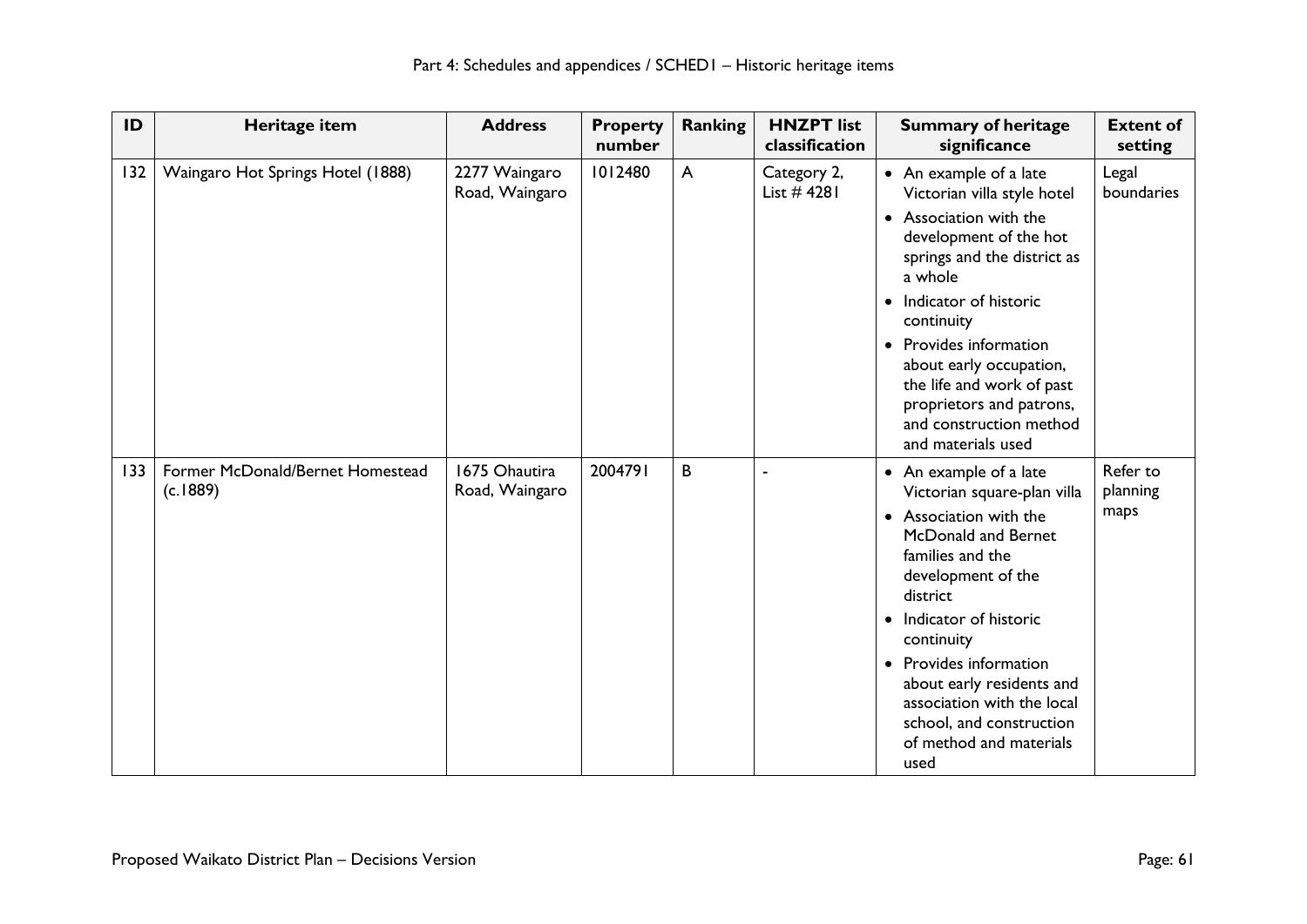| ID | Heritage item | Address | Property number | Ranking | HNZPT list classification | Summary of heritage significance | Extent of setting |
|---|---|---|---|---|---|---|---|
| 132 | Waingaro Hot Springs Hotel (1888) | 2277 Waingaro Road, Waingaro | 1012480 | A | Category 2, List # 4281 | • An example of a late Victorian villa style hotel<br>• Association with the development of the hot springs and the district as a whole<br>• Indicator of historic continuity<br>• Provides information about early occupation, the life and work of past proprietors and patrons, and construction method and materials used | Legal boundaries |
| 133 | Former McDonald/Bernet Homestead (c.1889) | 1675 Ohautira Road, Waingaro | 2004791 | B | - | • An example of a late Victorian square-plan villa<br>• Association with the McDonald and Bernet families and the development of the district<br>• Indicator of historic continuity<br>• Provides information about early residents and association with the local school, and construction of method and materials used | Refer to planning maps |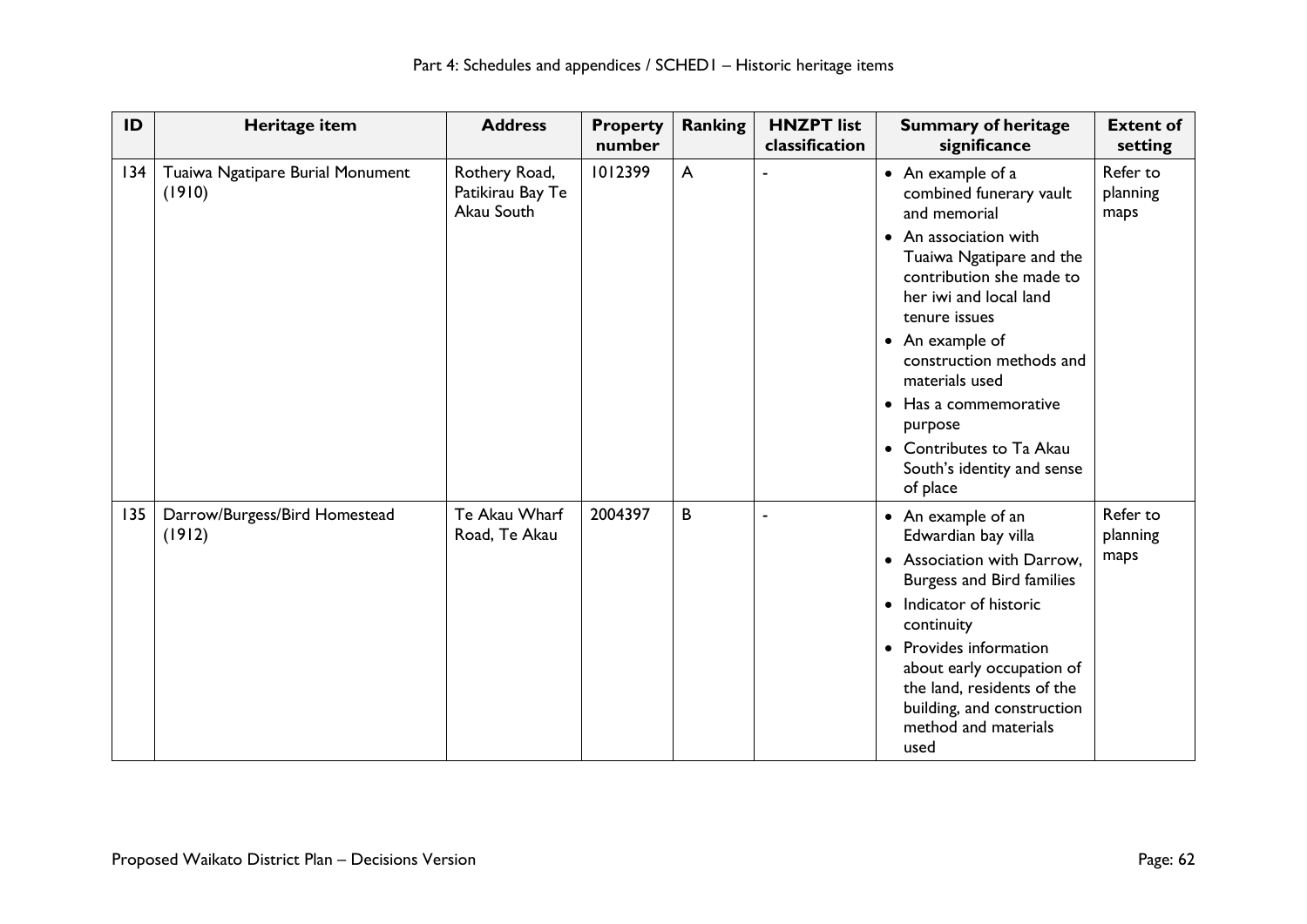| ID | Heritage item | Address | Property number | Ranking | HNZPT list classification | Summary of heritage significance | Extent of setting |
|---|---|---|---|---|---|---|---|
| 134 | Tuaiwa Ngatipare Burial Monument (1910) | Rothery Road, Patikirau Bay Te Akau South | 1012399 | A | - | • An example of a combined funerary vault and memorial<br>• An association with Tuaiwa Ngatipare and the contribution she made to her iwi and local land tenure issues<br>• An example of construction methods and materials used<br>• Has a commemorative purpose<br>• Contributes to Ta Akau South's identity and sense of place | Refer to planning maps |
| 135 | Darrow/Burgess/Bird Homestead (1912) | Te Akau Wharf Road, Te Akau | 2004397 | B | - | • An example of an Edwardian bay villa<br>• Association with Darrow, Burgess and Bird families<br>• Indicator of historic continuity<br>• Provides information about early occupation of the land, residents of the building, and construction method and materials used | Refer to planning maps |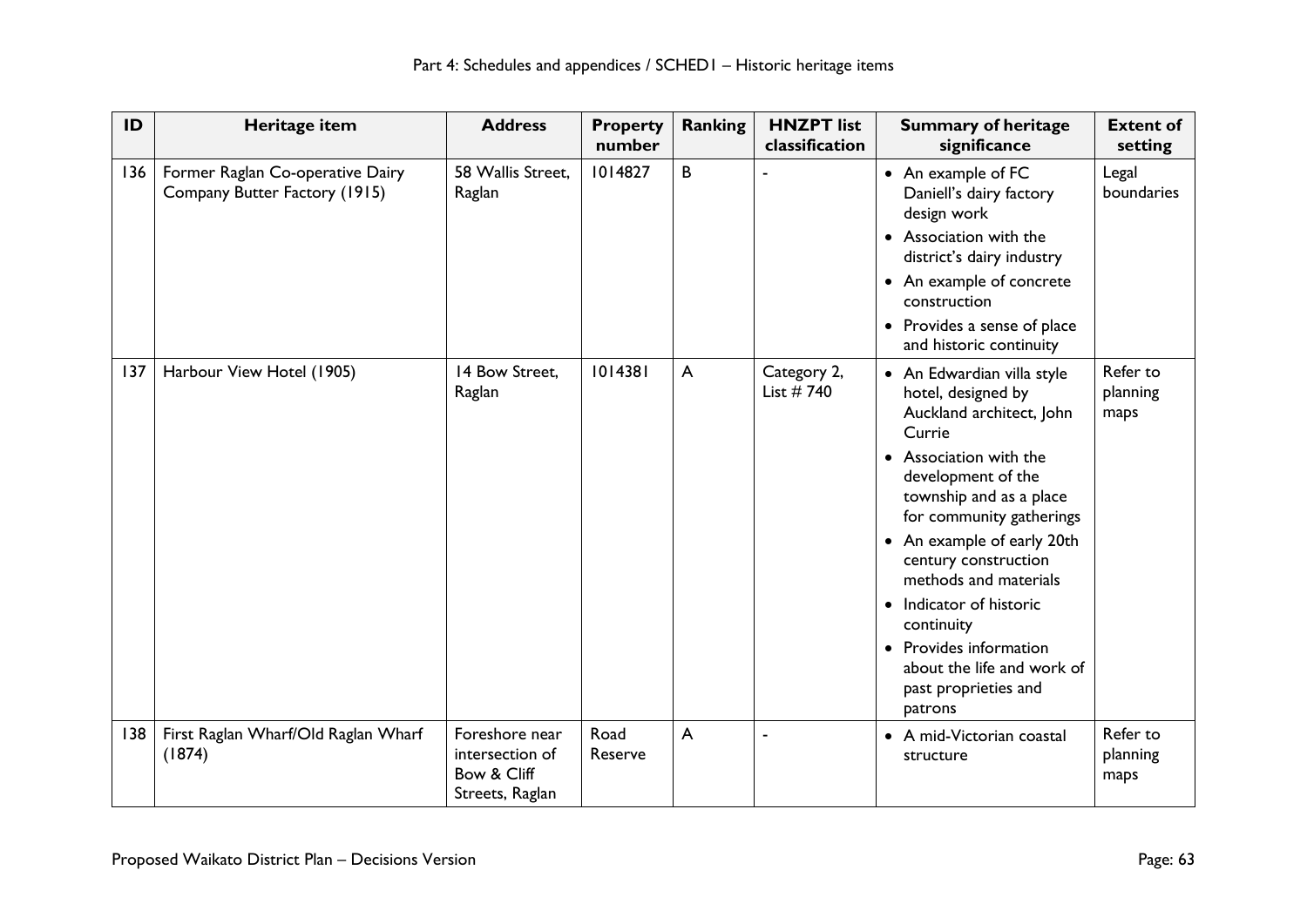| ID | Heritage item | Address | Property number | Ranking | HNZPT list classification | Summary of heritage significance | Extent of setting |
|---|---|---|---|---|---|---|---|
| 136 | Former Raglan Co-operative Dairy Company Butter Factory (1915) | 58 Wallis Street, Raglan | 1014827 | B | - | • An example of FC Daniell's dairy factory design work<br>• Association with the district's dairy industry<br>• An example of concrete construction<br>• Provides a sense of place and historic continuity | Legal boundaries |
| 137 | Harbour View Hotel (1905) | 14 Bow Street, Raglan | 1014381 | A | Category 2, List # 740 | • An Edwardian villa style hotel, designed by Auckland architect, John Currie<br>• Association with the development of the township and as a place for community gatherings<br>• An example of early 20th century construction methods and materials<br>• Indicator of historic continuity<br>• Provides information about the life and work of past proprieties and patrons | Refer to planning maps |
| 138 | First Raglan Wharf/Old Raglan Wharf (1874) | Foreshore near intersection of Bow & Cliff Streets, Raglan | Road Reserve | A | - | • A mid-Victorian coastal structure | Refer to planning maps |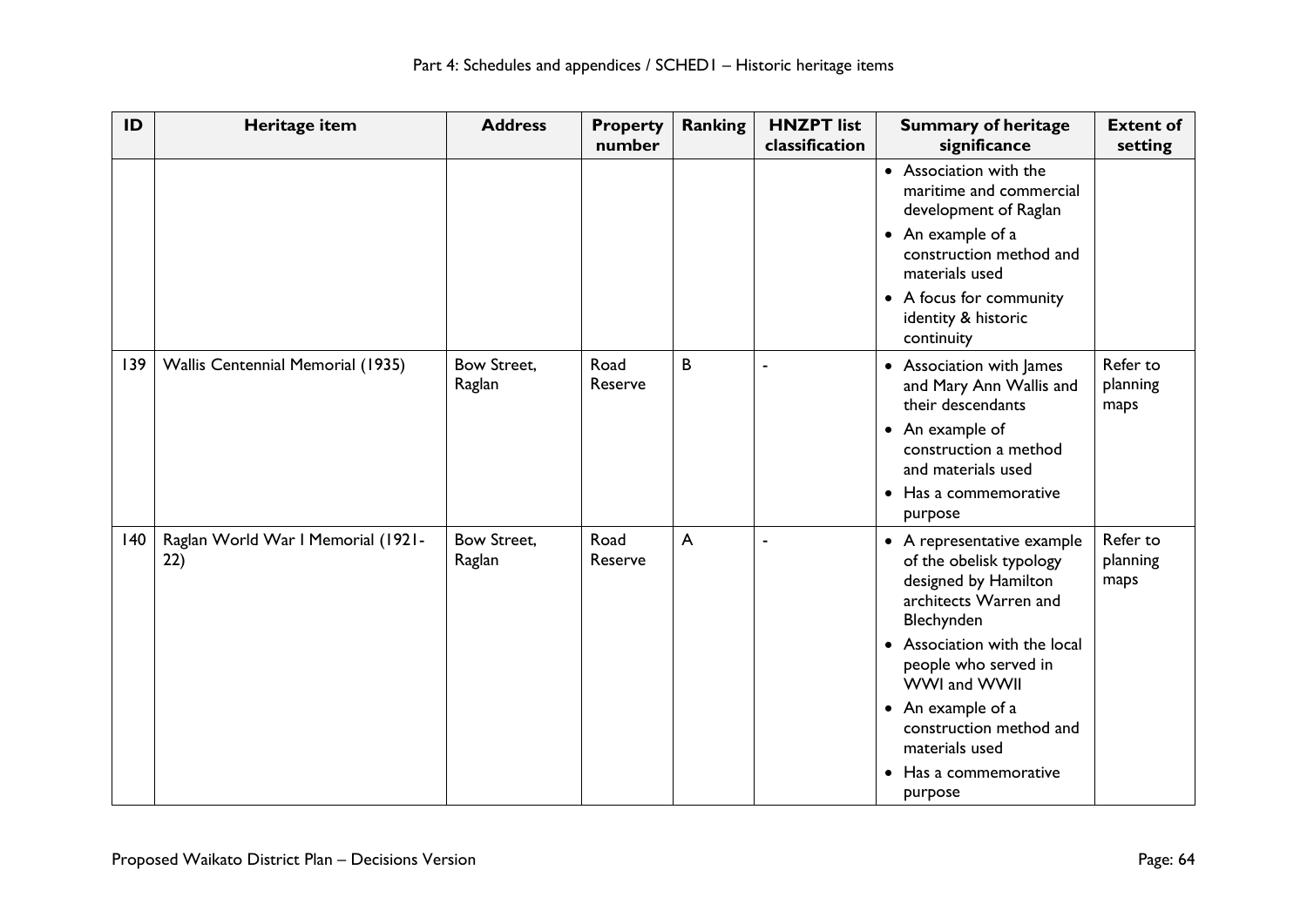| ID | Heritage item | Address | Property number | Ranking | HNZPT list classification | Summary of heritage significance | Extent of setting |
|---|---|---|---|---|---|---|---|
| | | | | | | • Association with the maritime and commercial development of Raglan<br>• An example of a construction method and materials used<br>• A focus for community identity & historic continuity | |
| 139 | Wallis Centennial Memorial (1935) | Bow Street, Raglan | Road Reserve | B | - | • Association with James and Mary Ann Wallis and their descendants<br>• An example of construction a method and materials used<br>• Has a commemorative purpose | Refer to planning maps |
| 140 | Raglan World War I Memorial (1921-22) | Bow Street, Raglan | Road Reserve | A | - | • A representative example of the obelisk typology designed by Hamilton architects Warren and Blechynden<br>• Association with the local people who served in WWI and WWII<br>• An example of a construction method and materials used<br>• Has a commemorative purpose | Refer to planning maps |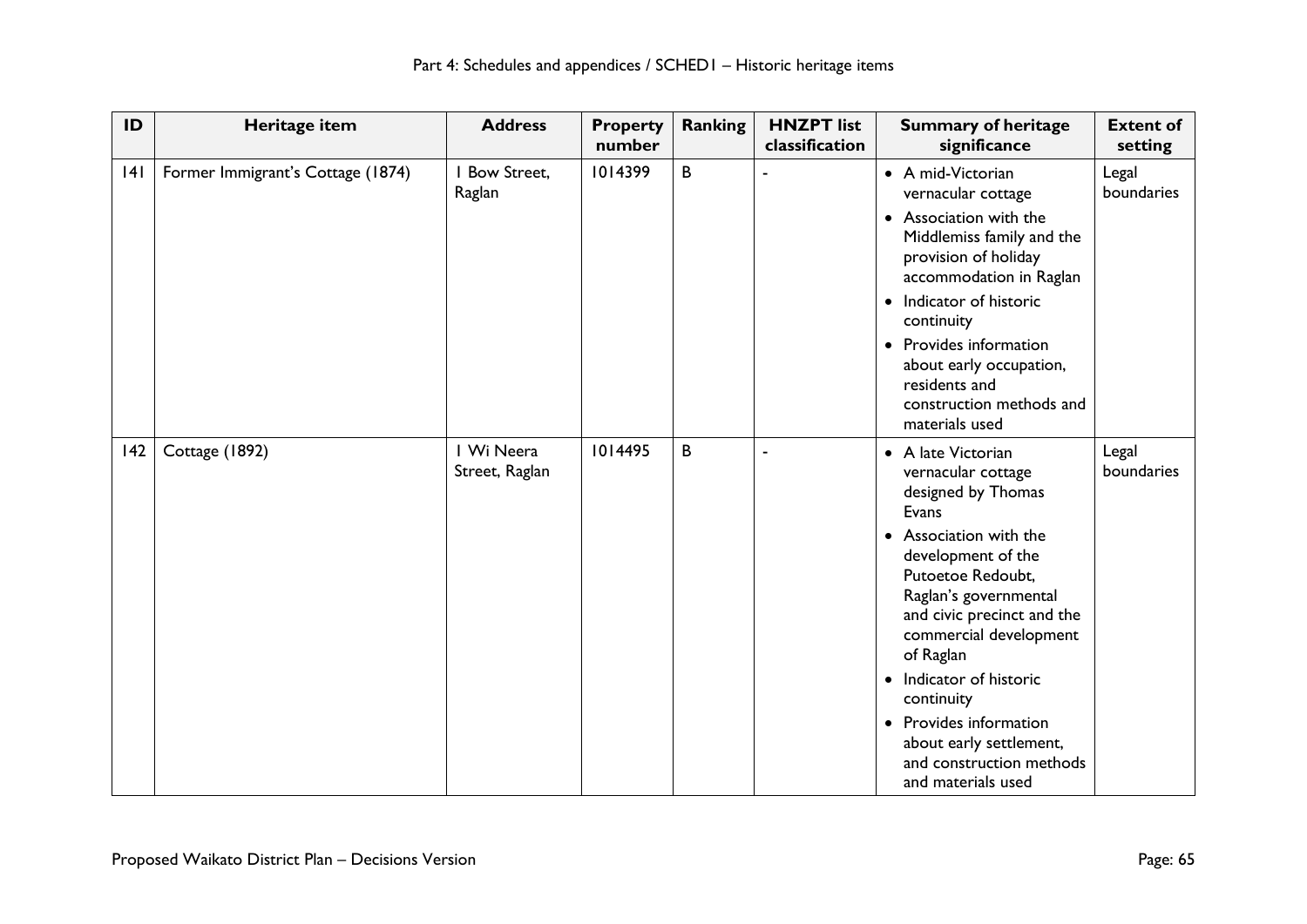| ID | Heritage item | Address | Property number | Ranking | HNZPT list classification | Summary of heritage significance | Extent of setting |
|---|---|---|---|---|---|---|---|
| 141 | Former Immigrant's Cottage (1874) | 1 Bow Street, Raglan | 1014399 | B | - | • A mid-Victorian vernacular cottage<br>• Association with the Middlemiss family and the provision of holiday accommodation in Raglan<br>• Indicator of historic continuity<br>• Provides information about early occupation, residents and construction methods and materials used | Legal boundaries |
| 142 | Cottage (1892) | 1 Wi Neera Street, Raglan | 1014495 | B | - | • A late Victorian vernacular cottage designed by Thomas Evans<br>• Association with the development of the Putoetoe Redoubt, Raglan's governmental and civic precinct and the commercial development of Raglan<br>• Indicator of historic continuity<br>• Provides information about early settlement, and construction methods and materials used | Legal boundaries |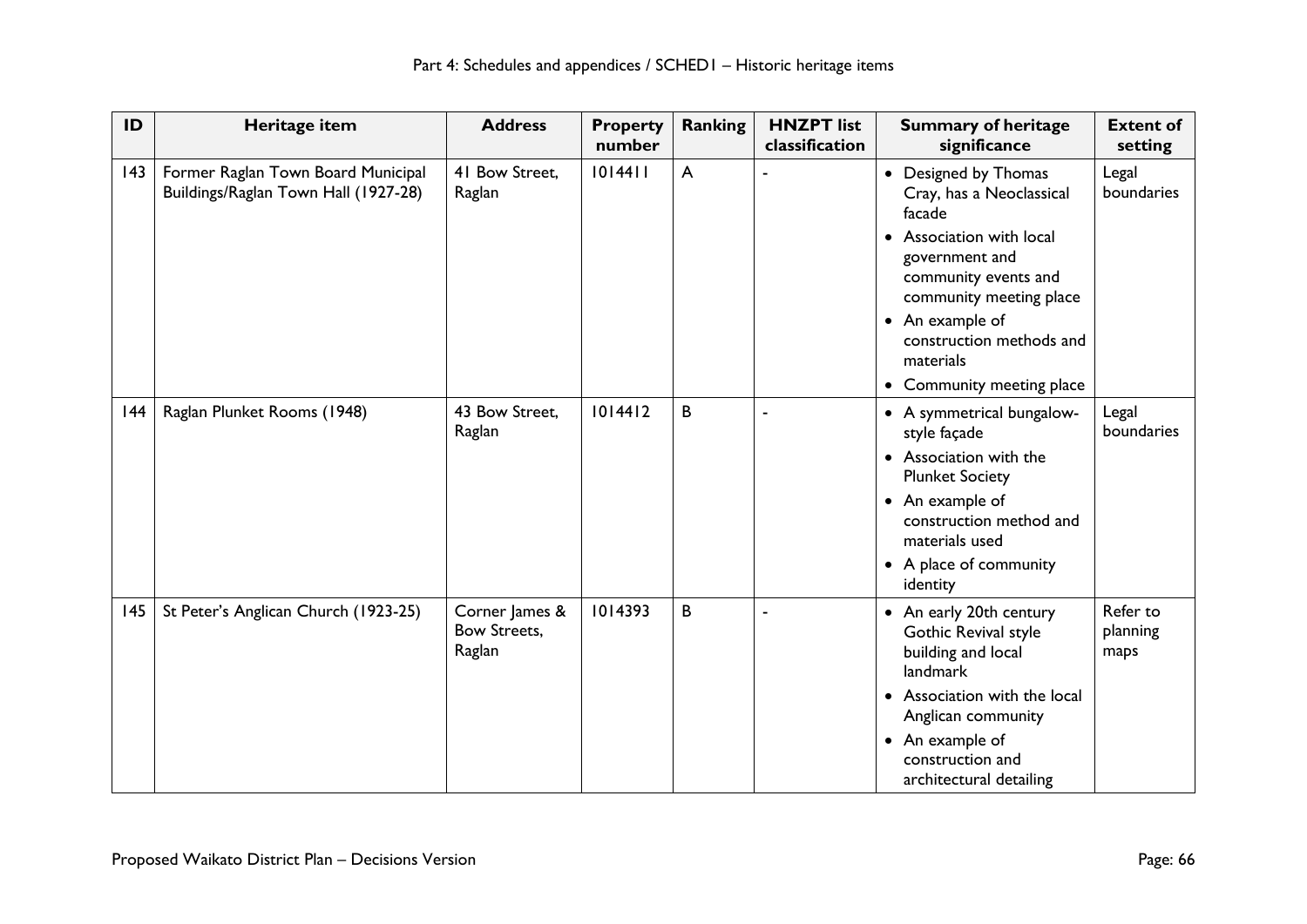| ID | Heritage item | Address | Property number | Ranking | HNZPT list classification | Summary of heritage significance | Extent of setting |
|---|---|---|---|---|---|---|---|
| 143 | Former Raglan Town Board Municipal Buildings/Raglan Town Hall (1927-28) | 41 Bow Street, Raglan | 1014411 | A | - | • Designed by Thomas Cray, has a Neoclassical facade<br>• Association with local government and community events and community meeting place<br>• An example of construction methods and materials<br>• Community meeting place | Legal boundaries |
| 144 | Raglan Plunket Rooms (1948) | 43 Bow Street, Raglan | 1014412 | B | - | • A symmetrical bungalow-style façade<br>• Association with the Plunket Society<br>• An example of construction method and materials used<br>• A place of community identity | Legal boundaries |
| 145 | St Peter's Anglican Church (1923-25) | Corner James & Bow Streets, Raglan | 1014393 | B | - | • An early 20th century Gothic Revival style building and local landmark<br>• Association with the local Anglican community<br>• An example of construction and architectural detailing | Refer to planning maps |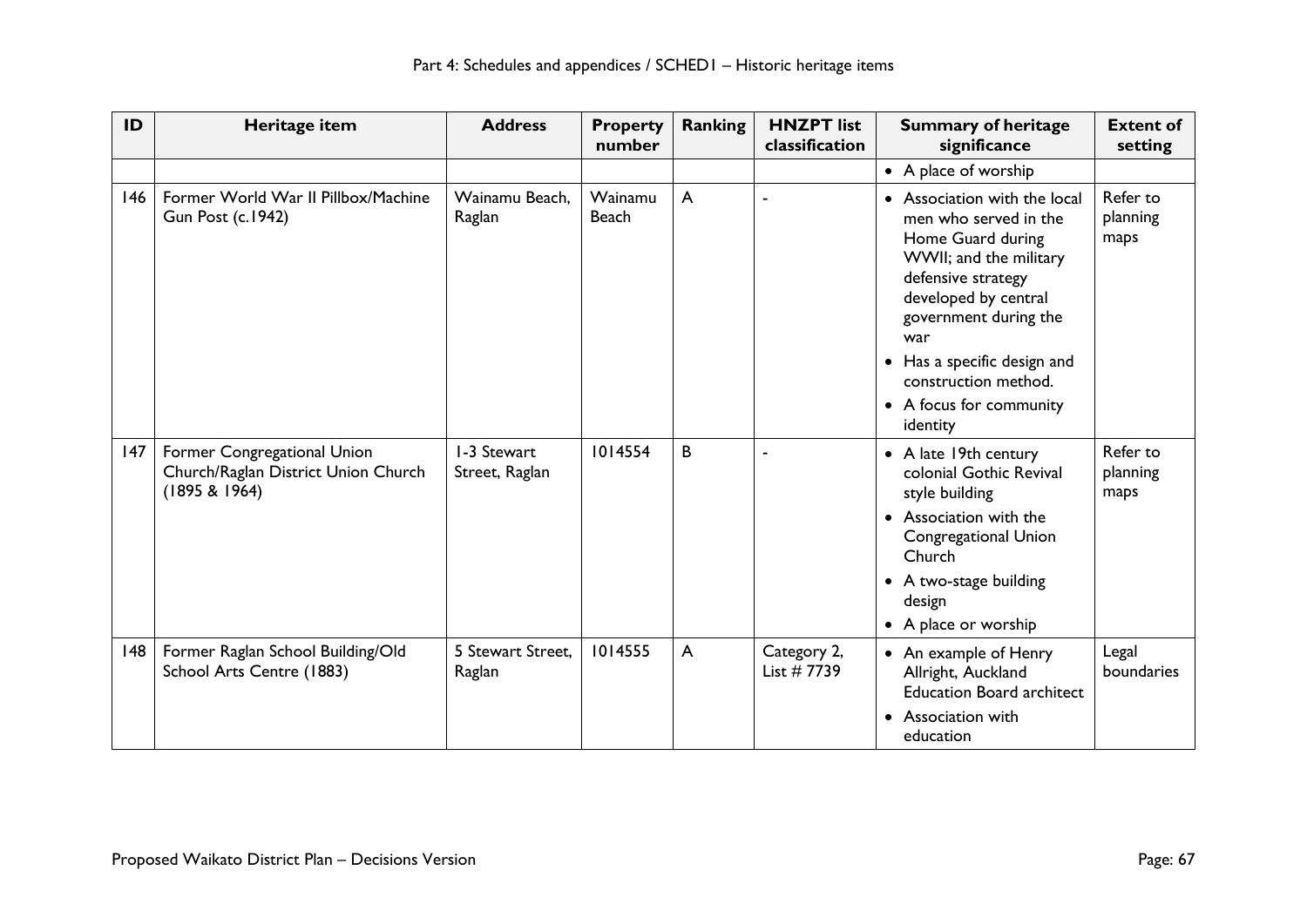| ID | Heritage item | Address | Property number | Ranking | HNZPT list classification | Summary of heritage significance | Extent of setting |
|---|---|---|---|---|---|---|---|
| | | | | | | • A place of worship | |
| 146 | Former World War II Pillbox/Machine Gun Post (c.1942) | Wainamu Beach, Raglan | Wainamu Beach | A | - | • Association with the local men who served in the Home Guard during WWII; and the military defensive strategy developed by central government during the war<br>• Has a specific design and construction method.<br>• A focus for community identity | Refer to planning maps |
| 147 | Former Congregational Union Church/Raglan District Union Church (1895 & 1964) | 1-3 Stewart Street, Raglan | 1014554 | B | - | • A late 19th century colonial Gothic Revival style building<br>• Association with the Congregational Union Church<br>• A two-stage building design<br>• A place or worship | Refer to planning maps |
| 148 | Former Raglan School Building/Old School Arts Centre (1883) | 5 Stewart Street, Raglan | 1014555 | A | Category 2, List # 7739 | • An example of Henry Allright, Auckland Education Board architect<br>• Association with education | Legal boundaries |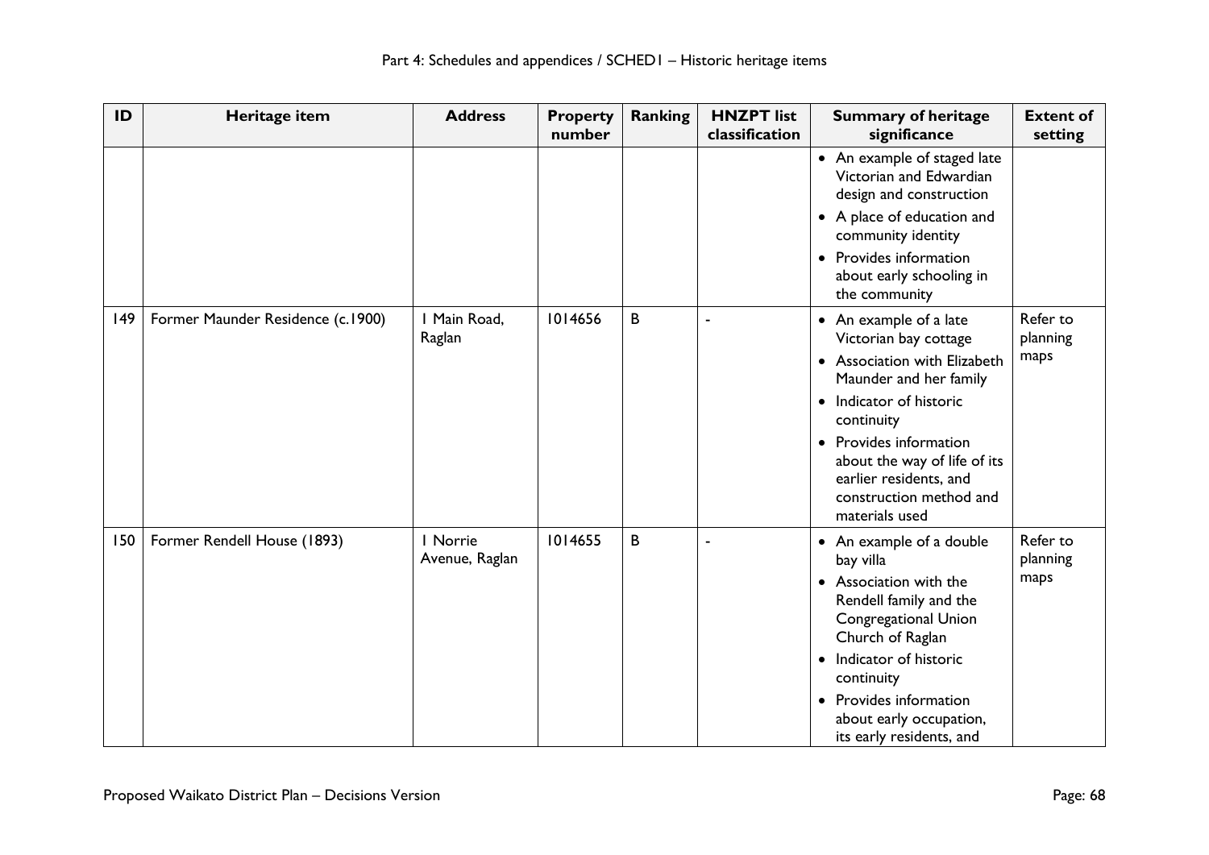| ID | Heritage item | Address | Property number | Ranking | HNZPT list classification | Summary of heritage significance | Extent of setting |
|---|---|---|---|---|---|---|---|
| | | | | | | • An example of staged late Victorian and Edwardian design and construction<br>• A place of education and community identity<br>• Provides information about early schooling in the community | |
| 149 | Former Maunder Residence (c.1900) | 1 Main Road, Raglan | 1014656 | B | - | • An example of a late Victorian bay cottage<br>• Association with Elizabeth Maunder and her family<br>• Indicator of historic continuity<br>• Provides information about the way of life of its earlier residents, and construction method and materials used | Refer to planning maps |
| 150 | Former Rendell House (1893) | 1 Norrie Avenue, Raglan | 1014655 | B | - | • An example of a double bay villa<br>• Association with the Rendell family and the Congregational Union Church of Raglan<br>• Indicator of historic continuity<br>• Provides information about early occupation, its early residents, and | Refer to planning maps |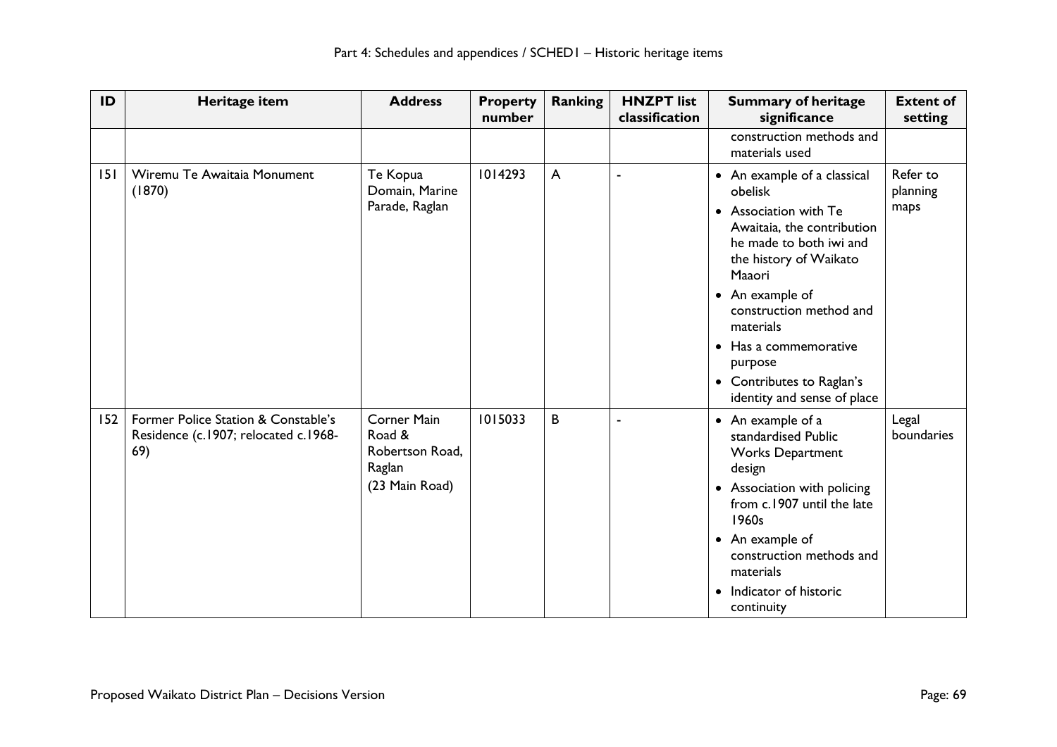| ID | Heritage item | Address | Property number | Ranking | HNZPT list classification | Summary of heritage significance | Extent of setting |
|---|---|---|---|---|---|---|---|
| | | | | | | construction methods and materials used | |
| 151 | Wiremu Te Awaitaia Monument (1870) | Te Kopua Domain, Marine Parade, Raglan | 1014293 | A | - | • An example of a classical obelisk<br>• Association with Te Awaitaia, the contribution he made to both iwi and the history of Waikato Maaori<br>• An example of construction method and materials<br>• Has a commemorative purpose<br>• Contributes to Raglan's identity and sense of place | Refer to planning maps |
| 152 | Former Police Station & Constable's Residence (c.1907; relocated c.1968-69) | Corner Main Road & Robertson Road, Raglan<br>(23 Main Road) | 1015033 | B | - | • An example of a standardised Public Works Department design<br>• Association with policing from c.1907 until the late 1960s<br>• An example of construction methods and materials<br>• Indicator of historic continuity | Legal boundaries |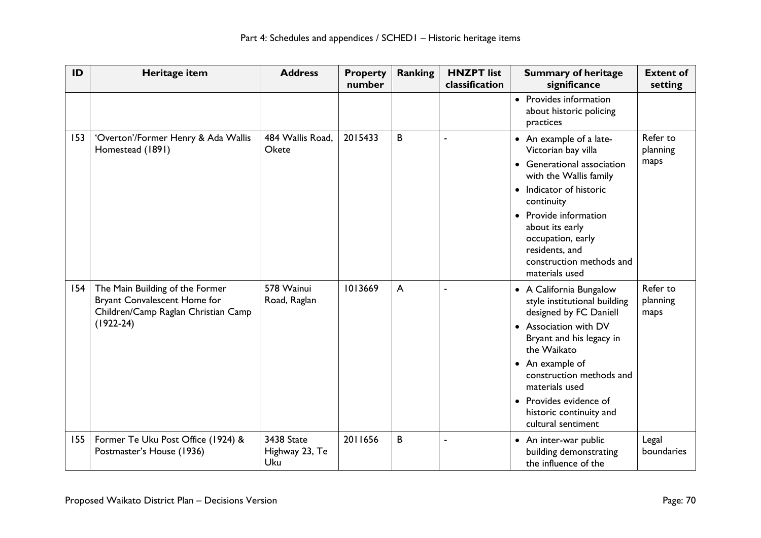| ID | Heritage item | Address | Property number | Ranking | HNZPT list classification | Summary of heritage significance | Extent of setting |
|---|---|---|---|---|---|---|---|
| | | | | | | • Provides information about historic policing practices | |
| 153 | 'Overton'/Former Henry & Ada Wallis Homestead (1891) | 484 Wallis Road, Okete | 2015433 | B | - | • An example of a late-Victorian bay villa<br>• Generational association with the Wallis family<br>• Indicator of historic continuity<br>• Provide information about its early occupation, early residents, and construction methods and materials used | Refer to planning maps |
| 154 | The Main Building of the Former Bryant Convalescent Home for Children/Camp Raglan Christian Camp (1922-24) | 578 Wainui Road, Raglan | 1013669 | A | - | • A California Bungalow style institutional building designed by FC Daniell<br>• Association with DV Bryant and his legacy in the Waikato<br>• An example of construction methods and materials used<br>• Provides evidence of historic continuity and cultural sentiment | Refer to planning maps |
| 155 | Former Te Uku Post Office (1924) & Postmaster's House (1936) | 3438 State Highway 23, Te Uku | 2011656 | B | - | • An inter-war public building demonstrating the influence of the | Legal boundaries |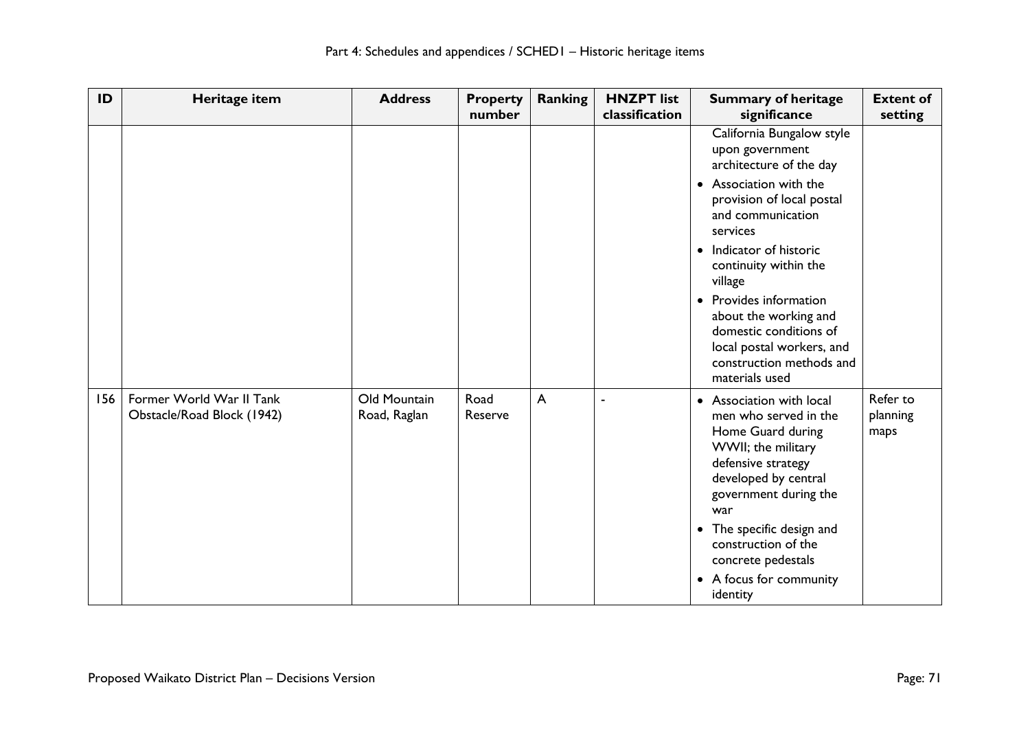| ID | Heritage item | Address | Property number | Ranking | HNZPT list classification | Summary of heritage significance | Extent of setting |
|---|---|---|---|---|---|---|---|
| | | | | | | California Bungalow style upon government architecture of the day<br>• Association with the provision of local postal and communication services<br>• Indicator of historic continuity within the village<br>• Provides information about the working and domestic conditions of local postal workers, and construction methods and materials used | |
| 156 | Former World War II Tank Obstacle/Road Block (1942) | Old Mountain Road, Raglan | Road Reserve | A | - | • Association with local men who served in the Home Guard during WWII; the military defensive strategy developed by central government during the war<br>• The specific design and construction of the concrete pedestals<br>• A focus for community identity | Refer to planning maps |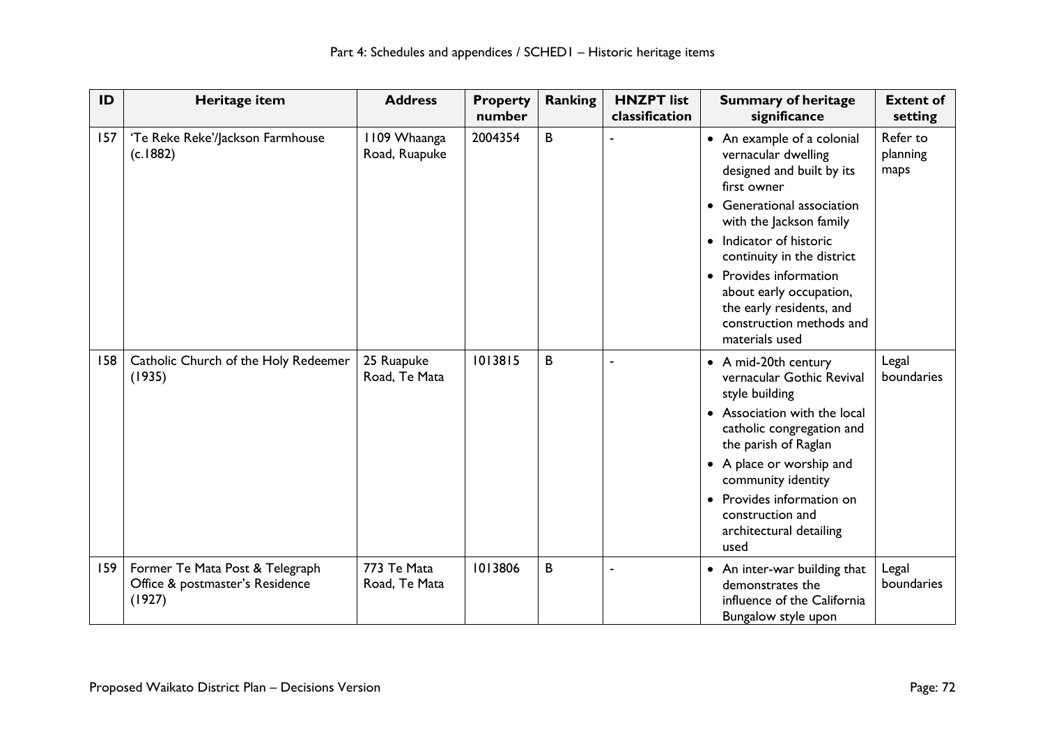| ID | Heritage item | Address | Property number | Ranking | HNZPT list classification | Summary of heritage significance | Extent of setting |
|---|---|---|---|---|---|---|---|
| 157 | 'Te Reke Reke'/Jackson Farmhouse (c.1882) | 1109 Whaanga Road, Ruapuke | 2004354 | B | - | • An example of a colonial vernacular dwelling designed and built by its first owner<br>• Generational association with the Jackson family<br>• Indicator of historic continuity in the district<br>• Provides information about early occupation, the early residents, and construction methods and materials used | Refer to planning maps |
| 158 | Catholic Church of the Holy Redeemer (1935) | 25 Ruapuke Road, Te Mata | 1013815 | B | - | • A mid-20th century vernacular Gothic Revival style building<br>• Association with the local catholic congregation and the parish of Raglan<br>• A place or worship and community identity<br>• Provides information on construction and architectural detailing used | Legal boundaries |
| 159 | Former Te Mata Post & Telegraph Office & postmaster's Residence (1927) | 773 Te Mata Road, Te Mata | 1013806 | B | - | • An inter-war building that demonstrates the influence of the California Bungalow style upon | Legal boundaries |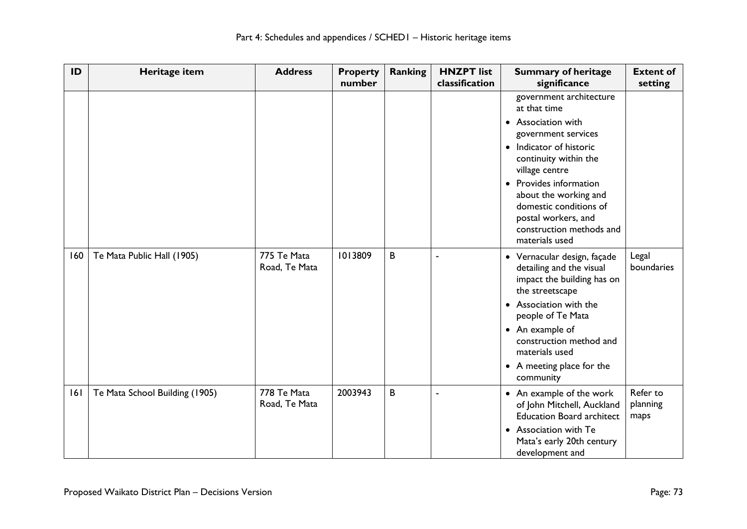| ID | Heritage item | Address | Property number | Ranking | HNZPT list classification | Summary of heritage significance | Extent of setting |
|---|---|---|---|---|---|---|---|
| | | | | | | government architecture at that time<br>• Association with government services<br>• Indicator of historic continuity within the village centre<br>• Provides information about the working and domestic conditions of postal workers, and construction methods and materials used | |
| 160 | Te Mata Public Hall (1905) | 775 Te Mata Road, Te Mata | 1013809 | B | - | • Vernacular design, façade detailing and the visual impact the building has on the streetscape<br>• Association with the people of Te Mata<br>• An example of construction method and materials used<br>• A meeting place for the community | Legal boundaries |
| 161 | Te Mata School Building (1905) | 778 Te Mata Road, Te Mata | 2003943 | B | - | • An example of the work of John Mitchell, Auckland Education Board architect<br>• Association with Te Mata's early 20th century development and | Refer to planning maps |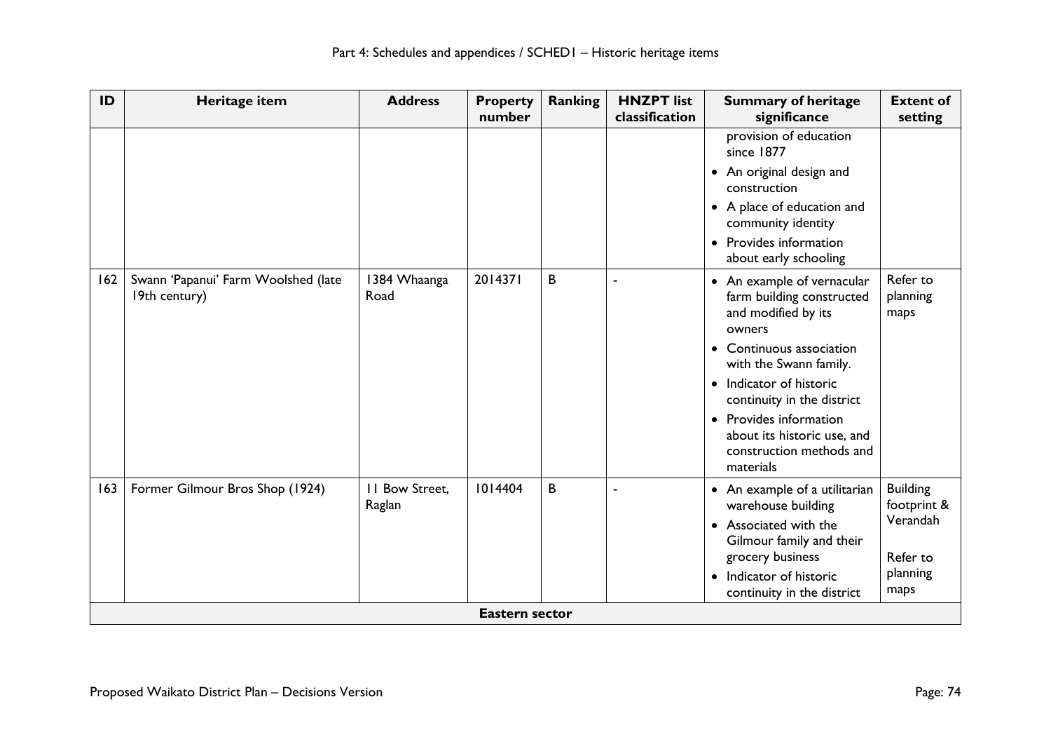| ID | Heritage item | Address | Property number | Ranking | HNZPT list classification | Summary of heritage significance | Extent of setting |
|---|---|---|---|---|---|---|---|
| | | | | | | provision of education since 1877<br>• An original design and construction<br>• A place of education and community identity<br>• Provides information about early schooling | |
| 162 | Swann 'Papanui' Farm Woolshed (late 19th century) | 1384 Whaanga Road | 2014371 | B | - | • An example of vernacular farm building constructed and modified by its owners<br>• Continuous association with the Swann family.<br>• Indicator of historic continuity in the district<br>• Provides information about its historic use, and construction methods and materials | Refer to planning maps |
| 163 | Former Gilmour Bros Shop (1924) | 11 Bow Street, Raglan | 1014404 | B | - | • An example of a utilitarian warehouse building<br>• Associated with the Gilmour family and their grocery business<br>• Indicator of historic continuity in the district | Building footprint & Verandah<br><br>Refer to planning maps |
| **Eastern sector** | | | | | | | |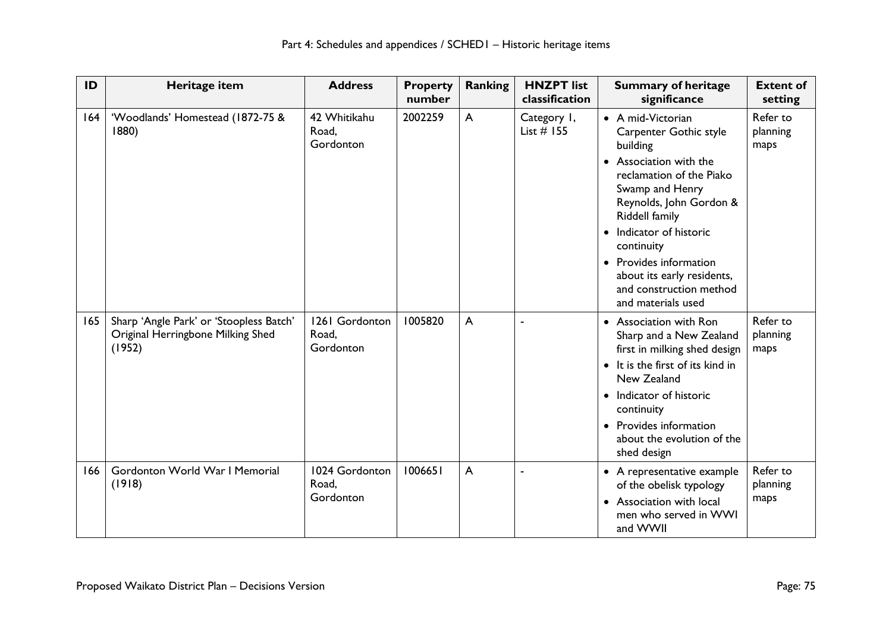| ID | Heritage item | Address | Property number | Ranking | HNZPT list classification | Summary of heritage significance | Extent of setting |
|---|---|---|---|---|---|---|---|
| 164 | 'Woodlands' Homestead (1872-75 & 1880) | 42 Whitikahu Road, Gordonton | 2002259 | A | Category 1, List # 155 | • A mid-Victorian Carpenter Gothic style building<br>• Association with the reclamation of the Piako Swamp and Henry Reynolds, John Gordon & Riddell family<br>• Indicator of historic continuity<br>• Provides information about its early residents, and construction method and materials used | Refer to planning maps |
| 165 | Sharp 'Angle Park' or 'Stoopless Batch' Original Herringbone Milking Shed (1952) | 1261 Gordonton Road, Gordonton | 1005820 | A | - | • Association with Ron Sharp and a New Zealand first in milking shed design<br>• It is the first of its kind in New Zealand<br>• Indicator of historic continuity<br>• Provides information about the evolution of the shed design | Refer to planning maps |
| 166 | Gordonton World War I Memorial (1918) | 1024 Gordonton Road, Gordonton | 1006651 | A | - | • A representative example of the obelisk typology<br>• Association with local men who served in WWI and WWII | Refer to planning maps |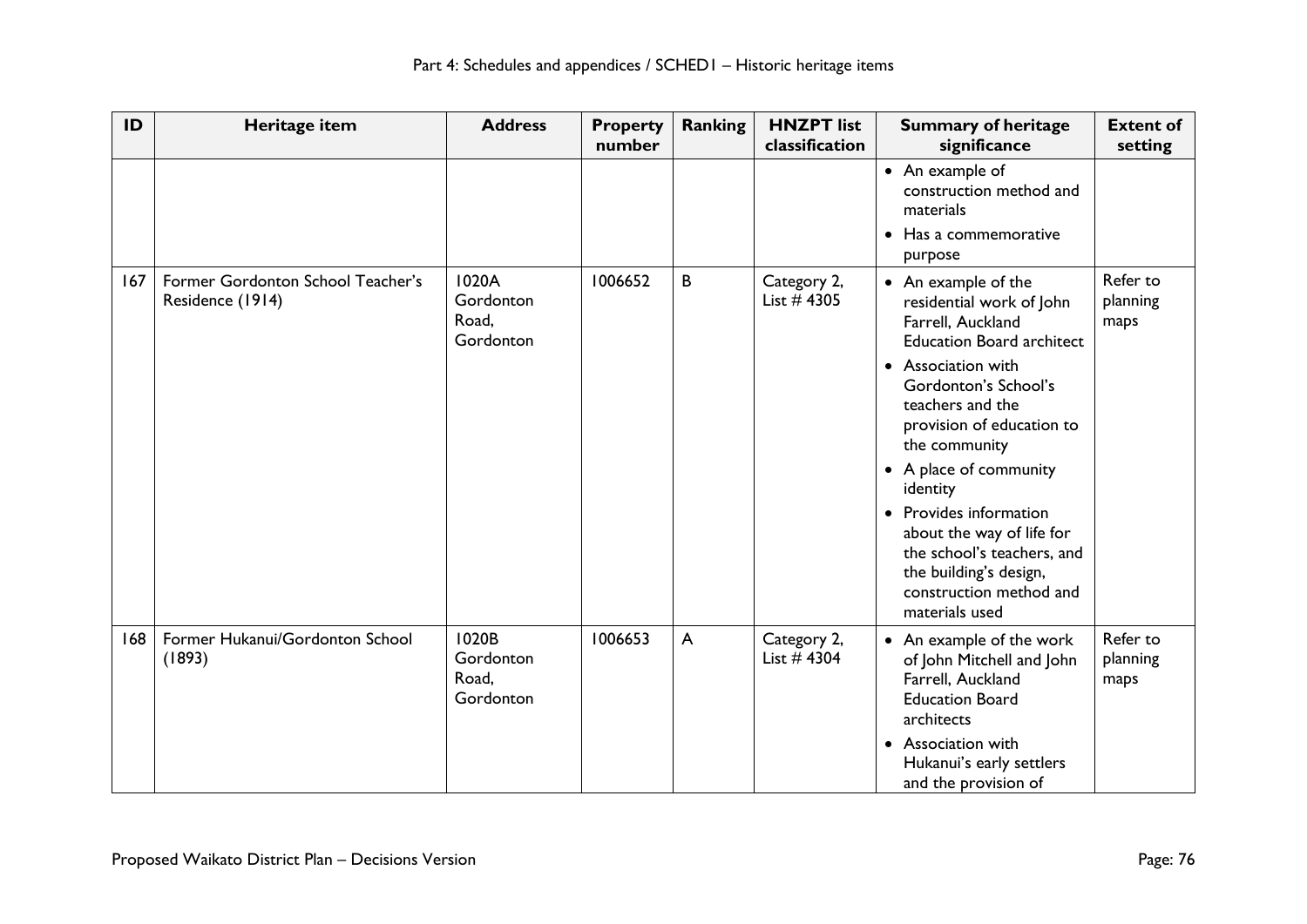| ID | Heritage item | Address | Property number | Ranking | HNZPT list classification | Summary of heritage significance | Extent of setting |
|---|---|---|---|---|---|---|---|
| | | | | | | • An example of construction method and materials<br>• Has a commemorative purpose | |
| 167 | Former Gordonton School Teacher's Residence (1914) | 1020A Gordonton Road, Gordonton | 1006652 | B | Category 2, List # 4305 | • An example of the residential work of John Farrell, Auckland Education Board architect<br>• Association with Gordonton's School's teachers and the provision of education to the community<br>• A place of community identity<br>• Provides information about the way of life for the school's teachers, and the building's design, construction method and materials used | Refer to planning maps |
| 168 | Former Hukanui/Gordonton School (1893) | 1020B Gordonton Road, Gordonton | 1006653 | A | Category 2, List # 4304 | • An example of the work of John Mitchell and John Farrell, Auckland Education Board architects<br>• Association with Hukanui's early settlers and the provision of | Refer to planning maps |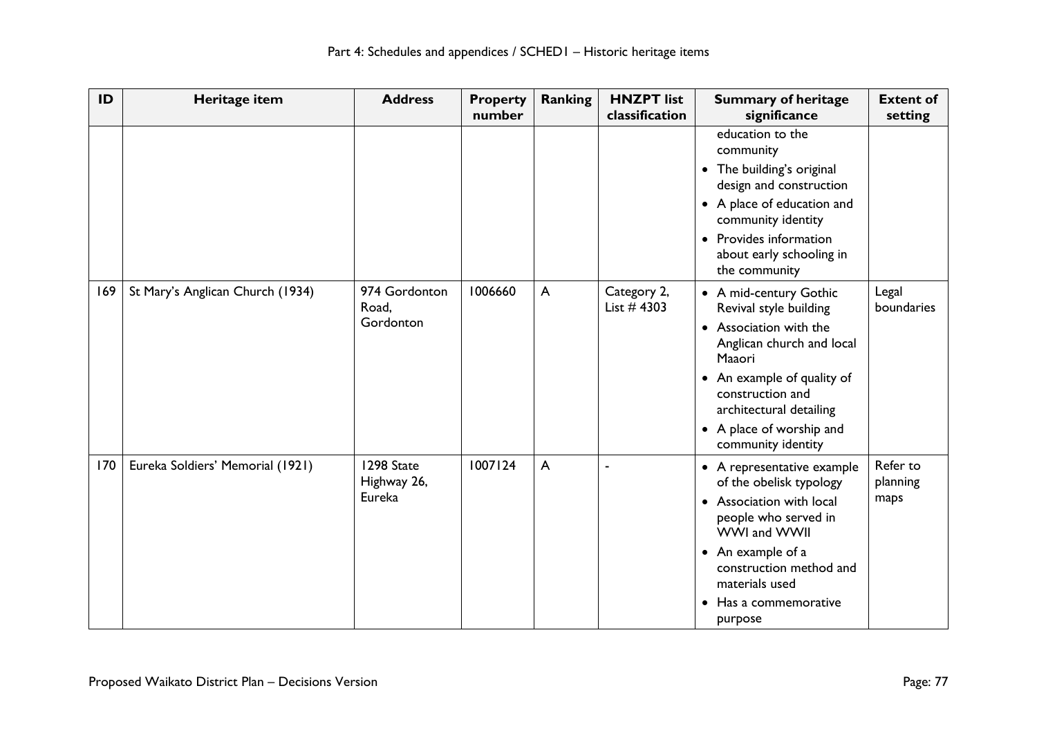| ID | Heritage item | Address | Property number | Ranking | HNZPT list classification | Summary of heritage significance | Extent of setting |
|---|---|---|---|---|---|---|---|
| | | | | | | education to the community<br>• The building's original design and construction<br>• A place of education and community identity<br>• Provides information about early schooling in the community | |
| 169 | St Mary's Anglican Church (1934) | 974 Gordonton Road, Gordonton | 1006660 | A | Category 2, List # 4303 | • A mid-century Gothic Revival style building<br>• Association with the Anglican church and local Maaori<br>• An example of quality of construction and architectural detailing<br>• A place of worship and community identity | Legal boundaries |
| 170 | Eureka Soldiers' Memorial (1921) | 1298 State Highway 26, Eureka | 1007124 | A | - | • A representative example of the obelisk typology<br>• Association with local people who served in WWI and WWII<br>• An example of a construction method and materials used<br>• Has a commemorative purpose | Refer to planning maps |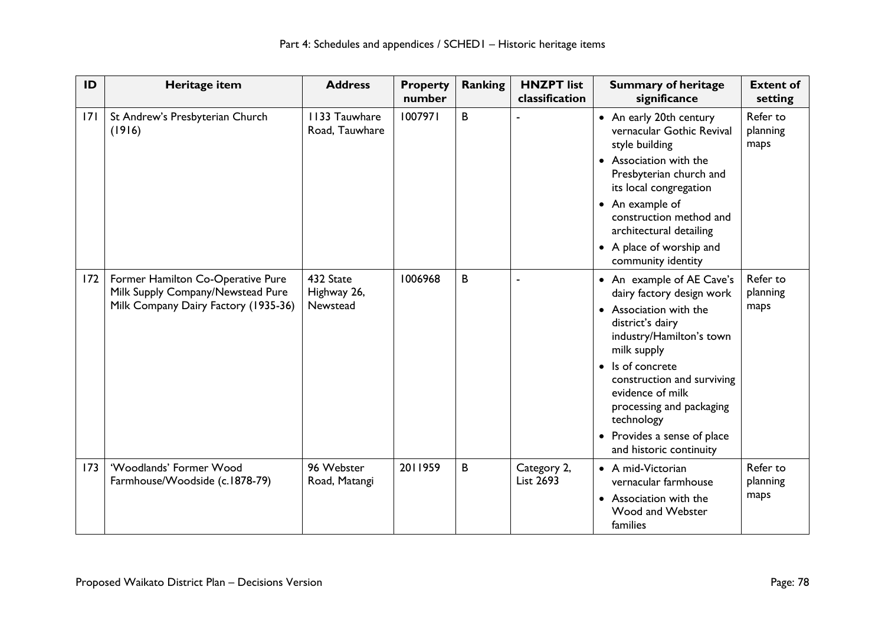| ID | Heritage item | Address | Property number | Ranking | HNZPT list classification | Summary of heritage significance | Extent of setting |
|---|---|---|---|---|---|---|---|
| 171 | St Andrew's Presbyterian Church (1916) | 1133 Tauwhare Road, Tauwhare | 1007971 | B | - | • An early 20th century vernacular Gothic Revival style building<br>• Association with the Presbyterian church and its local congregation<br>• An example of construction method and architectural detailing<br>• A place of worship and community identity | Refer to planning maps |
| 172 | Former Hamilton Co-Operative Pure Milk Supply Company/Newstead Pure Milk Company Dairy Factory (1935-36) | 432 State Highway 26, Newstead | 1006968 | B | - | • An example of AE Cave's dairy factory design work<br>• Association with the district's dairy industry/Hamilton's town milk supply<br>• Is of concrete construction and surviving evidence of milk processing and packaging technology<br>• Provides a sense of place and historic continuity | Refer to planning maps |
| 173 | 'Woodlands' Former Wood Farmhouse/Woodside (c.1878-79) | 96 Webster Road, Matangi | 2011959 | B | Category 2, List 2693 | • A mid-Victorian vernacular farmhouse<br>• Association with the Wood and Webster families | Refer to planning maps |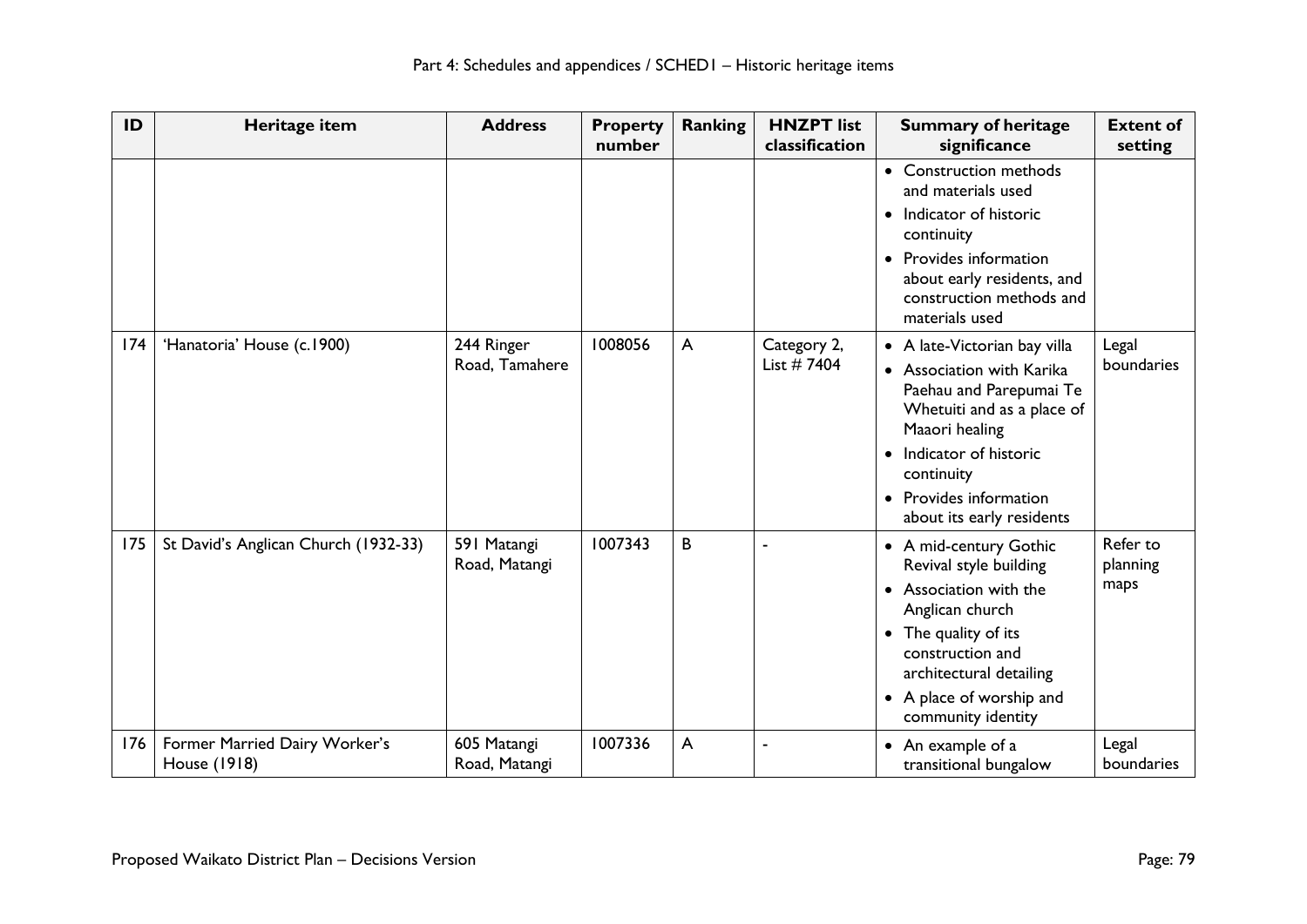| ID | Heritage item | Address | Property number | Ranking | HNZPT list classification | Summary of heritage significance | Extent of setting |
|---|---|---|---|---|---|---|---|
| | | | | | | • Construction methods and materials used<br>• Indicator of historic continuity<br>• Provides information about early residents, and construction methods and materials used | |
| 174 | 'Hanatoria' House (c.1900) | 244 Ringer Road, Tamahere | 1008056 | A | Category 2, List # 7404 | • A late-Victorian bay villa<br>• Association with Karika Paehau and Parepumai Te Whetuiti and as a place of Maaori healing<br>• Indicator of historic continuity<br>• Provides information about its early residents | Legal boundaries |
| 175 | St David's Anglican Church (1932-33) | 591 Matangi Road, Matangi | 1007343 | B | - | • A mid-century Gothic Revival style building<br>• Association with the Anglican church<br>• The quality of its construction and architectural detailing<br>• A place of worship and community identity | Refer to planning maps |
| 176 | Former Married Dairy Worker's House (1918) | 605 Matangi Road, Matangi | 1007336 | A | - | • An example of a transitional bungalow | Legal boundaries |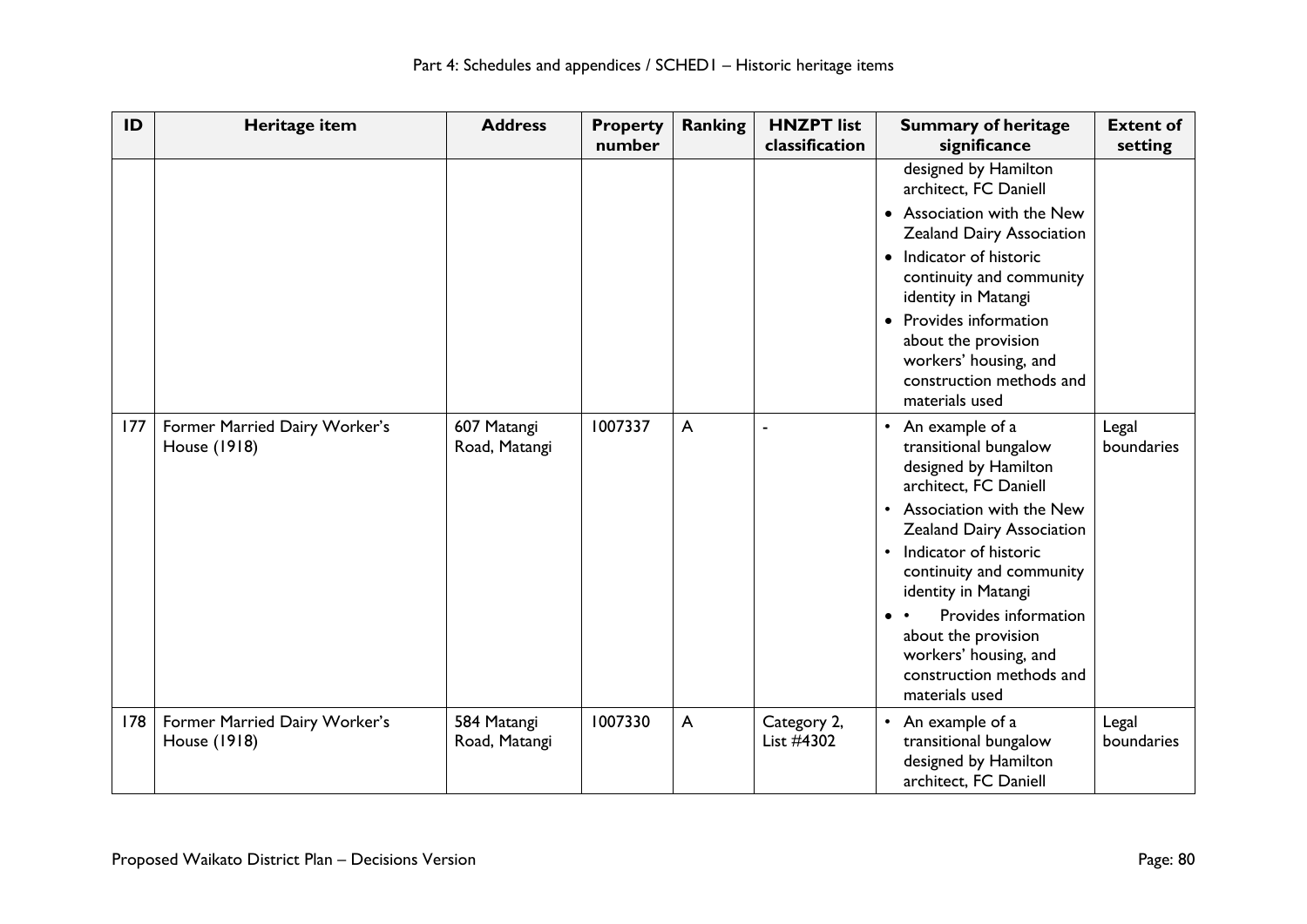| ID | Heritage item | Address | Property number | Ranking | HNZPT list classification | Summary of heritage significance | Extent of setting |
|---|---|---|---|---|---|---|---|
| | | | | | | designed by Hamilton architect, FC Daniell<br>• Association with the New Zealand Dairy Association<br>• Indicator of historic continuity and community identity in Matangi<br>• Provides information about the provision workers' housing, and construction methods and materials used | |
| 177 | Former Married Dairy Worker's House (1918) | 607 Matangi Road, Matangi | 1007337 | A | - | • An example of a transitional bungalow designed by Hamilton architect, FC Daniell<br>• Association with the New Zealand Dairy Association<br>• Indicator of historic continuity and community identity in Matangi<br>• • Provides information about the provision workers' housing, and construction methods and materials used | Legal boundaries |
| 178 | Former Married Dairy Worker's House (1918) | 584 Matangi Road, Matangi | 1007330 | A | Category 2, List #4302 | • An example of a transitional bungalow designed by Hamilton architect, FC Daniell | Legal boundaries |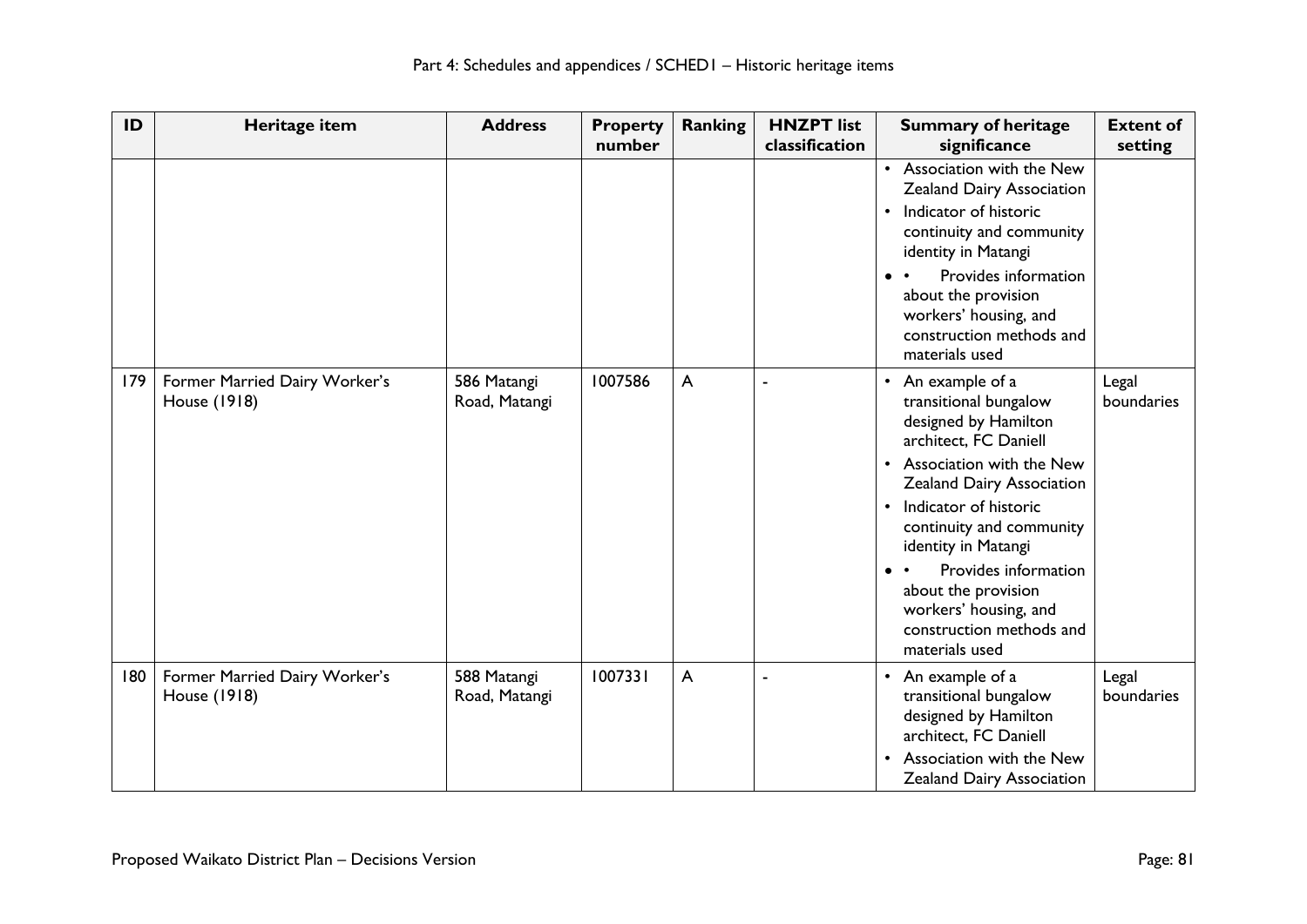| ID | Heritage item | Address | Property number | Ranking | HNZPT list classification | Summary of heritage significance | Extent of setting |
|---|---|---|---|---|---|---|---|
| | | | | | | • Association with the New Zealand Dairy Association<br>• Indicator of historic continuity and community identity in Matangi<br>• • Provides information about the provision workers' housing, and construction methods and materials used | |
| 179 | Former Married Dairy Worker's House (1918) | 586 Matangi Road, Matangi | 1007586 | A | - | • An example of a transitional bungalow designed by Hamilton architect, FC Daniell<br>• Association with the New Zealand Dairy Association<br>• Indicator of historic continuity and community identity in Matangi<br>• • Provides information about the provision workers' housing, and construction methods and materials used | Legal boundaries |
| 180 | Former Married Dairy Worker's House (1918) | 588 Matangi Road, Matangi | 1007331 | A | - | • An example of a transitional bungalow designed by Hamilton architect, FC Daniell<br>• Association with the New Zealand Dairy Association | Legal boundaries |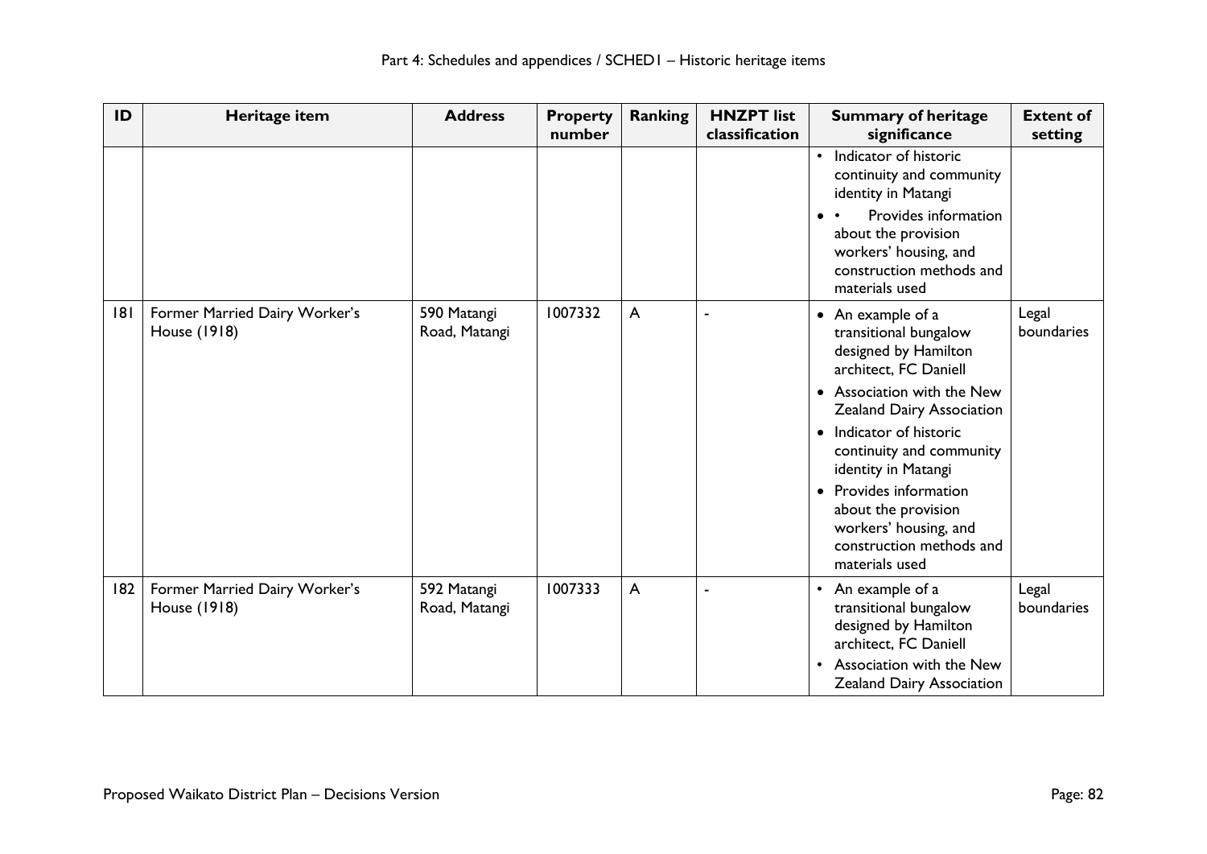| ID | Heritage item | Address | Property number | Ranking | HNZPT list classification | Summary of heritage significance | Extent of setting |
|---|---|---|---|---|---|---|---|
| | | | | | | • Indicator of historic continuity and community identity in Matangi<br>• • Provides information about the provision workers' housing, and construction methods and materials used | |
| 181 | Former Married Dairy Worker's House (1918) | 590 Matangi Road, Matangi | 1007332 | A | - | • An example of a transitional bungalow designed by Hamilton architect, FC Daniell<br>• Association with the New Zealand Dairy Association<br>• Indicator of historic continuity and community identity in Matangi<br>• Provides information about the provision workers' housing, and construction methods and materials used | Legal boundaries |
| 182 | Former Married Dairy Worker's House (1918) | 592 Matangi Road, Matangi | 1007333 | A | - | • An example of a transitional bungalow designed by Hamilton architect, FC Daniell<br>• Association with the New Zealand Dairy Association | Legal boundaries |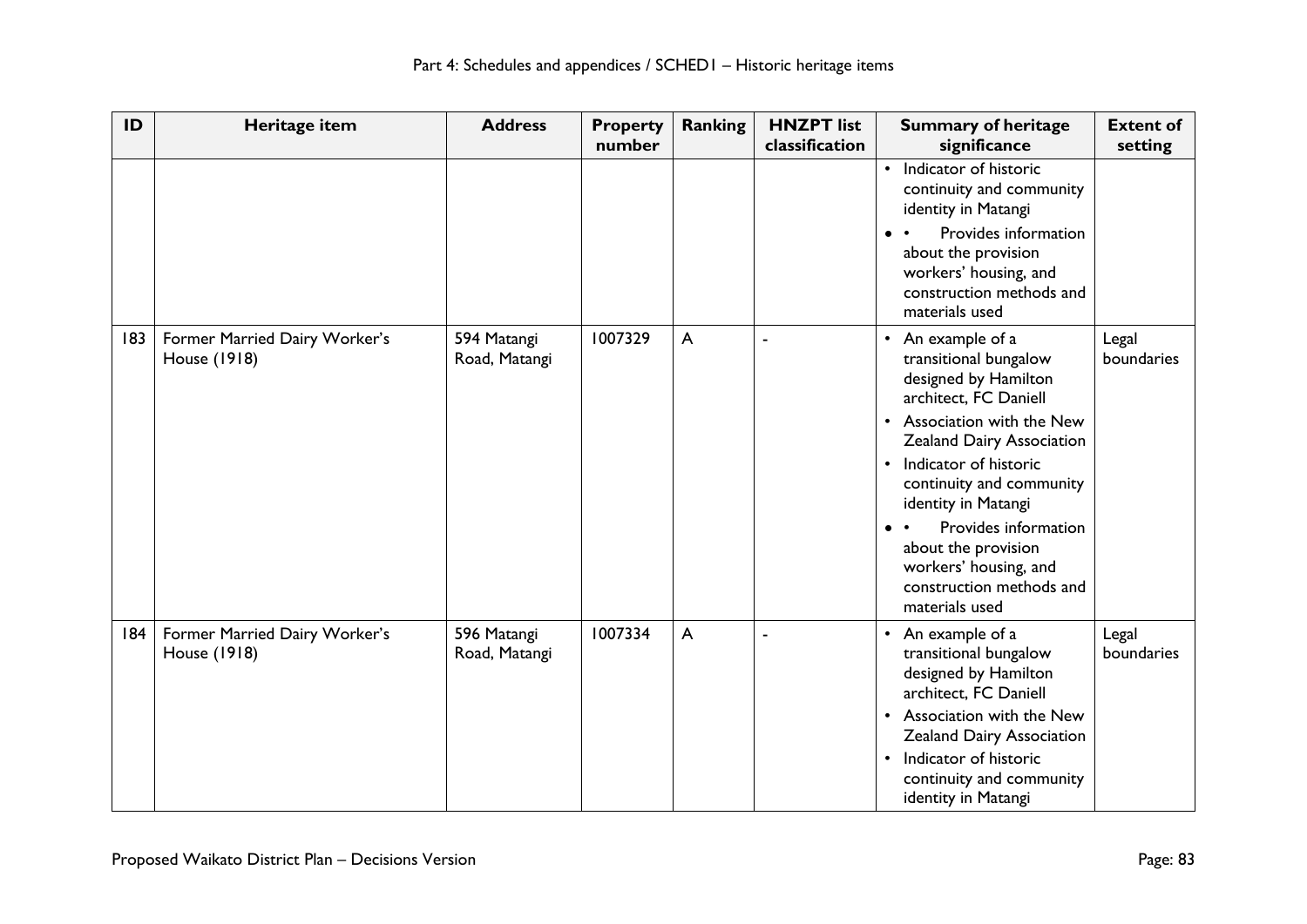| ID | Heritage item | Address | Property number | Ranking | HNZPT list classification | Summary of heritage significance | Extent of setting |
|---|---|---|---|---|---|---|---|
| | | | | | | • Indicator of historic continuity and community identity in Matangi<br>• • Provides information about the provision workers' housing, and construction methods and materials used | |
| 183 | Former Married Dairy Worker's House (1918) | 594 Matangi Road, Matangi | 1007329 | A | - | • An example of a transitional bungalow designed by Hamilton architect, FC Daniell<br>• Association with the New Zealand Dairy Association<br>• Indicator of historic continuity and community identity in Matangi<br>• • Provides information about the provision workers' housing, and construction methods and materials used | Legal boundaries |
| 184 | Former Married Dairy Worker's House (1918) | 596 Matangi Road, Matangi | 1007334 | A | - | • An example of a transitional bungalow designed by Hamilton architect, FC Daniell<br>• Association with the New Zealand Dairy Association<br>• Indicator of historic continuity and community identity in Matangi | Legal boundaries |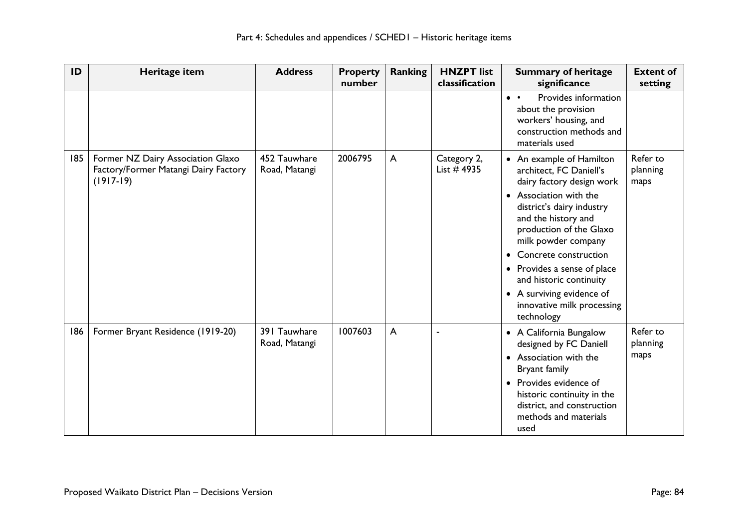| ID | Heritage item | Address | Property number | Ranking | HNZPT list classification | Summary of heritage significance | Extent of setting |
|---|---|---|---|---|---|---|---|
| | | | | | | • • Provides information about the provision workers' housing, and construction methods and materials used | |
| 185 | Former NZ Dairy Association Glaxo Factory/Former Matangi Dairy Factory (1917-19) | 452 Tauwhare Road, Matangi | 2006795 | A | Category 2, List # 4935 | • An example of Hamilton architect, FC Daniell's dairy factory design work<br>• Association with the district's dairy industry and the history and production of the Glaxo milk powder company<br>• Concrete construction<br>• Provides a sense of place and historic continuity<br>• A surviving evidence of innovative milk processing technology | Refer to planning maps |
| 186 | Former Bryant Residence (1919-20) | 391 Tauwhare Road, Matangi | 1007603 | A | - | • A California Bungalow designed by FC Daniell<br>• Association with the Bryant family<br>• Provides evidence of historic continuity in the district, and construction methods and materials used | Refer to planning maps |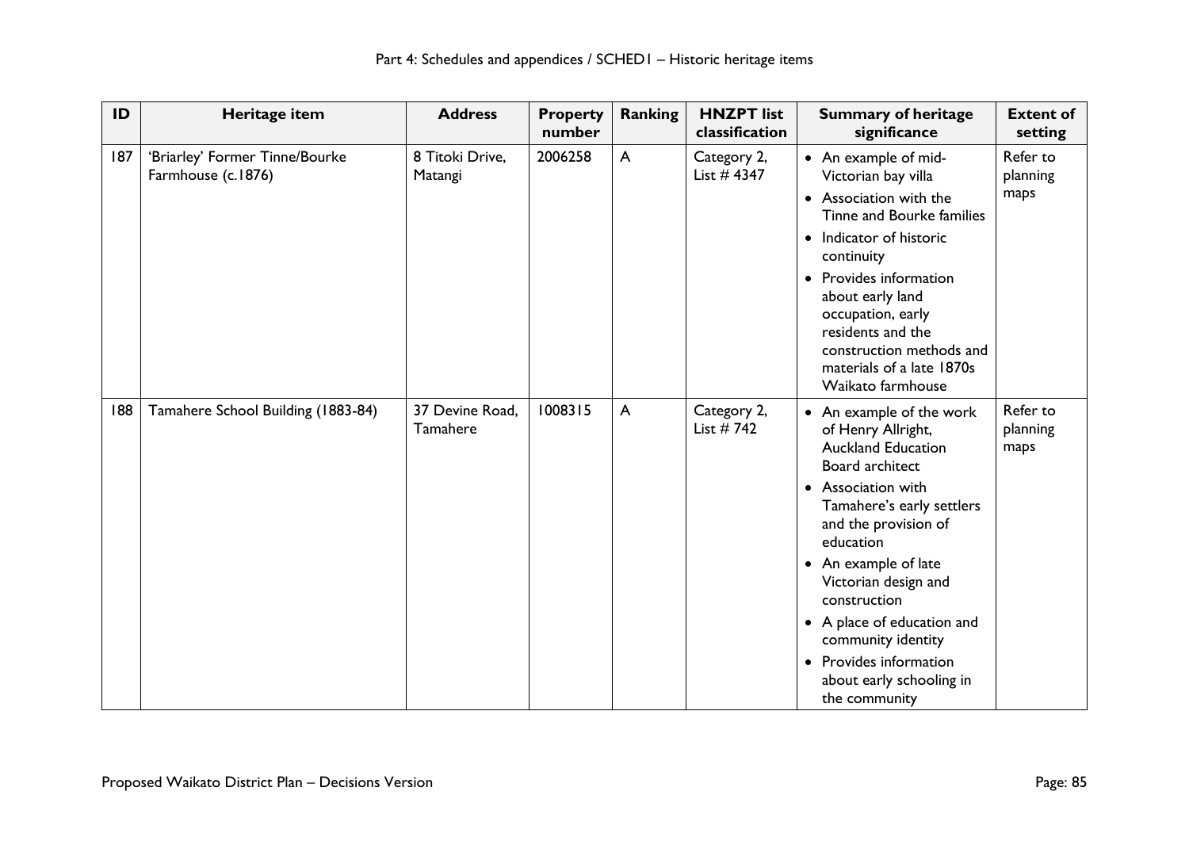| ID | Heritage item | Address | Property number | Ranking | HNZPT list classification | Summary of heritage significance | Extent of setting |
|---|---|---|---|---|---|---|---|
| 187 | 'Briarley' Former Tinne/Bourke Farmhouse (c.1876) | 8 Titoki Drive, Matangi | 2006258 | A | Category 2, List # 4347 | • An example of mid-Victorian bay villa<br>• Association with the Tinne and Bourke families<br>• Indicator of historic continuity<br>• Provides information about early land occupation, early residents and the construction methods and materials of a late 1870s Waikato farmhouse | Refer to planning maps |
| 188 | Tamahere School Building (1883-84) | 37 Devine Road, Tamahere | 1008315 | A | Category 2, List # 742 | • An example of the work of Henry Allright, Auckland Education Board architect<br>• Association with Tamahere's early settlers and the provision of education<br>• An example of late Victorian design and construction<br>• A place of education and community identity<br>• Provides information about early schooling in the community | Refer to planning maps |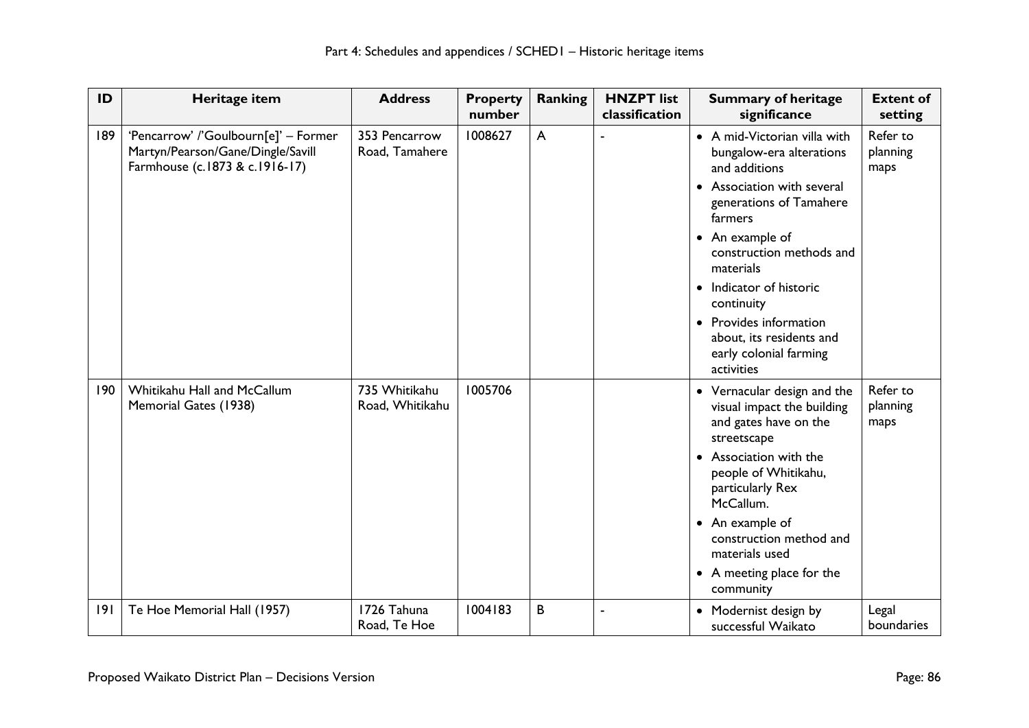| ID | Heritage item | Address | Property number | Ranking | HNZPT list classification | Summary of heritage significance | Extent of setting |
|---|---|---|---|---|---|---|---|
| 189 | 'Pencarrow' /'Goulbourn[e]' – Former Martyn/Pearson/Gane/Dingle/Savill Farmhouse (c.1873 & c.1916-17) | 353 Pencarrow Road, Tamahere | 1008627 | A | - | • A mid-Victorian villa with bungalow-era alterations and additions<br>• Association with several generations of Tamahere farmers<br>• An example of construction methods and materials<br>• Indicator of historic continuity<br>• Provides information about, its residents and early colonial farming activities | Refer to planning maps |
| 190 | Whitikahu Hall and McCallum Memorial Gates (1938) | 735 Whitikahu Road, Whitikahu | 1005706 | | | • Vernacular design and the visual impact the building and gates have on the streetscape<br>• Association with the people of Whitikahu, particularly Rex McCallum.<br>• An example of construction method and materials used<br>• A meeting place for the community | Refer to planning maps |
| 191 | Te Hoe Memorial Hall (1957) | 1726 Tahuna Road, Te Hoe | 1004183 | B | - | • Modernist design by successful Waikato | Legal boundaries |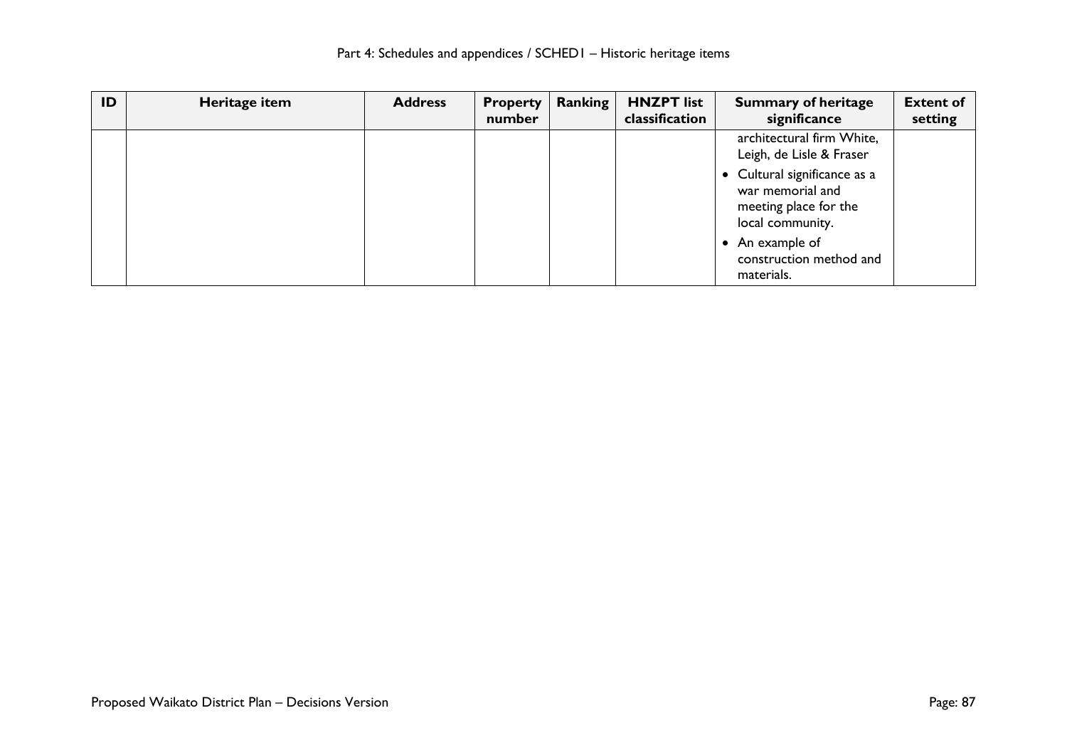| ID | Heritage item | Address | Property number | Ranking | HNZPT list classification | Summary of heritage significance | Extent of setting |
|---|---|---|---|---|---|---|---|
| | | | | | | architectural firm White, Leigh, de Lisle & Fraser<br>• Cultural significance as a war memorial and meeting place for the local community.<br>• An example of construction method and materials. | |